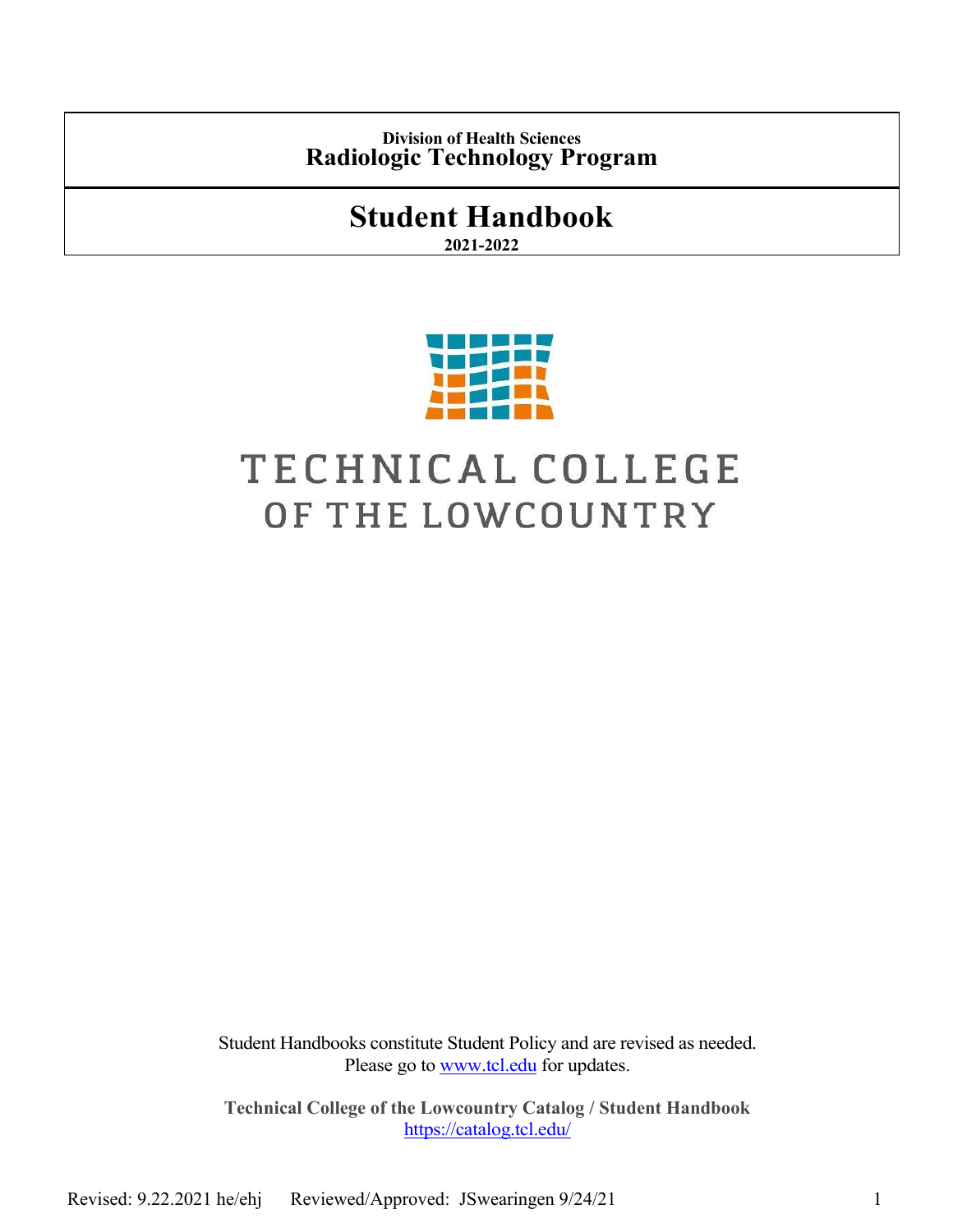**Division of Health Sciences**

# Radiologic Technology Program

# Student Handbook

**2021-2022**

TECHNICAL COLLEGE OF THE LOWCOUNTRY

Student Handbooks constitute Student Policy and are revised as needed.
Please go to www.tcl.edu for updates.

**Technical College of the Lowcountry Catalog / Student Handbook**
https://catalog.tcl.edu/

Revised: 9.22.2021 he/ehj Reviewed/Approved: JSwearingen 9/24/21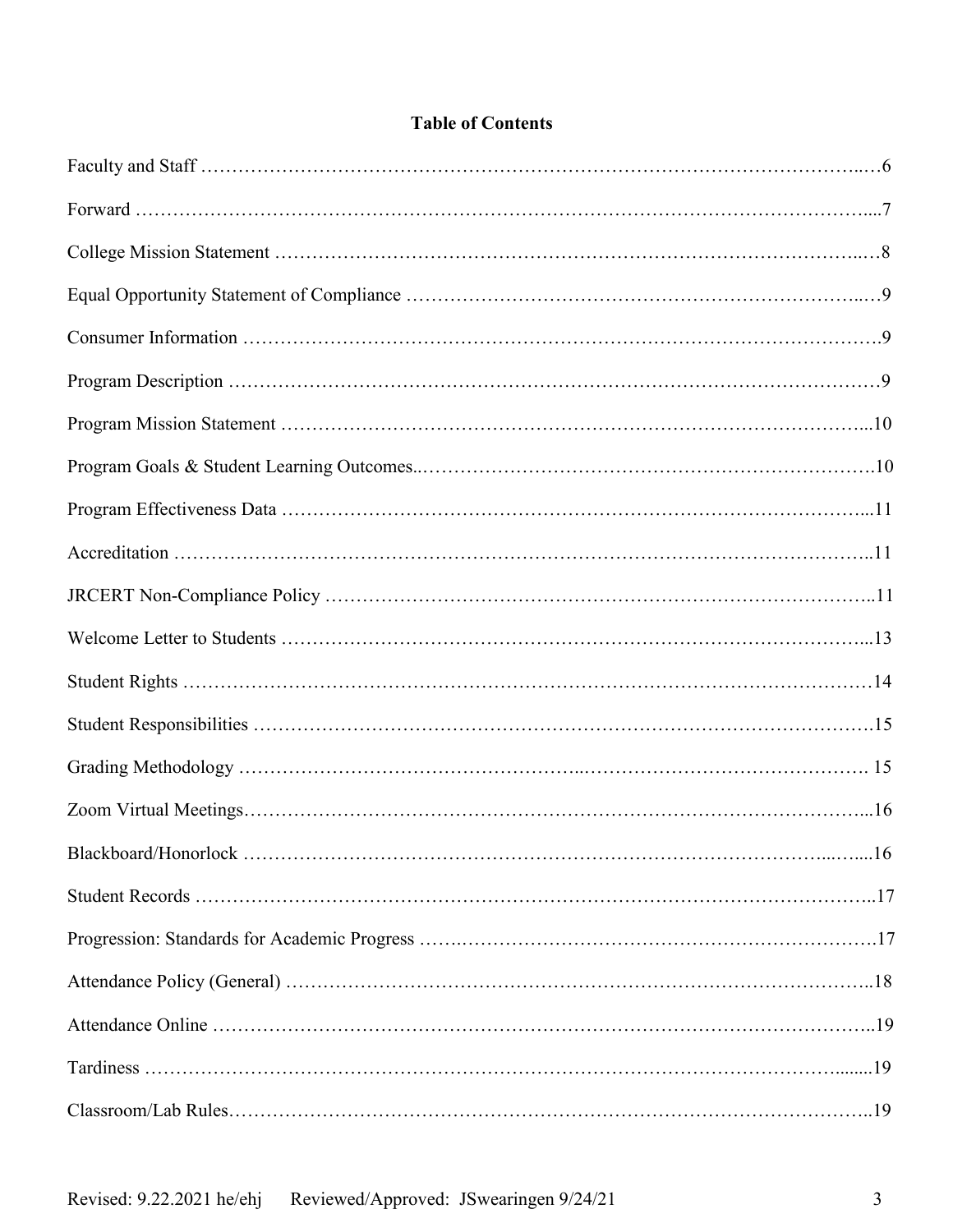**Table of Contents**

Faculty and Staff ……………………………………………………………………………………….…6

Forward ………………………………………………………………………………………………....7

College Mission Statement ………………………………………………………………………….…8

Equal Opportunity Statement of Compliance ……………………………………………………..…9

Consumer Information ………………………………………………………………………………….9

Program Description ……………………………………………………………………………………9

Program Mission Statement ………………………………………………………………………...10

Program Goals & Student Learning Outcomes..……………………………………………………….10

Program Effectiveness Data …………………………………………………………………………...11

Accreditation ……………………………………………………………………………………………..11

JRCERT Non-Compliance Policy ………………………………………………………………………..11

Welcome Letter to Students …………………………………………………………………………...13

Student Rights …………………………………………………………………………………………14

Student Responsibilities ……………………………………………………………………………….15

Grading Methodology …………………………………………..……………………………………. 15

Zoom Virtual Meetings………………………………………………………………………………...16

Blackboard/Honorlock ………………………………………………………………………...…....16

Student Records ……………………………………………………………………………………..17

Progression: Standards for Academic Progress ……..……………………………………………….17

Attendance Policy (General) …………………………………………………………………………..18

Attendance Online ……………………………………………………………………………………..19

Tardiness ………………………………………………………………………………………….......19

Classroom/Lab Rules…………………………………………………………………………………..19

Revised: 9.22.2021 he/ehj Reviewed/Approved: JSwearingen 9/24/21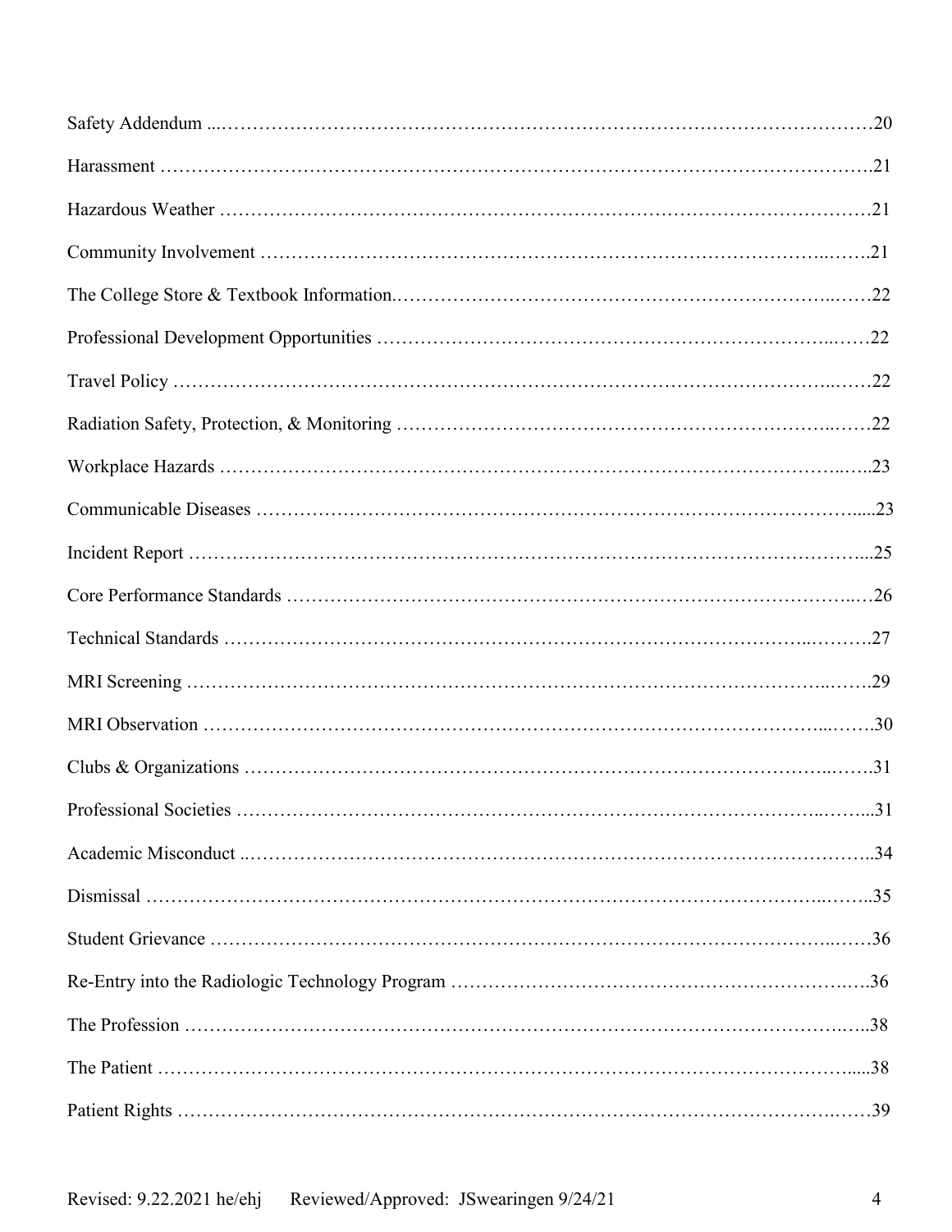Safety Addendum ....................................................................................................20

Harassment ..........................................................................................................21

Hazardous Weather ..............................................................................................21

Community Involvement .......................................................................................21

The College Store & Textbook Information...........................................................22

Professional Development Opportunities ..............................................................22

Travel Policy .........................................................................................................22

Radiation Safety, Protection, & Monitoring ...........................................................22

Workplace Hazards ..............................................................................................23

Communicable Diseases .......................................................................................23

Incident Report .....................................................................................................25

Core Performance Standards ................................................................................26

Technical Standards ..............................................................................................27

MRI Screening .....................................................................................................29

MRI Observation ..................................................................................................30

Clubs & Organizations ..........................................................................................31

Professional Societies ...........................................................................................31

Academic Misconduct ...........................................................................................34

Dismissal .............................................................................................................35

Student Grievance ................................................................................................36

Re-Entry into the Radiologic Technology Program ..............................................36

The Profession .....................................................................................................38

The Patient ...........................................................................................................38

Patient Rights .......................................................................................................39

Revised: 9.22.2021 he/ehj Reviewed/Approved: JSwearingen 9/24/21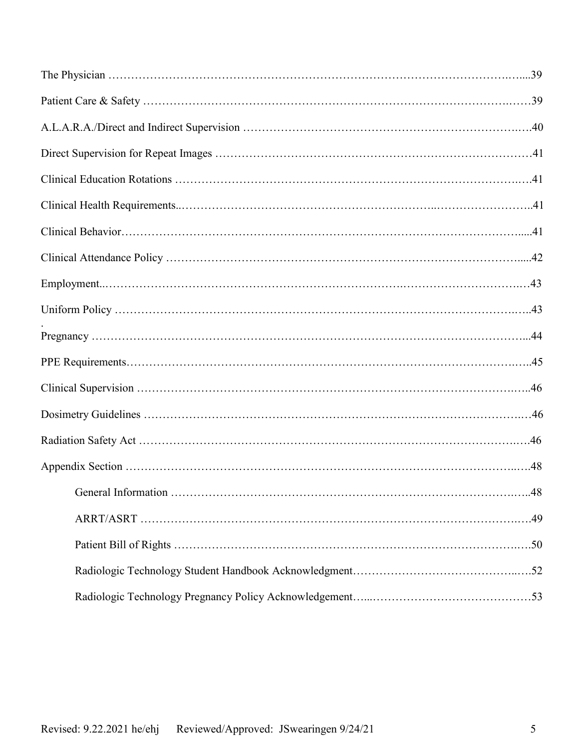The Physician …………………………………………………………………………………………….…....39

Patient Care & Safety ……………………………………………………………………………….……39

A.L.A.R.A./Direct and Indirect Supervision ……………………………………………………….….40

Direct Supervision for Repeat Images ……………………………………………………………………41

Clinical Education Rotations ……………………………………………………………………….….41

Clinical Health Requirements..……………………………………………………..……………………..41

Clinical Behavior……………………………………………………………………………………....41

Clinical Attendance Policy ……………………………………………………………………………....42

Employment..……………………………………………………………….…………………………….…43

Uniform Policy ……………………………………………………………………………………….…..43

.
Pregnancy ……………………………………………………………………………………………...44

PPE Requirements…………………………………………………………………………………….…..45

Clinical Supervision …………………………………………………………………………………….…..46

Dosimetry Guidelines ……………………………………………………………………………….…46

Radiation Safety Act ……………………………………………………………………………….….46

Appendix Section …………………………………………………………………………………..….48

- General Information …………………………………………………………………………….…..48
- ARRT/ASRT ………………………………………………………………………………………….49
- Patient Bill of Rights ……………………………………………………………………………….50
- Radiologic Technology Student Handbook Acknowledgment……………………………………..….52
- Radiologic Technology Pregnancy Policy Acknowledgement…...……………………………………53

Revised: 9.22.2021 he/ehj Reviewed/Approved: JSwearingen 9/24/21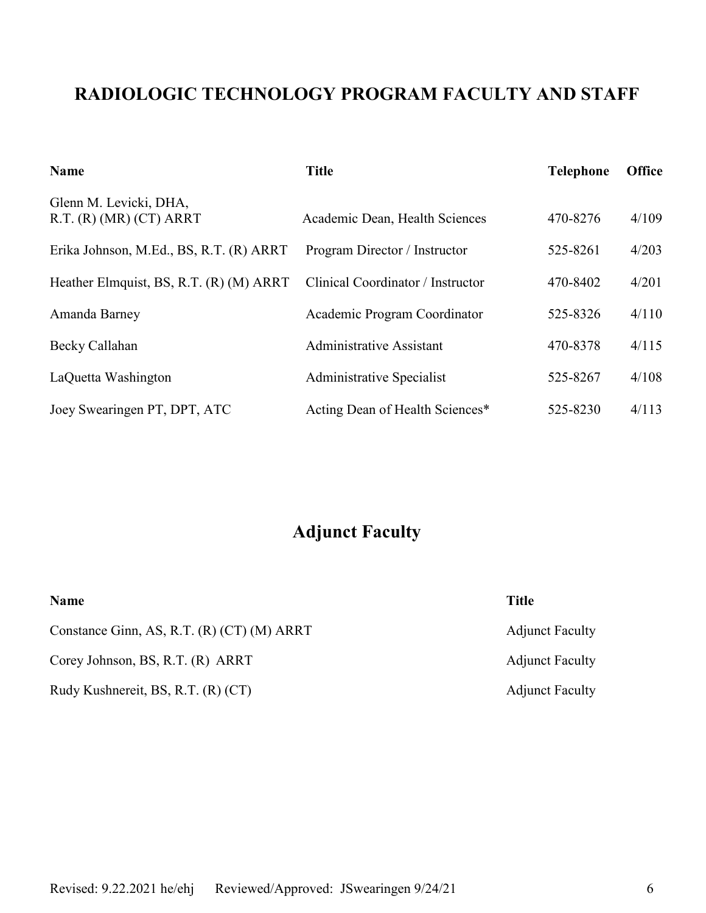# RADIOLOGIC TECHNOLOGY PROGRAM FACULTY AND STAFF

| Name | Title | Telephone | Office |
| --- | --- | --- | --- |
| Glenn M. Levicki, DHA, R.T. (R) (MR) (CT) ARRT | Academic Dean, Health Sciences | 470-8276 | 4/109 |
| Erika Johnson, M.Ed., BS, R.T. (R) ARRT | Program Director / Instructor | 525-8261 | 4/203 |
| Heather Elmquist, BS, R.T. (R) (M) ARRT | Clinical Coordinator / Instructor | 470-8402 | 4/201 |
| Amanda Barney | Academic Program Coordinator | 525-8326 | 4/110 |
| Becky Callahan | Administrative Assistant | 470-8378 | 4/115 |
| LaQuetta Washington | Administrative Specialist | 525-8267 | 4/108 |
| Joey Swearingen PT, DPT, ATC | Acting Dean of Health Sciences* | 525-8230 | 4/113 |

## Adjunct Faculty

| Name | Title |
| --- | --- |
| Constance Ginn, AS, R.T. (R) (CT) (M) ARRT | Adjunct Faculty |
| Corey Johnson, BS, R.T. (R) ARRT | Adjunct Faculty |
| Rudy Kushnereit, BS, R.T. (R) (CT) | Adjunct Faculty |

Revised: 9.22.2021 he/ehj Reviewed/Approved: JSwearingen 9/24/21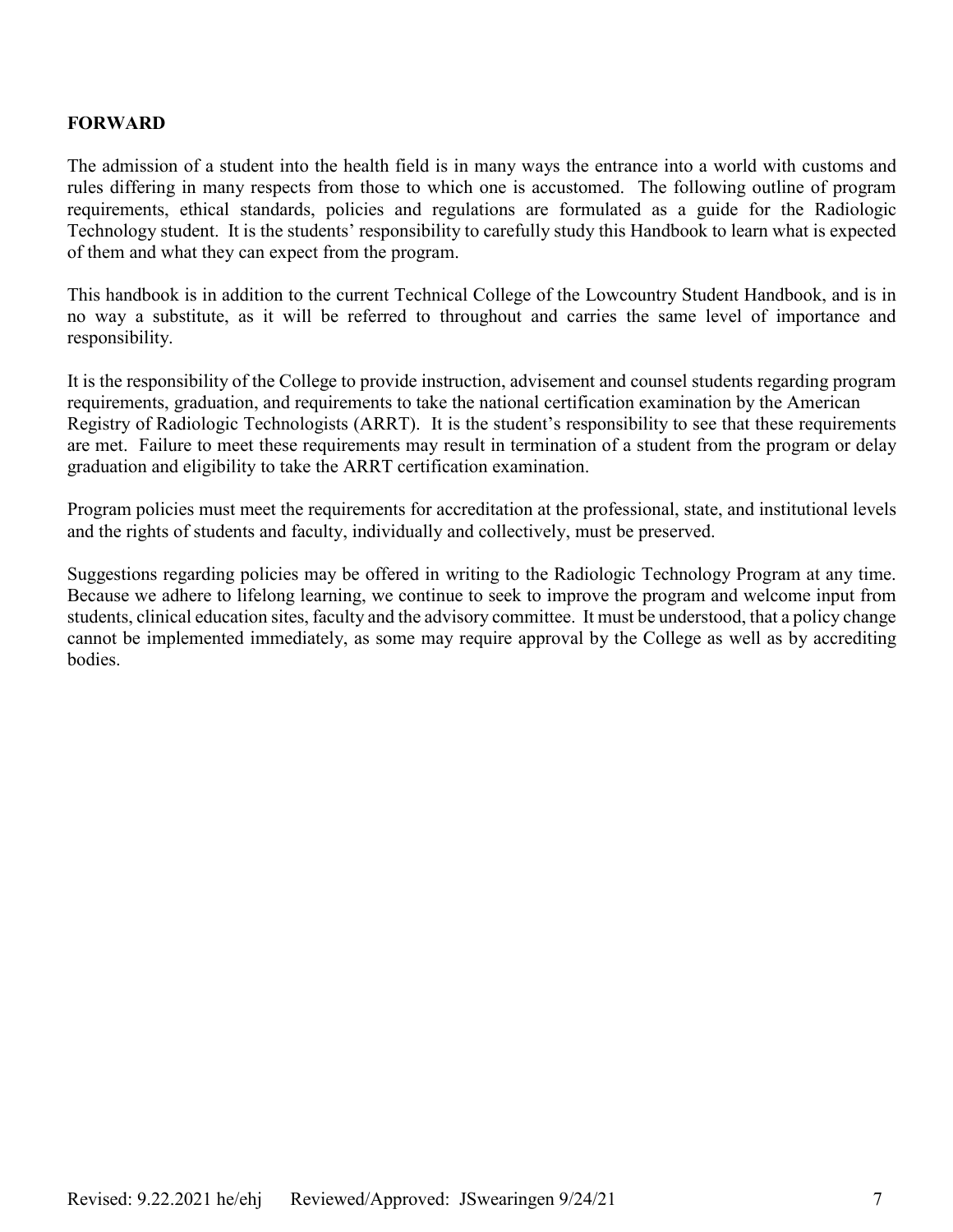## FORWARD

The admission of a student into the health field is in many ways the entrance into a world with customs and rules differing in many respects from those to which one is accustomed. The following outline of program requirements, ethical standards, policies and regulations are formulated as a guide for the Radiologic Technology student. It is the students' responsibility to carefully study this Handbook to learn what is expected of them and what they can expect from the program.

This handbook is in addition to the current Technical College of the Lowcountry Student Handbook, and is in no way a substitute, as it will be referred to throughout and carries the same level of importance and responsibility.

It is the responsibility of the College to provide instruction, advisement and counsel students regarding program requirements, graduation, and requirements to take the national certification examination by the American Registry of Radiologic Technologists (ARRT). It is the student's responsibility to see that these requirements are met. Failure to meet these requirements may result in termination of a student from the program or delay graduation and eligibility to take the ARRT certification examination.

Program policies must meet the requirements for accreditation at the professional, state, and institutional levels and the rights of students and faculty, individually and collectively, must be preserved.

Suggestions regarding policies may be offered in writing to the Radiologic Technology Program at any time. Because we adhere to lifelong learning, we continue to seek to improve the program and welcome input from students, clinical education sites, faculty and the advisory committee. It must be understood, that a policy change cannot be implemented immediately, as some may require approval by the College as well as by accrediting bodies.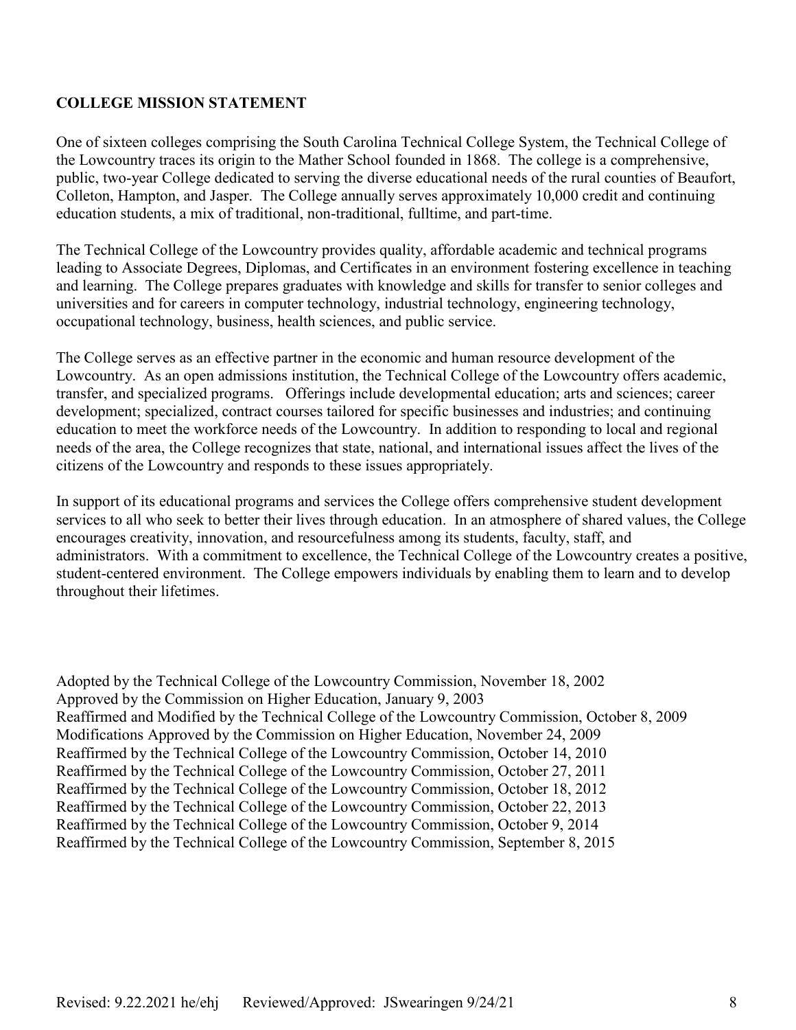## COLLEGE MISSION STATEMENT

One of sixteen colleges comprising the South Carolina Technical College System, the Technical College of the Lowcountry traces its origin to the Mather School founded in 1868. The college is a comprehensive, public, two-year College dedicated to serving the diverse educational needs of the rural counties of Beaufort, Colleton, Hampton, and Jasper. The College annually serves approximately 10,000 credit and continuing education students, a mix of traditional, non-traditional, fulltime, and part-time.

The Technical College of the Lowcountry provides quality, affordable academic and technical programs leading to Associate Degrees, Diplomas, and Certificates in an environment fostering excellence in teaching and learning. The College prepares graduates with knowledge and skills for transfer to senior colleges and universities and for careers in computer technology, industrial technology, engineering technology, occupational technology, business, health sciences, and public service.

The College serves as an effective partner in the economic and human resource development of the Lowcountry. As an open admissions institution, the Technical College of the Lowcountry offers academic, transfer, and specialized programs. Offerings include developmental education; arts and sciences; career development; specialized, contract courses tailored for specific businesses and industries; and continuing education to meet the workforce needs of the Lowcountry. In addition to responding to local and regional needs of the area, the College recognizes that state, national, and international issues affect the lives of the citizens of the Lowcountry and responds to these issues appropriately.

In support of its educational programs and services the College offers comprehensive student development services to all who seek to better their lives through education. In an atmosphere of shared values, the College encourages creativity, innovation, and resourcefulness among its students, faculty, staff, and administrators. With a commitment to excellence, the Technical College of the Lowcountry creates a positive, student-centered environment. The College empowers individuals by enabling them to learn and to develop throughout their lifetimes.

Adopted by the Technical College of the Lowcountry Commission, November 18, 2002
Approved by the Commission on Higher Education, January 9, 2003
Reaffirmed and Modified by the Technical College of the Lowcountry Commission, October 8, 2009
Modifications Approved by the Commission on Higher Education, November 24, 2009
Reaffirmed by the Technical College of the Lowcountry Commission, October 14, 2010
Reaffirmed by the Technical College of the Lowcountry Commission, October 27, 2011
Reaffirmed by the Technical College of the Lowcountry Commission, October 18, 2012
Reaffirmed by the Technical College of the Lowcountry Commission, October 22, 2013
Reaffirmed by the Technical College of the Lowcountry Commission, October 9, 2014
Reaffirmed by the Technical College of the Lowcountry Commission, September 8, 2015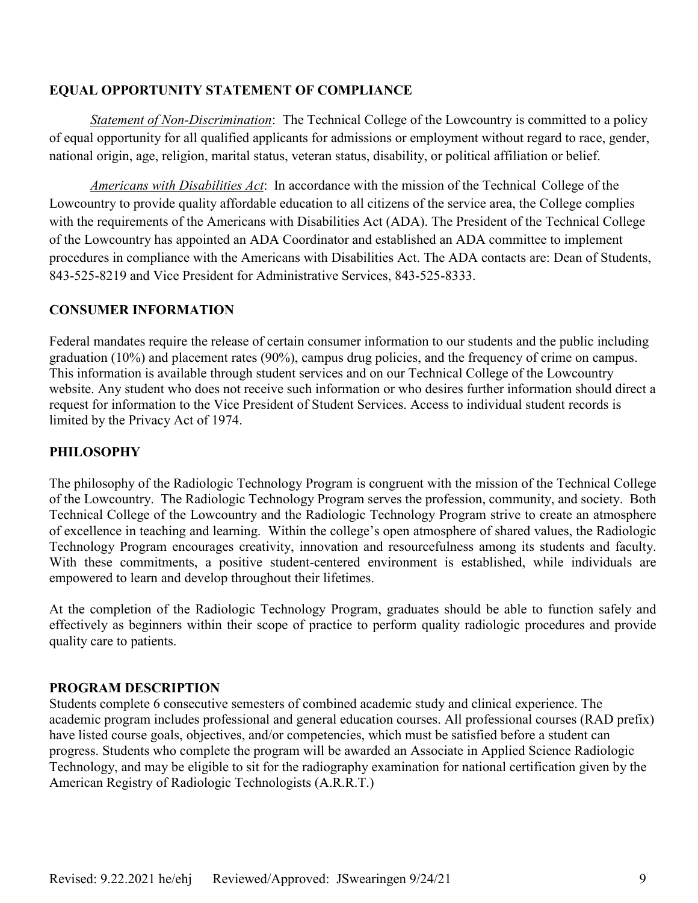## EQUAL OPPORTUNITY STATEMENT OF COMPLIANCE

*Statement of Non-Discrimination*: The Technical College of the Lowcountry is committed to a policy of equal opportunity for all qualified applicants for admissions or employment without regard to race, gender, national origin, age, religion, marital status, veteran status, disability, or political affiliation or belief.

*Americans with Disabilities Act*: In accordance with the mission of the Technical College of the Lowcountry to provide quality affordable education to all citizens of the service area, the College complies with the requirements of the Americans with Disabilities Act (ADA). The President of the Technical College of the Lowcountry has appointed an ADA Coordinator and established an ADA committee to implement procedures in compliance with the Americans with Disabilities Act. The ADA contacts are: Dean of Students, 843-525-8219 and Vice President for Administrative Services, 843-525-8333.

## CONSUMER INFORMATION

Federal mandates require the release of certain consumer information to our students and the public including graduation (10%) and placement rates (90%), campus drug policies, and the frequency of crime on campus. This information is available through student services and on our Technical College of the Lowcountry website. Any student who does not receive such information or who desires further information should direct a request for information to the Vice President of Student Services. Access to individual student records is limited by the Privacy Act of 1974.

## PHILOSOPHY

The philosophy of the Radiologic Technology Program is congruent with the mission of the Technical College of the Lowcountry. The Radiologic Technology Program serves the profession, community, and society. Both Technical College of the Lowcountry and the Radiologic Technology Program strive to create an atmosphere of excellence in teaching and learning. Within the college's open atmosphere of shared values, the Radiologic Technology Program encourages creativity, innovation and resourcefulness among its students and faculty. With these commitments, a positive student-centered environment is established, while individuals are empowered to learn and develop throughout their lifetimes.

At the completion of the Radiologic Technology Program, graduates should be able to function safely and effectively as beginners within their scope of practice to perform quality radiologic procedures and provide quality care to patients.

## PROGRAM DESCRIPTION

Students complete 6 consecutive semesters of combined academic study and clinical experience. The academic program includes professional and general education courses. All professional courses (RAD prefix) have listed course goals, objectives, and/or competencies, which must be satisfied before a student can progress. Students who complete the program will be awarded an Associate in Applied Science Radiologic Technology, and may be eligible to sit for the radiography examination for national certification given by the American Registry of Radiologic Technologists (A.R.R.T.)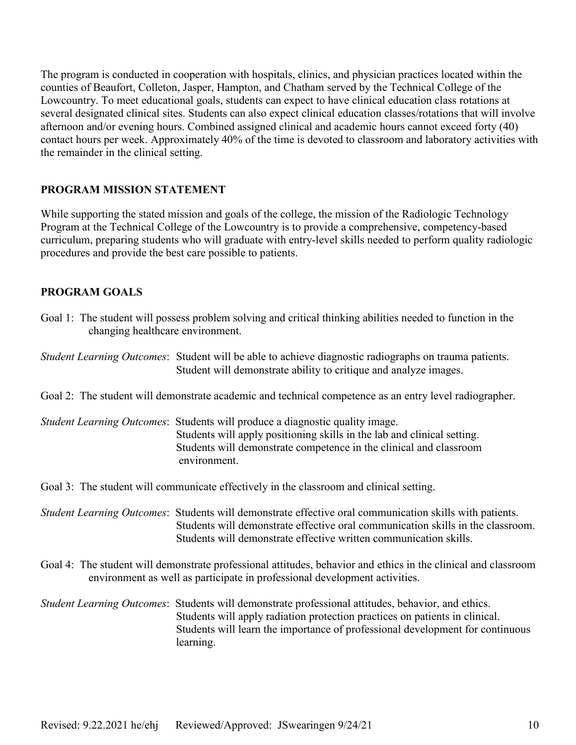The program is conducted in cooperation with hospitals, clinics, and physician practices located within the counties of Beaufort, Colleton, Jasper, Hampton, and Chatham served by the Technical College of the Lowcountry. To meet educational goals, students can expect to have clinical education class rotations at several designated clinical sites. Students can also expect clinical education classes/rotations that will involve afternoon and/or evening hours. Combined assigned clinical and academic hours cannot exceed forty (40) contact hours per week. Approximately 40% of the time is devoted to classroom and laboratory activities with the remainder in the clinical setting.

## PROGRAM MISSION STATEMENT

While supporting the stated mission and goals of the college, the mission of the Radiologic Technology Program at the Technical College of the Lowcountry is to provide a comprehensive, competency-based curriculum, preparing students who will graduate with entry-level skills needed to perform quality radiologic procedures and provide the best care possible to patients.

## PROGRAM GOALS

Goal 1: The student will possess problem solving and critical thinking abilities needed to function in the changing healthcare environment.

*Student Learning Outcomes*: Student will be able to achieve diagnostic radiographs on trauma patients.
Student will demonstrate ability to critique and analyze images.

Goal 2: The student will demonstrate academic and technical competence as an entry level radiographer.

*Student Learning Outcomes*: Students will produce a diagnostic quality image.
Students will apply positioning skills in the lab and clinical setting.
Students will demonstrate competence in the clinical and classroom environment.

Goal 3: The student will communicate effectively in the classroom and clinical setting.

*Student Learning Outcomes*: Students will demonstrate effective oral communication skills with patients.
Students will demonstrate effective oral communication skills in the classroom.
Students will demonstrate effective written communication skills.

Goal 4: The student will demonstrate professional attitudes, behavior and ethics in the clinical and classroom environment as well as participate in professional development activities.

*Student Learning Outcomes*: Students will demonstrate professional attitudes, behavior, and ethics.
Students will apply radiation protection practices on patients in clinical.
Students will learn the importance of professional development for continuous learning.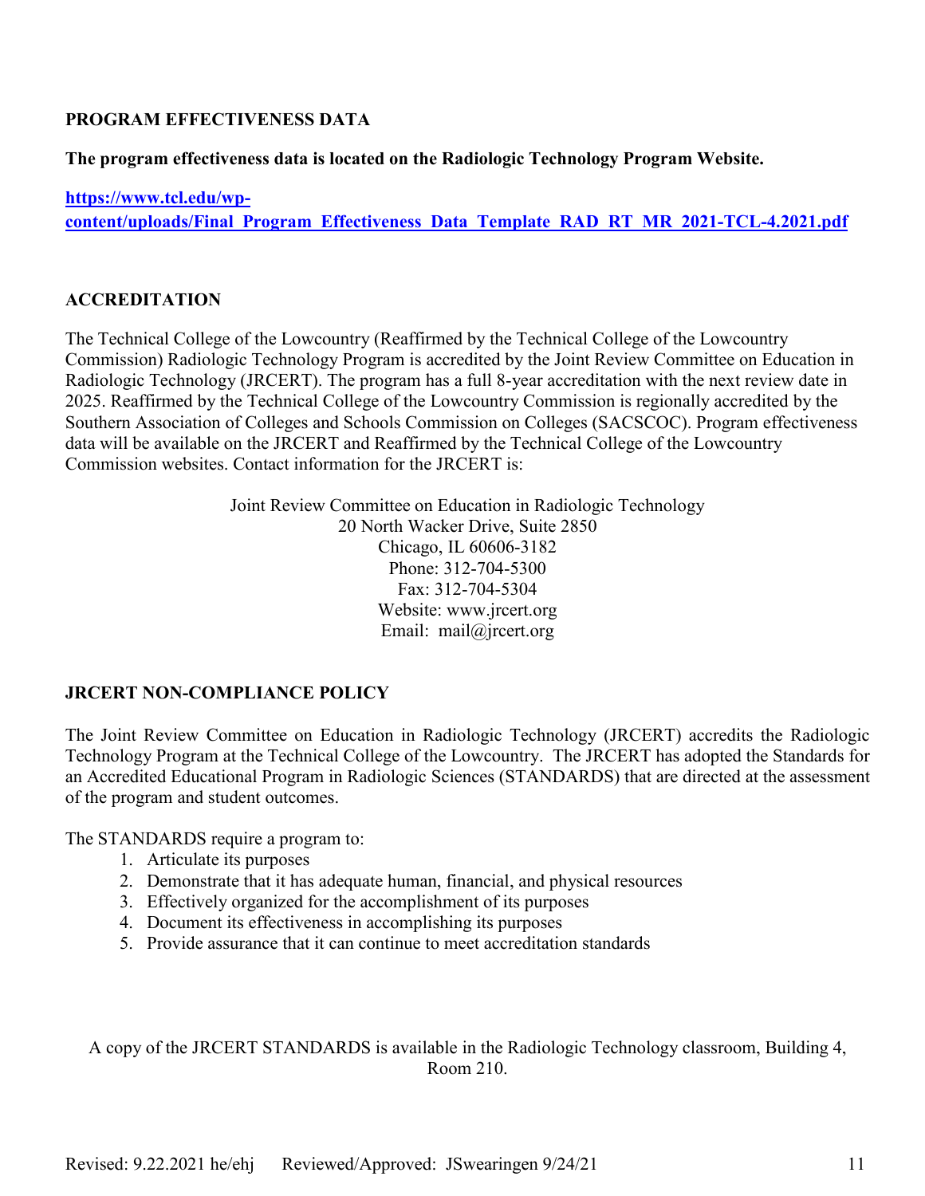## PROGRAM EFFECTIVENESS DATA

**The program effectiveness data is located on the Radiologic Technology Program Website.**

**[https://www.tcl.edu/wp-content/uploads/Final_Program_Effectiveness_Data_Template_RAD_RT_MR_2021-TCL-4.2021.pdf](https://www.tcl.edu/wp-content/uploads/Final_Program_Effectiveness_Data_Template_RAD_RT_MR_2021-TCL-4.2021.pdf)**

## ACCREDITATION

The Technical College of the Lowcountry (Reaffirmed by the Technical College of the Lowcountry Commission) Radiologic Technology Program is accredited by the Joint Review Committee on Education in Radiologic Technology (JRCERT). The program has a full 8-year accreditation with the next review date in 2025. Reaffirmed by the Technical College of the Lowcountry Commission is regionally accredited by the Southern Association of Colleges and Schools Commission on Colleges (SACSCOC). Program effectiveness data will be available on the JRCERT and Reaffirmed by the Technical College of the Lowcountry Commission websites. Contact information for the JRCERT is:

Joint Review Committee on Education in Radiologic Technology
20 North Wacker Drive, Suite 2850
Chicago, IL 60606-3182
Phone: 312-704-5300
Fax: 312-704-5304
Website: www.jrcert.org
Email: mail@jrcert.org

## JRCERT NON-COMPLIANCE POLICY

The Joint Review Committee on Education in Radiologic Technology (JRCERT) accredits the Radiologic Technology Program at the Technical College of the Lowcountry. The JRCERT has adopted the Standards for an Accredited Educational Program in Radiologic Sciences (STANDARDS) that are directed at the assessment of the program and student outcomes.

The STANDARDS require a program to:

1. Articulate its purposes
2. Demonstrate that it has adequate human, financial, and physical resources
3. Effectively organized for the accomplishment of its purposes
4. Document its effectiveness in accomplishing its purposes
5. Provide assurance that it can continue to meet accreditation standards

A copy of the JRCERT STANDARDS is available in the Radiologic Technology classroom, Building 4, Room 210.

Revised: 9.22.2021 he/ehj Reviewed/Approved: JSwearingen 9/24/21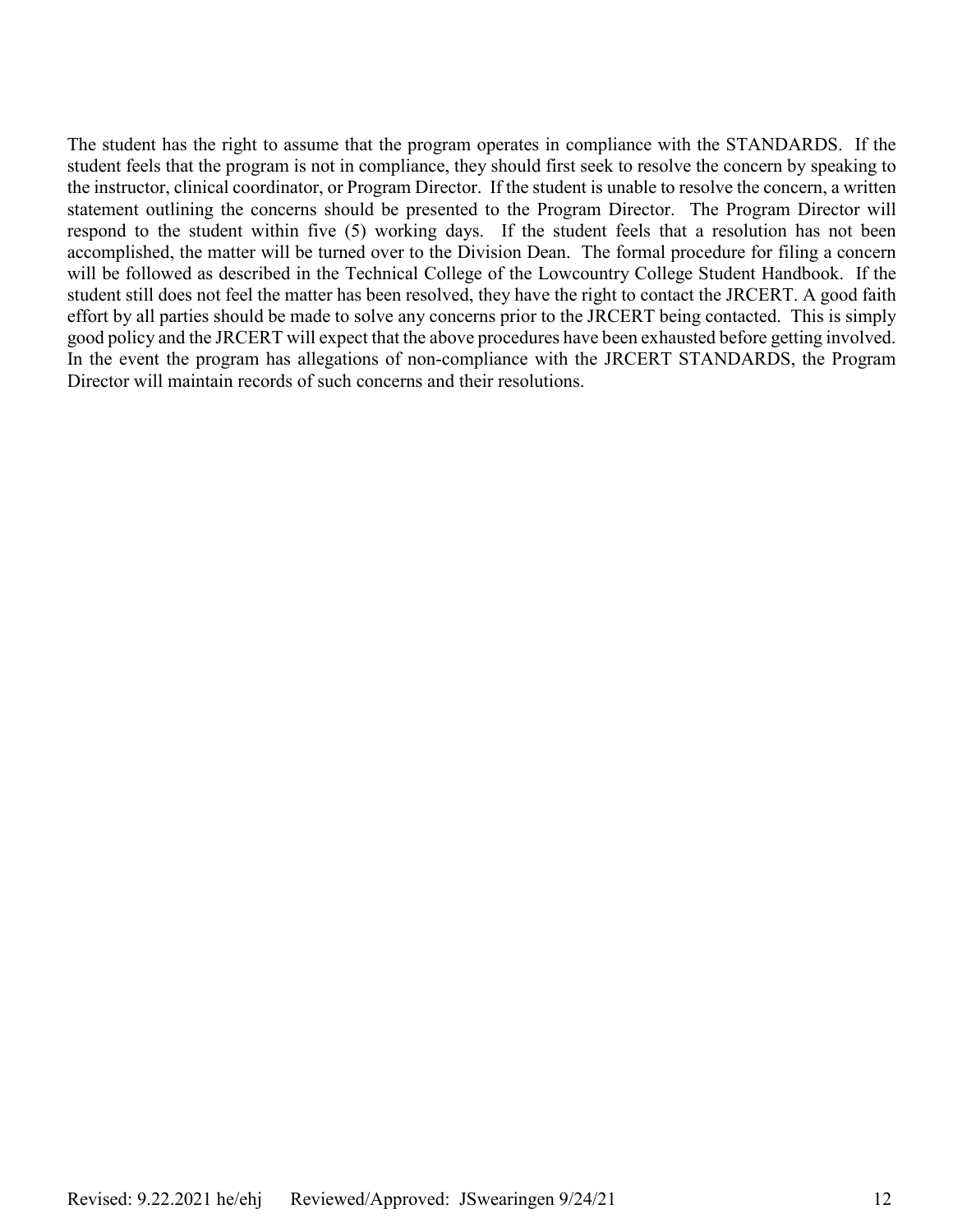The student has the right to assume that the program operates in compliance with the STANDARDS. If the student feels that the program is not in compliance, they should first seek to resolve the concern by speaking to the instructor, clinical coordinator, or Program Director. If the student is unable to resolve the concern, a written statement outlining the concerns should be presented to the Program Director. The Program Director will respond to the student within five (5) working days. If the student feels that a resolution has not been accomplished, the matter will be turned over to the Division Dean. The formal procedure for filing a concern will be followed as described in the Technical College of the Lowcountry College Student Handbook. If the student still does not feel the matter has been resolved, they have the right to contact the JRCERT. A good faith effort by all parties should be made to solve any concerns prior to the JRCERT being contacted. This is simply good policy and the JRCERT will expect that the above procedures have been exhausted before getting involved. In the event the program has allegations of non-compliance with the JRCERT STANDARDS, the Program Director will maintain records of such concerns and their resolutions.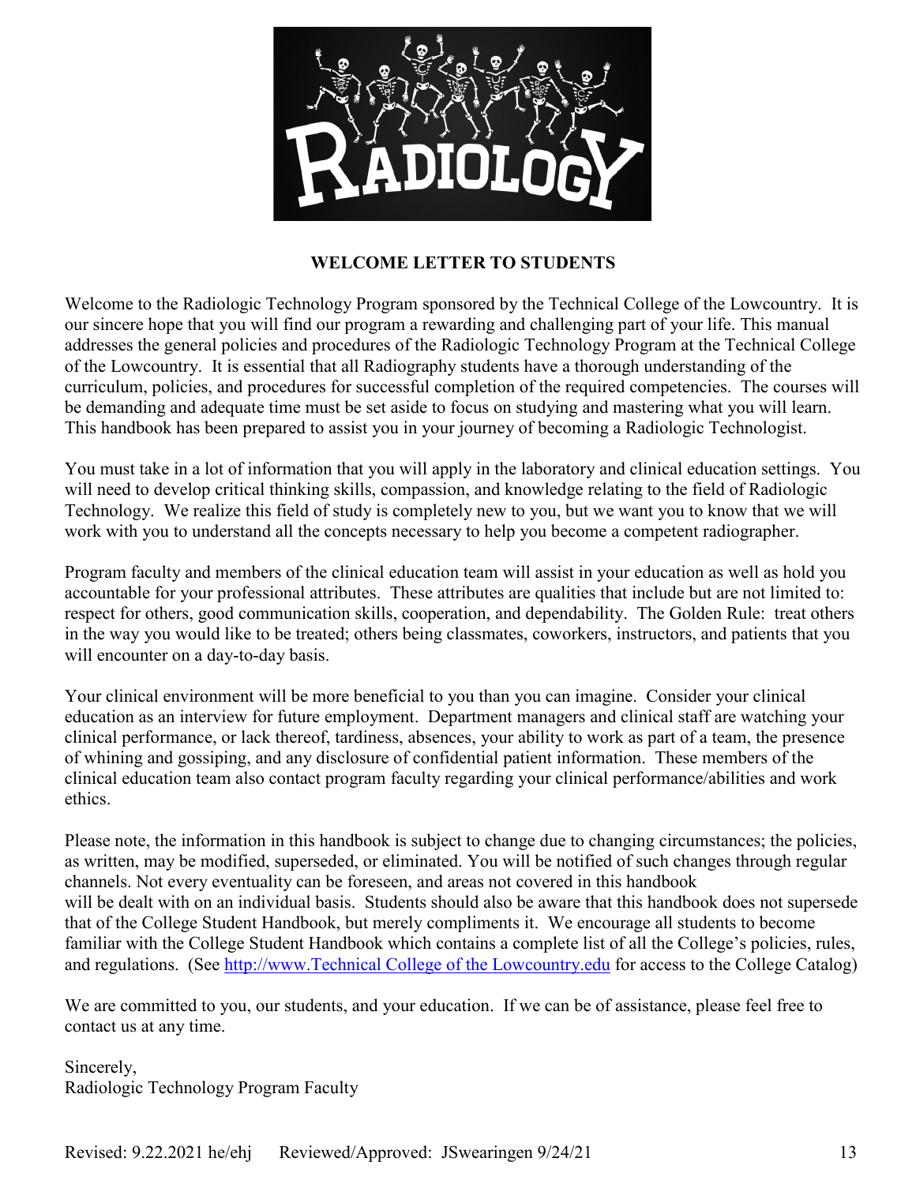## WELCOME LETTER TO STUDENTS

Welcome to the Radiologic Technology Program sponsored by the Technical College of the Lowcountry. It is our sincere hope that you will find our program a rewarding and challenging part of your life. This manual addresses the general policies and procedures of the Radiologic Technology Program at the Technical College of the Lowcountry. It is essential that all Radiography students have a thorough understanding of the curriculum, policies, and procedures for successful completion of the required competencies. The courses will be demanding and adequate time must be set aside to focus on studying and mastering what you will learn. This handbook has been prepared to assist you in your journey of becoming a Radiologic Technologist.

You must take in a lot of information that you will apply in the laboratory and clinical education settings. You will need to develop critical thinking skills, compassion, and knowledge relating to the field of Radiologic Technology. We realize this field of study is completely new to you, but we want you to know that we will work with you to understand all the concepts necessary to help you become a competent radiographer.

Program faculty and members of the clinical education team will assist in your education as well as hold you accountable for your professional attributes. These attributes are qualities that include but are not limited to: respect for others, good communication skills, cooperation, and dependability. The Golden Rule: treat others in the way you would like to be treated; others being classmates, coworkers, instructors, and patients that you will encounter on a day-to-day basis.

Your clinical environment will be more beneficial to you than you can imagine. Consider your clinical education as an interview for future employment. Department managers and clinical staff are watching your clinical performance, or lack thereof, tardiness, absences, your ability to work as part of a team, the presence of whining and gossiping, and any disclosure of confidential patient information. These members of the clinical education team also contact program faculty regarding your clinical performance/abilities and work ethics.

Please note, the information in this handbook is subject to change due to changing circumstances; the policies, as written, may be modified, superseded, or eliminated. You will be notified of such changes through regular channels. Not every eventuality can be foreseen, and areas not covered in this handbook will be dealt with on an individual basis. Students should also be aware that this handbook does not supersede that of the College Student Handbook, but merely compliments it. We encourage all students to become familiar with the College Student Handbook which contains a complete list of all the College's policies, rules, and regulations. (See [http://www.Technical College of the Lowcountry.edu](http://www.Technical College of the Lowcountry.edu) for access to the College Catalog)

We are committed to you, our students, and your education. If we can be of assistance, please feel free to contact us at any time.

Sincerely,
Radiologic Technology Program Faculty

Revised: 9.22.2021 he/ehj Reviewed/Approved: JSwearingen 9/24/21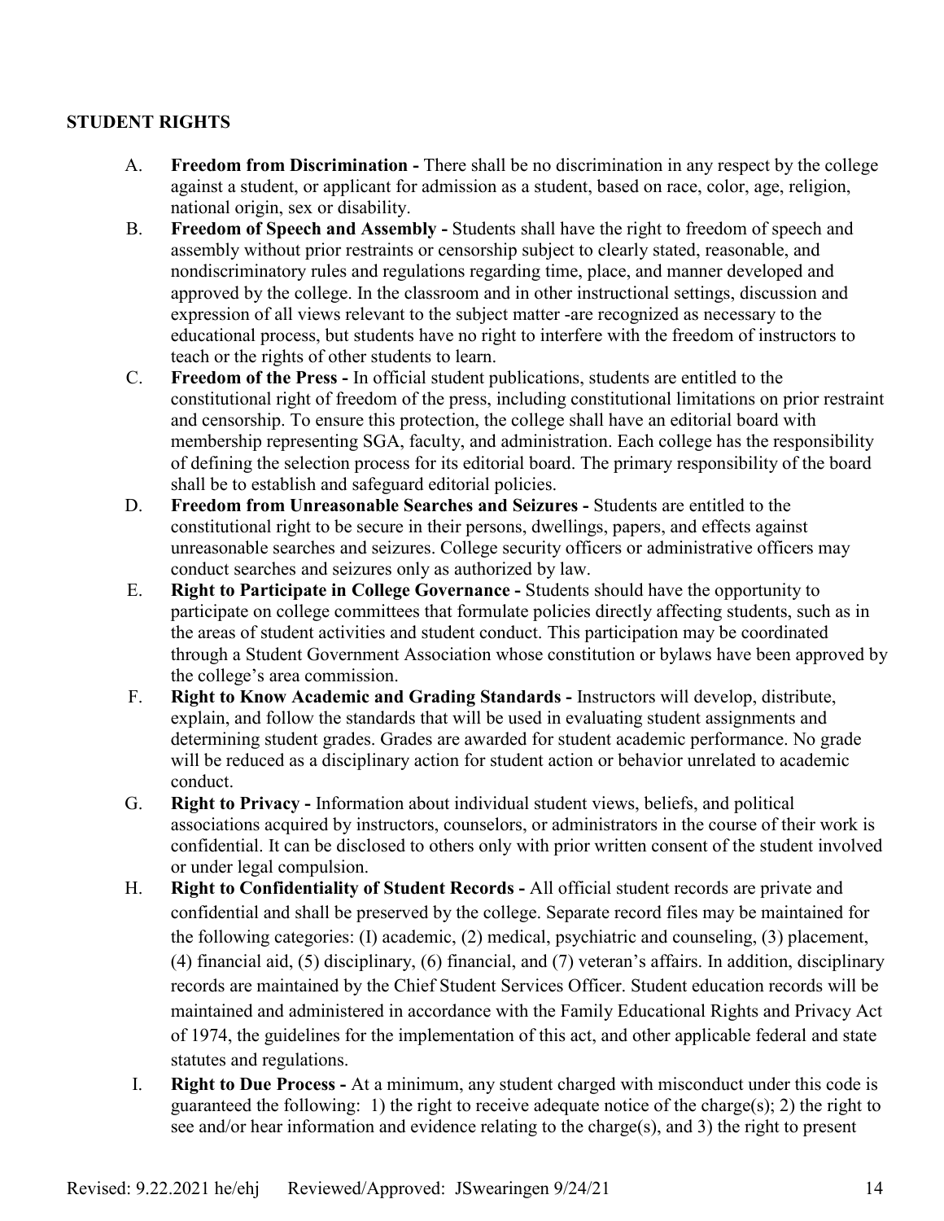**STUDENT RIGHTS**

A. **Freedom from Discrimination -** There shall be no discrimination in any respect by the college against a student, or applicant for admission as a student, based on race, color, age, religion, national origin, sex or disability.

B. **Freedom of Speech and Assembly -** Students shall have the right to freedom of speech and assembly without prior restraints or censorship subject to clearly stated, reasonable, and nondiscriminatory rules and regulations regarding time, place, and manner developed and approved by the college. In the classroom and in other instructional settings, discussion and expression of all views relevant to the subject matter -are recognized as necessary to the educational process, but students have no right to interfere with the freedom of instructors to teach or the rights of other students to learn.

C. **Freedom of the Press -** In official student publications, students are entitled to the constitutional right of freedom of the press, including constitutional limitations on prior restraint and censorship. To ensure this protection, the college shall have an editorial board with membership representing SGA, faculty, and administration. Each college has the responsibility of defining the selection process for its editorial board. The primary responsibility of the board shall be to establish and safeguard editorial policies.

D. **Freedom from Unreasonable Searches and Seizures -** Students are entitled to the constitutional right to be secure in their persons, dwellings, papers, and effects against unreasonable searches and seizures. College security officers or administrative officers may conduct searches and seizures only as authorized by law.

E. **Right to Participate in College Governance -** Students should have the opportunity to participate on college committees that formulate policies directly affecting students, such as in the areas of student activities and student conduct. This participation may be coordinated through a Student Government Association whose constitution or bylaws have been approved by the college's area commission.

F. **Right to Know Academic and Grading Standards -** Instructors will develop, distribute, explain, and follow the standards that will be used in evaluating student assignments and determining student grades. Grades are awarded for student academic performance. No grade will be reduced as a disciplinary action for student action or behavior unrelated to academic conduct.

G. **Right to Privacy -** Information about individual student views, beliefs, and political associations acquired by instructors, counselors, or administrators in the course of their work is confidential. It can be disclosed to others only with prior written consent of the student involved or under legal compulsion.

H. **Right to Confidentiality of Student Records -** All official student records are private and confidential and shall be preserved by the college. Separate record files may be maintained for the following categories: (I) academic, (2) medical, psychiatric and counseling, (3) placement, (4) financial aid, (5) disciplinary, (6) financial, and (7) veteran's affairs. In addition, disciplinary records are maintained by the Chief Student Services Officer. Student education records will be maintained and administered in accordance with the Family Educational Rights and Privacy Act of 1974, the guidelines for the implementation of this act, and other applicable federal and state statutes and regulations.

I. **Right to Due Process -** At a minimum, any student charged with misconduct under this code is guaranteed the following: 1) the right to receive adequate notice of the charge(s); 2) the right to see and/or hear information and evidence relating to the charge(s), and 3) the right to present

Revised: 9.22.2021 he/ehj Reviewed/Approved: JSwearingen 9/24/21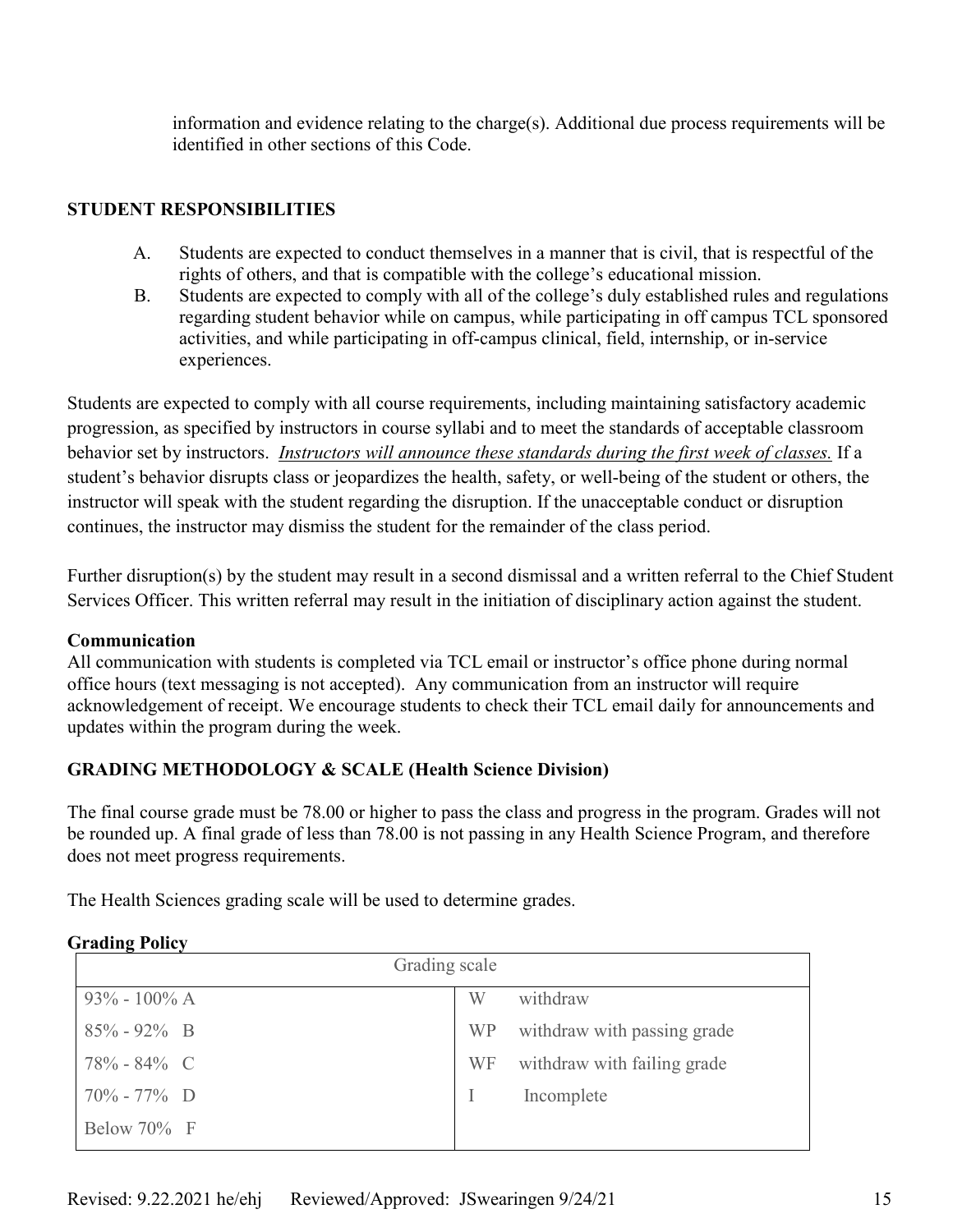information and evidence relating to the charge(s). Additional due process requirements will be identified in other sections of this Code.

## STUDENT RESPONSIBILITIES

A. Students are expected to conduct themselves in a manner that is civil, that is respectful of the rights of others, and that is compatible with the college's educational mission.

B. Students are expected to comply with all of the college's duly established rules and regulations regarding student behavior while on campus, while participating in off campus TCL sponsored activities, and while participating in off-campus clinical, field, internship, or in-service experiences.

Students are expected to comply with all course requirements, including maintaining satisfactory academic progression, as specified by instructors in course syllabi and to meet the standards of acceptable classroom behavior set by instructors. *Instructors will announce these standards during the first week of classes.* If a student's behavior disrupts class or jeopardizes the health, safety, or well-being of the student or others, the instructor will speak with the student regarding the disruption. If the unacceptable conduct or disruption continues, the instructor may dismiss the student for the remainder of the class period.

Further disruption(s) by the student may result in a second dismissal and a written referral to the Chief Student Services Officer. This written referral may result in the initiation of disciplinary action against the student.

### Communication

All communication with students is completed via TCL email or instructor's office phone during normal office hours (text messaging is not accepted). Any communication from an instructor will require acknowledgement of receipt. We encourage students to check their TCL email daily for announcements and updates within the program during the week.

## GRADING METHODOLOGY & SCALE (Health Science Division)

The final course grade must be 78.00 or higher to pass the class and progress in the program. Grades will not be rounded up. A final grade of less than 78.00 is not passing in any Health Science Program, and therefore does not meet progress requirements.

The Health Sciences grading scale will be used to determine grades.

### Grading Policy

| Grading scale | |
|---|---|
| 93% - 100% A | W withdraw |
| 85% - 92% B | WP withdraw with passing grade |
| 78% - 84% C | WF withdraw with failing grade |
| 70% - 77% D | I Incomplete |
| Below 70% F | |

Revised: 9.22.2021 he/ehj Reviewed/Approved: JSwearingen 9/24/21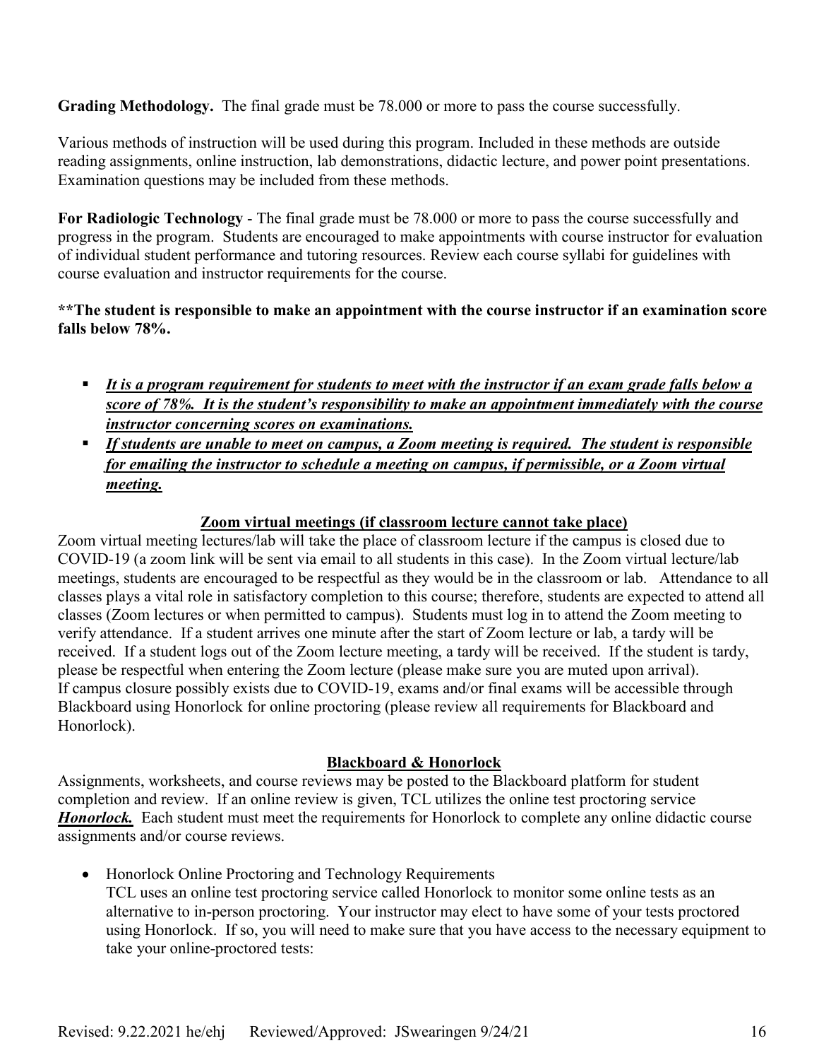**Grading Methodology.** The final grade must be 78.000 or more to pass the course successfully.

Various methods of instruction will be used during this program. Included in these methods are outside reading assignments, online instruction, lab demonstrations, didactic lecture, and power point presentations. Examination questions may be included from these methods.

**For Radiologic Technology** - The final grade must be 78.000 or more to pass the course successfully and progress in the program. Students are encouraged to make appointments with course instructor for evaluation of individual student performance and tutoring resources. Review each course syllabi for guidelines with course evaluation and instructor requirements for the course.

**\*\*The student is responsible to make an appointment with the course instructor if an examination score falls below 78%.**

- ***It is a program requirement for students to meet with the instructor if an exam grade falls below a score of 78%. It is the student's responsibility to make an appointment immediately with the course instructor concerning scores on examinations.***
- ***If students are unable to meet on campus, a Zoom meeting is required. The student is responsible for emailing the instructor to schedule a meeting on campus, if permissible, or a Zoom virtual meeting.***

**Zoom virtual meetings (if classroom lecture cannot take place)**

Zoom virtual meeting lectures/lab will take the place of classroom lecture if the campus is closed due to COVID-19 (a zoom link will be sent via email to all students in this case). In the Zoom virtual lecture/lab meetings, students are encouraged to be respectful as they would be in the classroom or lab. Attendance to all classes plays a vital role in satisfactory completion to this course; therefore, students are expected to attend all classes (Zoom lectures or when permitted to campus). Students must log in to attend the Zoom meeting to verify attendance. If a student arrives one minute after the start of Zoom lecture or lab, a tardy will be received. If a student logs out of the Zoom lecture meeting, a tardy will be received. If the student is tardy, please be respectful when entering the Zoom lecture (please make sure you are muted upon arrival). If campus closure possibly exists due to COVID-19, exams and/or final exams will be accessible through Blackboard using Honorlock for online proctoring (please review all requirements for Blackboard and Honorlock).

**Blackboard & Honorlock**

Assignments, worksheets, and course reviews may be posted to the Blackboard platform for student completion and review. If an online review is given, TCL utilizes the online test proctoring service ***Honorlock.*** Each student must meet the requirements for Honorlock to complete any online didactic course assignments and/or course reviews.

- Honorlock Online Proctoring and Technology Requirements
  TCL uses an online test proctoring service called Honorlock to monitor some online tests as an alternative to in-person proctoring. Your instructor may elect to have some of your tests proctored using Honorlock. If so, you will need to make sure that you have access to the necessary equipment to take your online-proctored tests:

Revised: 9.22.2021 he/ehj Reviewed/Approved: JSwearingen 9/24/21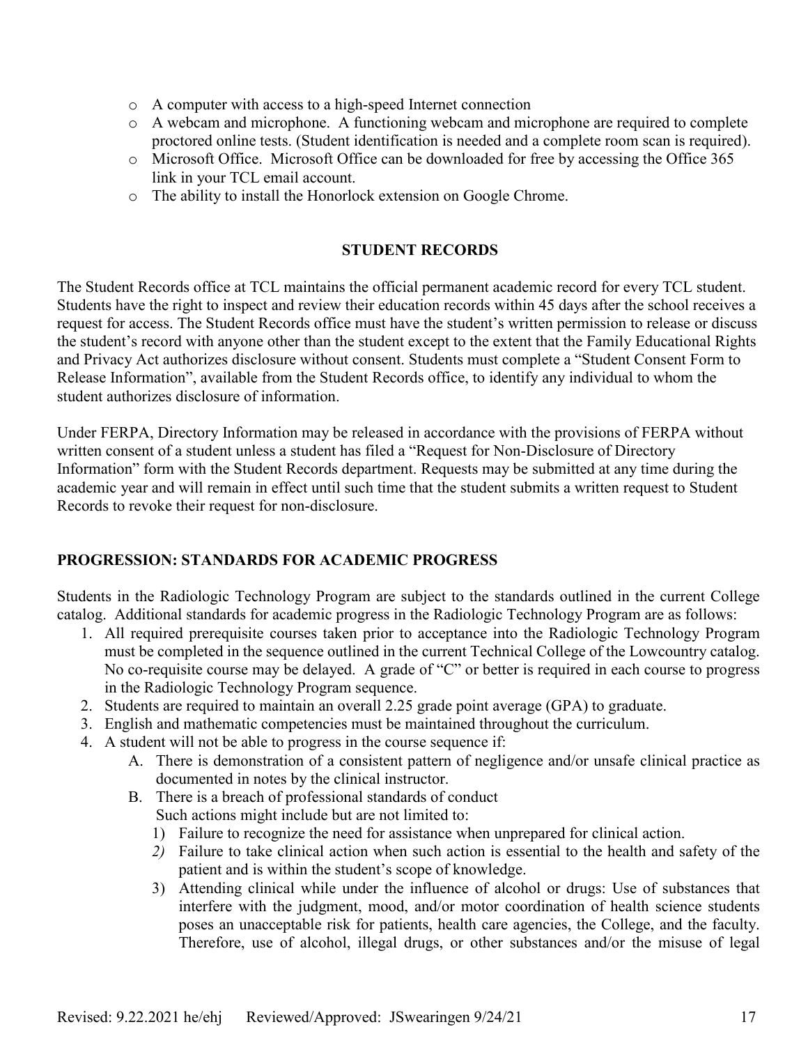- A computer with access to a high-speed Internet connection
- A webcam and microphone. A functioning webcam and microphone are required to complete proctored online tests. (Student identification is needed and a complete room scan is required).
- Microsoft Office. Microsoft Office can be downloaded for free by accessing the Office 365 link in your TCL email account.
- The ability to install the Honorlock extension on Google Chrome.

## STUDENT RECORDS

The Student Records office at TCL maintains the official permanent academic record for every TCL student. Students have the right to inspect and review their education records within 45 days after the school receives a request for access. The Student Records office must have the student's written permission to release or discuss the student's record with anyone other than the student except to the extent that the Family Educational Rights and Privacy Act authorizes disclosure without consent. Students must complete a "Student Consent Form to Release Information", available from the Student Records office, to identify any individual to whom the student authorizes disclosure of information.

Under FERPA, Directory Information may be released in accordance with the provisions of FERPA without written consent of a student unless a student has filed a "Request for Non-Disclosure of Directory Information" form with the Student Records department. Requests may be submitted at any time during the academic year and will remain in effect until such time that the student submits a written request to Student Records to revoke their request for non-disclosure.

## PROGRESSION: STANDARDS FOR ACADEMIC PROGRESS

Students in the Radiologic Technology Program are subject to the standards outlined in the current College catalog. Additional standards for academic progress in the Radiologic Technology Program are as follows:

1. All required prerequisite courses taken prior to acceptance into the Radiologic Technology Program must be completed in the sequence outlined in the current Technical College of the Lowcountry catalog. No co-requisite course may be delayed. A grade of "C" or better is required in each course to progress in the Radiologic Technology Program sequence.
2. Students are required to maintain an overall 2.25 grade point average (GPA) to graduate.
3. English and mathematic competencies must be maintained throughout the curriculum.
4. A student will not be able to progress in the course sequence if:
   - A. There is demonstration of a consistent pattern of negligence and/or unsafe clinical practice as documented in notes by the clinical instructor.
   - B. There is a breach of professional standards of conduct
     Such actions might include but are not limited to:
     1) Failure to recognize the need for assistance when unprepared for clinical action.
     2) Failure to take clinical action when such action is essential to the health and safety of the patient and is within the student's scope of knowledge.
     3) Attending clinical while under the influence of alcohol or drugs: Use of substances that interfere with the judgment, mood, and/or motor coordination of health science students poses an unacceptable risk for patients, health care agencies, the College, and the faculty. Therefore, use of alcohol, illegal drugs, or other substances and/or the misuse of legal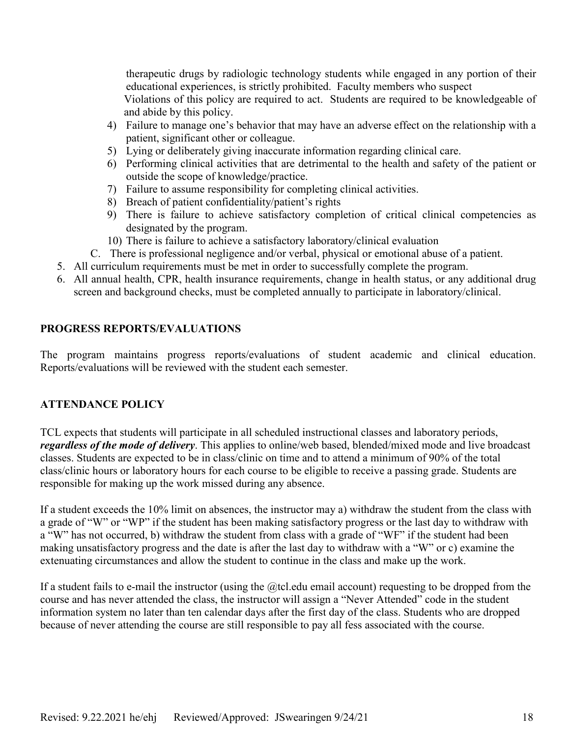therapeutic drugs by radiologic technology students while engaged in any portion of their educational experiences, is strictly prohibited. Faculty members who suspect Violations of this policy are required to act. Students are required to be knowledgeable of and abide by this policy.

   4) Failure to manage one's behavior that may have an adverse effect on the relationship with a patient, significant other or colleague.
   5) Lying or deliberately giving inaccurate information regarding clinical care.
   6) Performing clinical activities that are detrimental to the health and safety of the patient or outside the scope of knowledge/practice.
   7) Failure to assume responsibility for completing clinical activities.
   8) Breach of patient confidentiality/patient's rights
   9) There is failure to achieve satisfactory completion of critical clinical competencies as designated by the program.
   10) There is failure to achieve a satisfactory laboratory/clinical evaluation

  C. There is professional negligence and/or verbal, physical or emotional abuse of a patient.

5. All curriculum requirements must be met in order to successfully complete the program.
6. All annual health, CPR, health insurance requirements, change in health status, or any additional drug screen and background checks, must be completed annually to participate in laboratory/clinical.

## PROGRESS REPORTS/EVALUATIONS

The program maintains progress reports/evaluations of student academic and clinical education. Reports/evaluations will be reviewed with the student each semester.

## ATTENDANCE POLICY

TCL expects that students will participate in all scheduled instructional classes and laboratory periods, ***regardless of the mode of delivery***. This applies to online/web based, blended/mixed mode and live broadcast classes. Students are expected to be in class/clinic on time and to attend a minimum of 90% of the total class/clinic hours or laboratory hours for each course to be eligible to receive a passing grade. Students are responsible for making up the work missed during any absence.

If a student exceeds the 10% limit on absences, the instructor may a) withdraw the student from the class with a grade of "W" or "WP" if the student has been making satisfactory progress or the last day to withdraw with a "W" has not occurred, b) withdraw the student from class with a grade of "WF" if the student had been making unsatisfactory progress and the date is after the last day to withdraw with a "W" or c) examine the extenuating circumstances and allow the student to continue in the class and make up the work.

If a student fails to e-mail the instructor (using the @tcl.edu email account) requesting to be dropped from the course and has never attended the class, the instructor will assign a "Never Attended" code in the student information system no later than ten calendar days after the first day of the class. Students who are dropped because of never attending the course are still responsible to pay all fess associated with the course.

Revised: 9.22.2021 he/ehj Reviewed/Approved: JSwearingen 9/24/21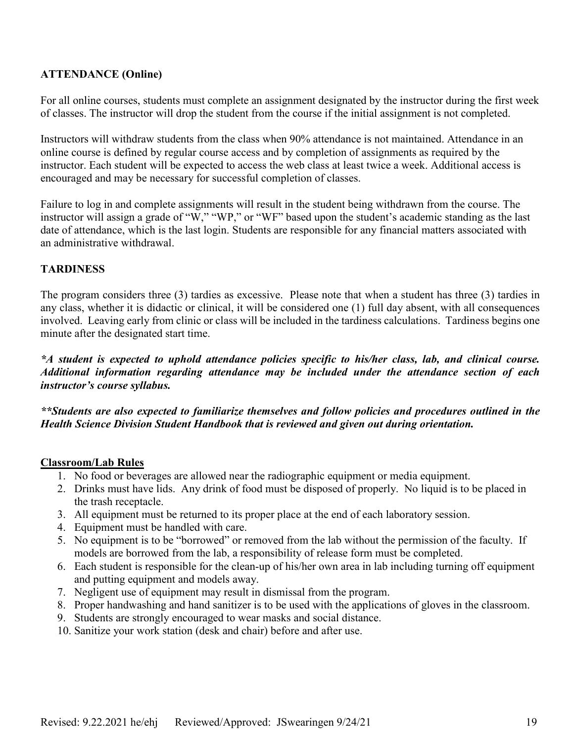**ATTENDANCE (Online)**

For all online courses, students must complete an assignment designated by the instructor during the first week of classes. The instructor will drop the student from the course if the initial assignment is not completed.

Instructors will withdraw students from the class when 90% attendance is not maintained. Attendance in an online course is defined by regular course access and by completion of assignments as required by the instructor. Each student will be expected to access the web class at least twice a week. Additional access is encouraged and may be necessary for successful completion of classes.

Failure to log in and complete assignments will result in the student being withdrawn from the course. The instructor will assign a grade of "W," "WP," or "WF" based upon the student's academic standing as the last date of attendance, which is the last login. Students are responsible for any financial matters associated with an administrative withdrawal.

**TARDINESS**

The program considers three (3) tardies as excessive. Please note that when a student has three (3) tardies in any class, whether it is didactic or clinical, it will be considered one (1) full day absent, with all consequences involved. Leaving early from clinic or class will be included in the tardiness calculations. Tardiness begins one minute after the designated start time.

***A student is expected to uphold attendance policies specific to his/her class, lab, and clinical course. Additional information regarding attendance may be included under the attendance section of each instructor's course syllabus.***

****Students are also expected to familiarize themselves and follow policies and procedures outlined in the Health Science Division Student Handbook that is reviewed and given out during orientation.***

**Classroom/Lab Rules**

1. No food or beverages are allowed near the radiographic equipment or media equipment.
2. Drinks must have lids. Any drink of food must be disposed of properly. No liquid is to be placed in the trash receptacle.
3. All equipment must be returned to its proper place at the end of each laboratory session.
4. Equipment must be handled with care.
5. No equipment is to be "borrowed" or removed from the lab without the permission of the faculty. If models are borrowed from the lab, a responsibility of release form must be completed.
6. Each student is responsible for the clean-up of his/her own area in lab including turning off equipment and putting equipment and models away.
7. Negligent use of equipment may result in dismissal from the program.
8. Proper handwashing and hand sanitizer is to be used with the applications of gloves in the classroom.
9. Students are strongly encouraged to wear masks and social distance.
10. Sanitize your work station (desk and chair) before and after use.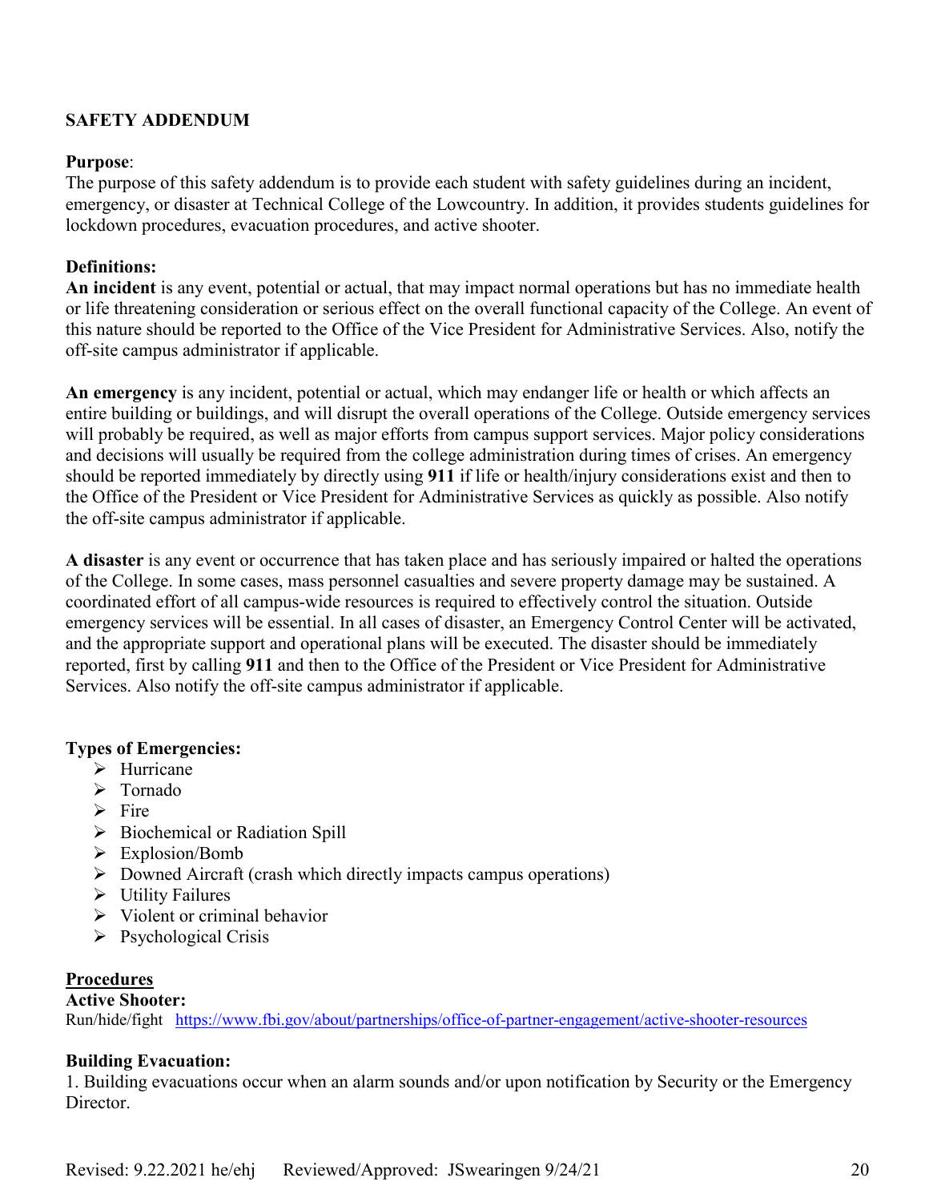## SAFETY ADDENDUM

**Purpose**:
The purpose of this safety addendum is to provide each student with safety guidelines during an incident, emergency, or disaster at Technical College of the Lowcountry. In addition, it provides students guidelines for lockdown procedures, evacuation procedures, and active shooter.

**Definitions:**
**An incident** is any event, potential or actual, that may impact normal operations but has no immediate health or life threatening consideration or serious effect on the overall functional capacity of the College. An event of this nature should be reported to the Office of the Vice President for Administrative Services. Also, notify the off-site campus administrator if applicable.

**An emergency** is any incident, potential or actual, which may endanger life or health or which affects an entire building or buildings, and will disrupt the overall operations of the College. Outside emergency services will probably be required, as well as major efforts from campus support services. Major policy considerations and decisions will usually be required from the college administration during times of crises. An emergency should be reported immediately by directly using **911** if life or health/injury considerations exist and then to the Office of the President or Vice President for Administrative Services as quickly as possible. Also notify the off-site campus administrator if applicable.

**A disaster** is any event or occurrence that has taken place and has seriously impaired or halted the operations of the College. In some cases, mass personnel casualties and severe property damage may be sustained. A coordinated effort of all campus-wide resources is required to effectively control the situation. Outside emergency services will be essential. In all cases of disaster, an Emergency Control Center will be activated, and the appropriate support and operational plans will be executed. The disaster should be immediately reported, first by calling **911** and then to the Office of the President or Vice President for Administrative Services. Also notify the off-site campus administrator if applicable.

**Types of Emergencies:**
- Hurricane
- Tornado
- Fire
- Biochemical or Radiation Spill
- Explosion/Bomb
- Downed Aircraft (crash which directly impacts campus operations)
- Utility Failures
- Violent or criminal behavior
- Psychological Crisis

### Procedures

**Active Shooter:**
Run/hide/fight https://www.fbi.gov/about/partnerships/office-of-partner-engagement/active-shooter-resources

**Building Evacuation:**
1. Building evacuations occur when an alarm sounds and/or upon notification by Security or the Emergency Director.

Revised: 9.22.2021 he/ehj Reviewed/Approved: JSwearingen 9/24/21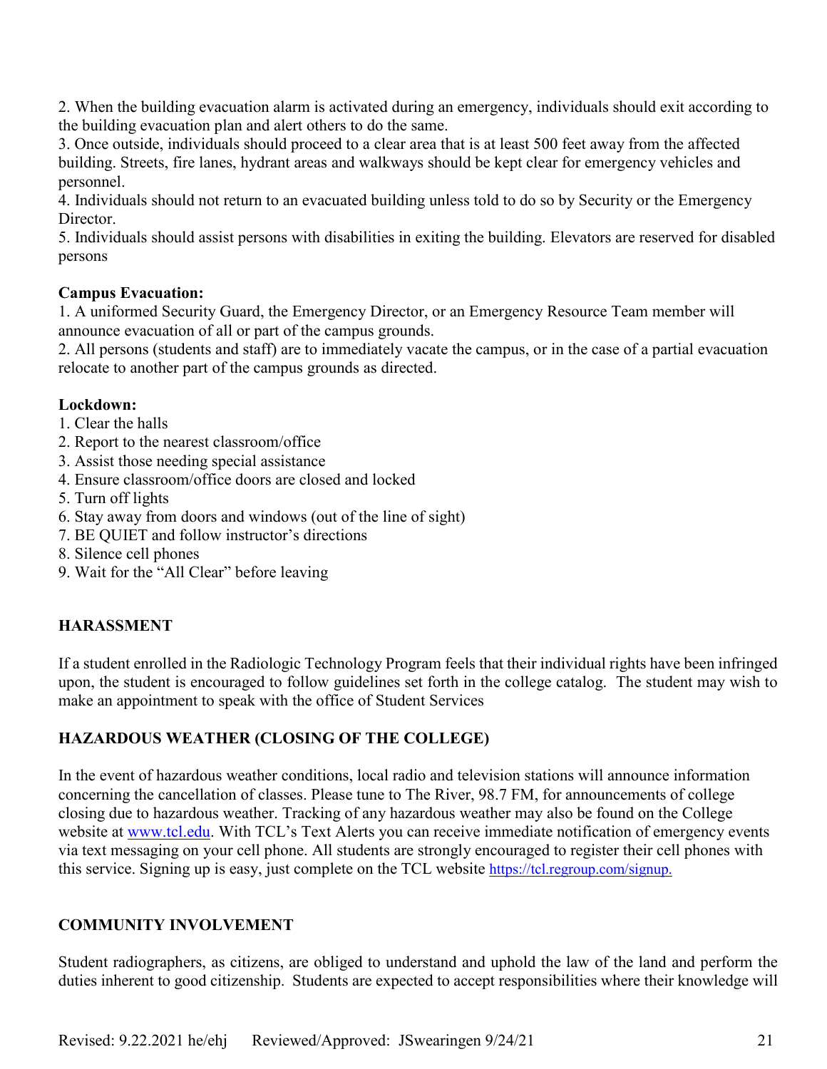2. When the building evacuation alarm is activated during an emergency, individuals should exit according to the building evacuation plan and alert others to do the same.
3. Once outside, individuals should proceed to a clear area that is at least 500 feet away from the affected building. Streets, fire lanes, hydrant areas and walkways should be kept clear for emergency vehicles and personnel.
4. Individuals should not return to an evacuated building unless told to do so by Security or the Emergency Director.
5. Individuals should assist persons with disabilities in exiting the building. Elevators are reserved for disabled persons

**Campus Evacuation:**

1. A uniformed Security Guard, the Emergency Director, or an Emergency Resource Team member will announce evacuation of all or part of the campus grounds.
2. All persons (students and staff) are to immediately vacate the campus, or in the case of a partial evacuation relocate to another part of the campus grounds as directed.

**Lockdown:**

1. Clear the halls
2. Report to the nearest classroom/office
3. Assist those needing special assistance
4. Ensure classroom/office doors are closed and locked
5. Turn off lights
6. Stay away from doors and windows (out of the line of sight)
7. BE QUIET and follow instructor's directions
8. Silence cell phones
9. Wait for the "All Clear" before leaving

## HARASSMENT

If a student enrolled in the Radiologic Technology Program feels that their individual rights have been infringed upon, the student is encouraged to follow guidelines set forth in the college catalog. The student may wish to make an appointment to speak with the office of Student Services

## HAZARDOUS WEATHER (CLOSING OF THE COLLEGE)

In the event of hazardous weather conditions, local radio and television stations will announce information concerning the cancellation of classes. Please tune to The River, 98.7 FM, for announcements of college closing due to hazardous weather. Tracking of any hazardous weather may also be found on the College website at www.tcl.edu. With TCL's Text Alerts you can receive immediate notification of emergency events via text messaging on your cell phone. All students are strongly encouraged to register their cell phones with this service. Signing up is easy, just complete on the TCL website https://tcl.regroup.com/signup.

## COMMUNITY INVOLVEMENT

Student radiographers, as citizens, are obliged to understand and uphold the law of the land and perform the duties inherent to good citizenship. Students are expected to accept responsibilities where their knowledge will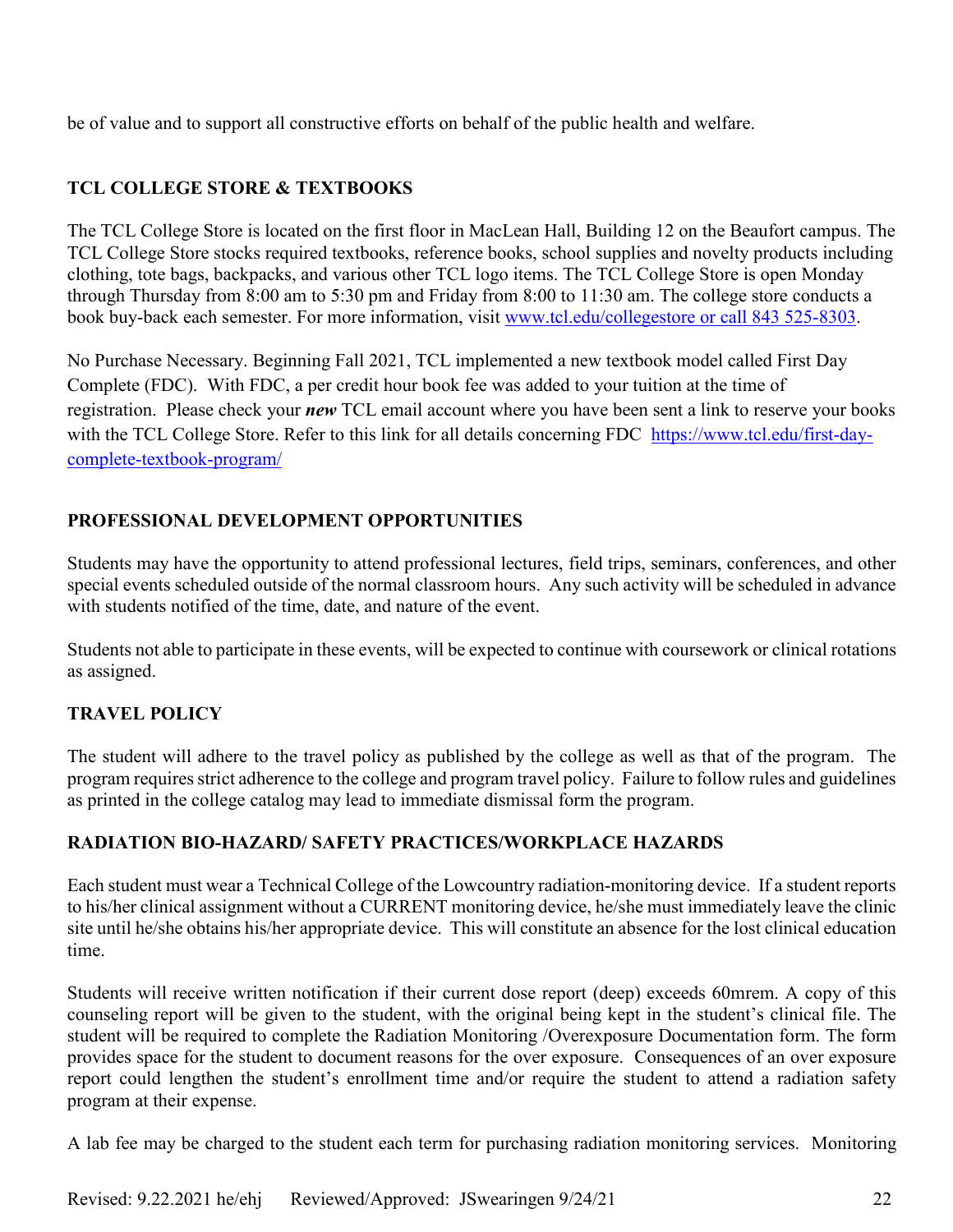be of value and to support all constructive efforts on behalf of the public health and welfare.

## TCL COLLEGE STORE & TEXTBOOKS

The TCL College Store is located on the first floor in MacLean Hall, Building 12 on the Beaufort campus. The TCL College Store stocks required textbooks, reference books, school supplies and novelty products including clothing, tote bags, backpacks, and various other TCL logo items. The TCL College Store is open Monday through Thursday from 8:00 am to 5:30 pm and Friday from 8:00 to 11:30 am. The college store conducts a book buy-back each semester. For more information, visit www.tcl.edu/collegestore or call 843 525-8303.

No Purchase Necessary. Beginning Fall 2021, TCL implemented a new textbook model called First Day Complete (FDC). With FDC, a per credit hour book fee was added to your tuition at the time of registration. Please check your ***new*** TCL email account where you have been sent a link to reserve your books with the TCL College Store. Refer to this link for all details concerning FDC https://www.tcl.edu/first-day-complete-textbook-program/

## PROFESSIONAL DEVELOPMENT OPPORTUNITIES

Students may have the opportunity to attend professional lectures, field trips, seminars, conferences, and other special events scheduled outside of the normal classroom hours. Any such activity will be scheduled in advance with students notified of the time, date, and nature of the event.

Students not able to participate in these events, will be expected to continue with coursework or clinical rotations as assigned.

## TRAVEL POLICY

The student will adhere to the travel policy as published by the college as well as that of the program. The program requires strict adherence to the college and program travel policy. Failure to follow rules and guidelines as printed in the college catalog may lead to immediate dismissal form the program.

## RADIATION BIO-HAZARD/ SAFETY PRACTICES/WORKPLACE HAZARDS

Each student must wear a Technical College of the Lowcountry radiation-monitoring device. If a student reports to his/her clinical assignment without a CURRENT monitoring device, he/she must immediately leave the clinic site until he/she obtains his/her appropriate device. This will constitute an absence for the lost clinical education time.

Students will receive written notification if their current dose report (deep) exceeds 60mrem. A copy of this counseling report will be given to the student, with the original being kept in the student's clinical file. The student will be required to complete the Radiation Monitoring /Overexposure Documentation form. The form provides space for the student to document reasons for the over exposure. Consequences of an over exposure report could lengthen the student's enrollment time and/or require the student to attend a radiation safety program at their expense.

A lab fee may be charged to the student each term for purchasing radiation monitoring services. Monitoring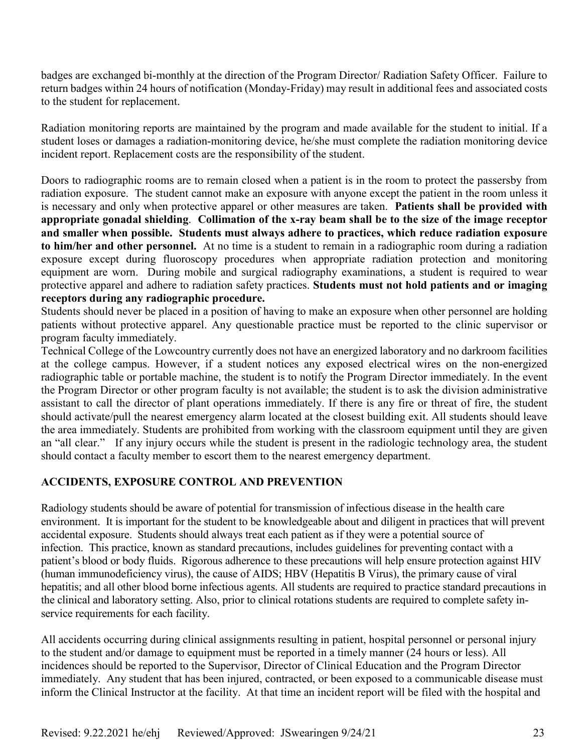badges are exchanged bi-monthly at the direction of the Program Director/ Radiation Safety Officer. Failure to return badges within 24 hours of notification (Monday-Friday) may result in additional fees and associated costs to the student for replacement.

Radiation monitoring reports are maintained by the program and made available for the student to initial. If a student loses or damages a radiation-monitoring device, he/she must complete the radiation monitoring device incident report. Replacement costs are the responsibility of the student.

Doors to radiographic rooms are to remain closed when a patient is in the room to protect the passersby from radiation exposure. The student cannot make an exposure with anyone except the patient in the room unless it is necessary and only when protective apparel or other measures are taken. **Patients shall be provided with appropriate gonadal shielding**. **Collimation of the x-ray beam shall be to the size of the image receptor and smaller when possible. Students must always adhere to practices, which reduce radiation exposure to him/her and other personnel.** At no time is a student to remain in a radiographic room during a radiation exposure except during fluoroscopy procedures when appropriate radiation protection and monitoring equipment are worn. During mobile and surgical radiography examinations, a student is required to wear protective apparel and adhere to radiation safety practices. **Students must not hold patients and or imaging receptors during any radiographic procedure.**

Students should never be placed in a position of having to make an exposure when other personnel are holding patients without protective apparel. Any questionable practice must be reported to the clinic supervisor or program faculty immediately.

Technical College of the Lowcountry currently does not have an energized laboratory and no darkroom facilities at the college campus. However, if a student notices any exposed electrical wires on the non-energized radiographic table or portable machine, the student is to notify the Program Director immediately. In the event the Program Director or other program faculty is not available; the student is to ask the division administrative assistant to call the director of plant operations immediately. If there is any fire or threat of fire, the student should activate/pull the nearest emergency alarm located at the closest building exit. All students should leave the area immediately. Students are prohibited from working with the classroom equipment until they are given an "all clear." If any injury occurs while the student is present in the radiologic technology area, the student should contact a faculty member to escort them to the nearest emergency department.

## ACCIDENTS, EXPOSURE CONTROL AND PREVENTION

Radiology students should be aware of potential for transmission of infectious disease in the health care environment. It is important for the student to be knowledgeable about and diligent in practices that will prevent accidental exposure. Students should always treat each patient as if they were a potential source of infection. This practice, known as standard precautions, includes guidelines for preventing contact with a patient's blood or body fluids. Rigorous adherence to these precautions will help ensure protection against HIV (human immunodeficiency virus), the cause of AIDS; HBV (Hepatitis B Virus), the primary cause of viral hepatitis; and all other blood borne infectious agents. All students are required to practice standard precautions in the clinical and laboratory setting. Also, prior to clinical rotations students are required to complete safety in-service requirements for each facility.

All accidents occurring during clinical assignments resulting in patient, hospital personnel or personal injury to the student and/or damage to equipment must be reported in a timely manner (24 hours or less). All incidences should be reported to the Supervisor, Director of Clinical Education and the Program Director immediately. Any student that has been injured, contracted, or been exposed to a communicable disease must inform the Clinical Instructor at the facility. At that time an incident report will be filed with the hospital and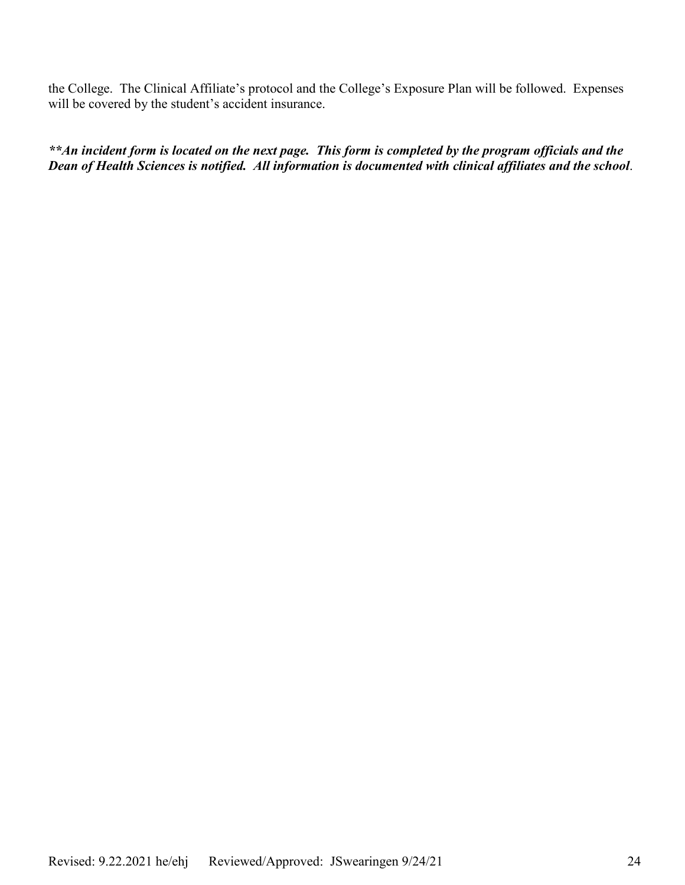the College. The Clinical Affiliate's protocol and the College's Exposure Plan will be followed. Expenses will be covered by the student's accident insurance.

***\*\*An incident form is located on the next page. This form is completed by the program officials and the Dean of Health Sciences is notified. All information is documented with clinical affiliates and the school***.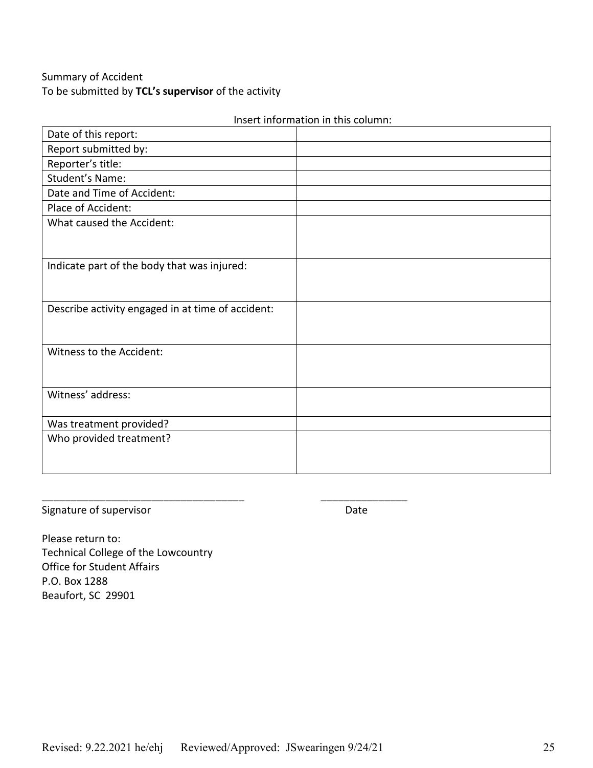Summary of Accident
To be submitted by **TCL's supervisor** of the activity

Insert information in this column:

| | |
|---|---|
| Date of this report: | |
| Report submitted by: | |
| Reporter's title: | |
| Student's Name: | |
| Date and Time of Accident: | |
| Place of Accident: | |
| What caused the Accident: | |
| Indicate part of the body that was injured: | |
| Describe activity engaged in at time of accident: | |
| Witness to the Accident: | |
| Witness' address: | |
| Was treatment provided? | |
| Who provided treatment? | |

___________________________________ _______________
Signature of supervisor Date

Please return to:
Technical College of the Lowcountry
Office for Student Affairs
P.O. Box 1288
Beaufort, SC 29901

Revised: 9.22.2021 he/ehj Reviewed/Approved: JSwearingen 9/24/21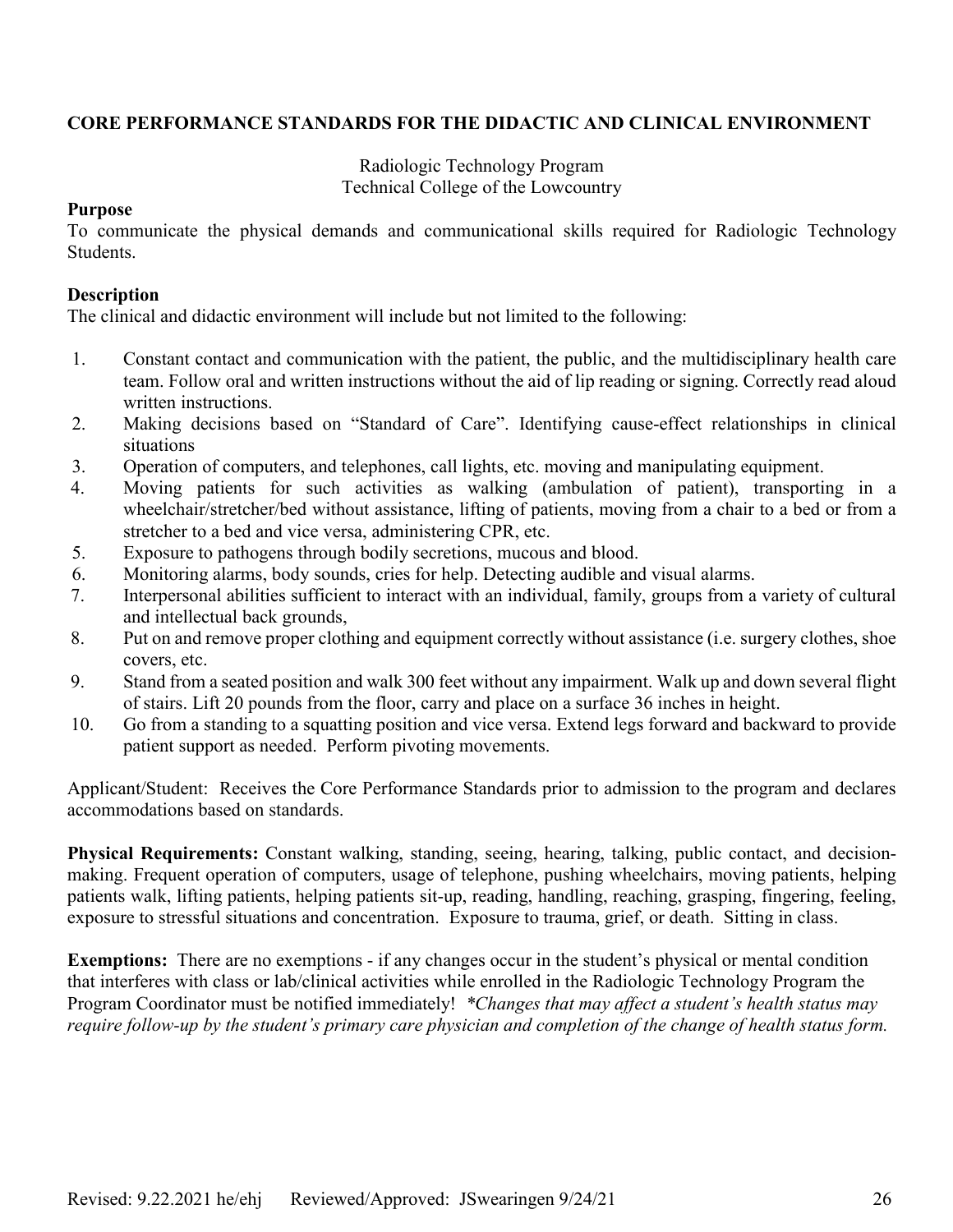# CORE PERFORMANCE STANDARDS FOR THE DIDACTIC AND CLINICAL ENVIRONMENT

Radiologic Technology Program
Technical College of the Lowcountry

**Purpose**
To communicate the physical demands and communicational skills required for Radiologic Technology Students.

**Description**
The clinical and didactic environment will include but not limited to the following:

1. Constant contact and communication with the patient, the public, and the multidisciplinary health care team. Follow oral and written instructions without the aid of lip reading or signing. Correctly read aloud written instructions.
2. Making decisions based on "Standard of Care". Identifying cause-effect relationships in clinical situations
3. Operation of computers, and telephones, call lights, etc. moving and manipulating equipment.
4. Moving patients for such activities as walking (ambulation of patient), transporting in a wheelchair/stretcher/bed without assistance, lifting of patients, moving from a chair to a bed or from a stretcher to a bed and vice versa, administering CPR, etc.
5. Exposure to pathogens through bodily secretions, mucous and blood.
6. Monitoring alarms, body sounds, cries for help. Detecting audible and visual alarms.
7. Interpersonal abilities sufficient to interact with an individual, family, groups from a variety of cultural and intellectual back grounds,
8. Put on and remove proper clothing and equipment correctly without assistance (i.e. surgery clothes, shoe covers, etc.
9. Stand from a seated position and walk 300 feet without any impairment. Walk up and down several flight of stairs. Lift 20 pounds from the floor, carry and place on a surface 36 inches in height.
10. Go from a standing to a squatting position and vice versa. Extend legs forward and backward to provide patient support as needed. Perform pivoting movements.

Applicant/Student: Receives the Core Performance Standards prior to admission to the program and declares accommodations based on standards.

**Physical Requirements:** Constant walking, standing, seeing, hearing, talking, public contact, and decision-making. Frequent operation of computers, usage of telephone, pushing wheelchairs, moving patients, helping patients walk, lifting patients, helping patients sit-up, reading, handling, reaching, grasping, fingering, feeling, exposure to stressful situations and concentration. Exposure to trauma, grief, or death. Sitting in class.

**Exemptions:** There are no exemptions - if any changes occur in the student's physical or mental condition that interferes with class or lab/clinical activities while enrolled in the Radiologic Technology Program the Program Coordinator must be notified immediately! *\*Changes that may affect a student's health status may require follow-up by the student's primary care physician and completion of the change of health status form.*

Revised: 9.22.2021 he/ehj Reviewed/Approved: JSwearingen 9/24/21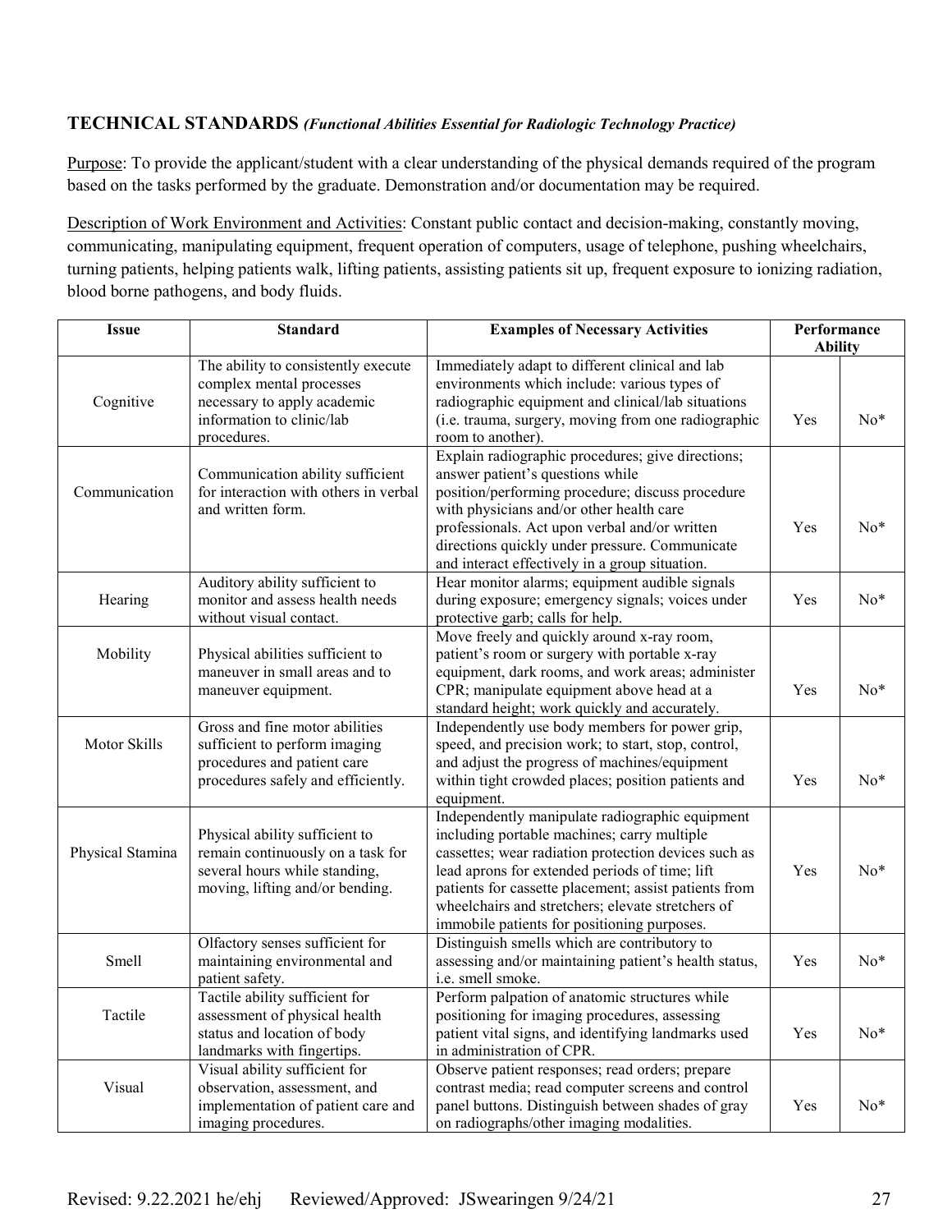## TECHNICAL STANDARDS *(Functional Abilities Essential for Radiologic Technology Practice)*

Purpose: To provide the applicant/student with a clear understanding of the physical demands required of the program based on the tasks performed by the graduate. Demonstration and/or documentation may be required.

Description of Work Environment and Activities: Constant public contact and decision-making, constantly moving, communicating, manipulating equipment, frequent operation of computers, usage of telephone, pushing wheelchairs, turning patients, helping patients walk, lifting patients, assisting patients sit up, frequent exposure to ionizing radiation, blood borne pathogens, and body fluids.

| Issue | Standard | Examples of Necessary Activities | Performance Ability | |
|---|---|---|---|---|
| Cognitive | The ability to consistently execute complex mental processes necessary to apply academic information to clinic/lab procedures. | Immediately adapt to different clinical and lab environments which include: various types of radiographic equipment and clinical/lab situations (i.e. trauma, surgery, moving from one radiographic room to another). | Yes | No* |
| Communication | Communication ability sufficient for interaction with others in verbal and written form. | Explain radiographic procedures; give directions; answer patient's questions while position/performing procedure; discuss procedure with physicians and/or other health care professionals. Act upon verbal and/or written directions quickly under pressure. Communicate and interact effectively in a group situation. | Yes | No* |
| Hearing | Auditory ability sufficient to monitor and assess health needs without visual contact. | Hear monitor alarms; equipment audible signals during exposure; emergency signals; voices under protective garb; calls for help. | Yes | No* |
| Mobility | Physical abilities sufficient to maneuver in small areas and to maneuver equipment. | Move freely and quickly around x-ray room, patient's room or surgery with portable x-ray equipment, dark rooms, and work areas; administer CPR; manipulate equipment above head at a standard height; work quickly and accurately. | Yes | No* |
| Motor Skills | Gross and fine motor abilities sufficient to perform imaging procedures and patient care procedures safely and efficiently. | Independently use body members for power grip, speed, and precision work; to start, stop, control, and adjust the progress of machines/equipment within tight crowded places; position patients and equipment. | Yes | No* |
| Physical Stamina | Physical ability sufficient to remain continuously on a task for several hours while standing, moving, lifting and/or bending. | Independently manipulate radiographic equipment including portable machines; carry multiple cassettes; wear radiation protection devices such as lead aprons for extended periods of time; lift patients for cassette placement; assist patients from wheelchairs and stretchers; elevate stretchers of immobile patients for positioning purposes. | Yes | No* |
| Smell | Olfactory senses sufficient for maintaining environmental and patient safety. | Distinguish smells which are contributory to assessing and/or maintaining patient's health status, i.e. smell smoke. | Yes | No* |
| Tactile | Tactile ability sufficient for assessment of physical health status and location of body landmarks with fingertips. | Perform palpation of anatomic structures while positioning for imaging procedures, assessing patient vital signs, and identifying landmarks used in administration of CPR. | Yes | No* |
| Visual | Visual ability sufficient for observation, assessment, and implementation of patient care and imaging procedures. | Observe patient responses; read orders; prepare contrast media; read computer screens and control panel buttons. Distinguish between shades of gray on radiographs/other imaging modalities. | Yes | No* |

Revised: 9.22.2021 he/ehj Reviewed/Approved: JSwearingen 9/24/21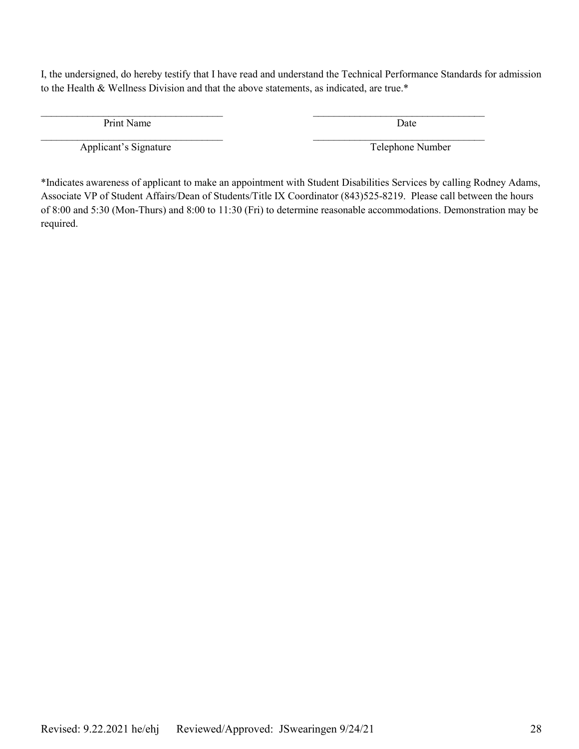I, the undersigned, do hereby testify that I have read and understand the Technical Performance Standards for admission to the Health & Wellness Division and that the above statements, as indicated, are true.*

| ___________________________________ | ___________________________________ |
|---|---|
| Print Name | Date |
| ___________________________________ | ___________________________________ |
| Applicant's Signature | Telephone Number |

*Indicates awareness of applicant to make an appointment with Student Disabilities Services by calling Rodney Adams, Associate VP of Student Affairs/Dean of Students/Title IX Coordinator (843)525-8219. Please call between the hours of 8:00 and 5:30 (Mon-Thurs) and 8:00 to 11:30 (Fri) to determine reasonable accommodations. Demonstration may be required.

Revised: 9.22.2021 he/ehj Reviewed/Approved: JSwearingen 9/24/21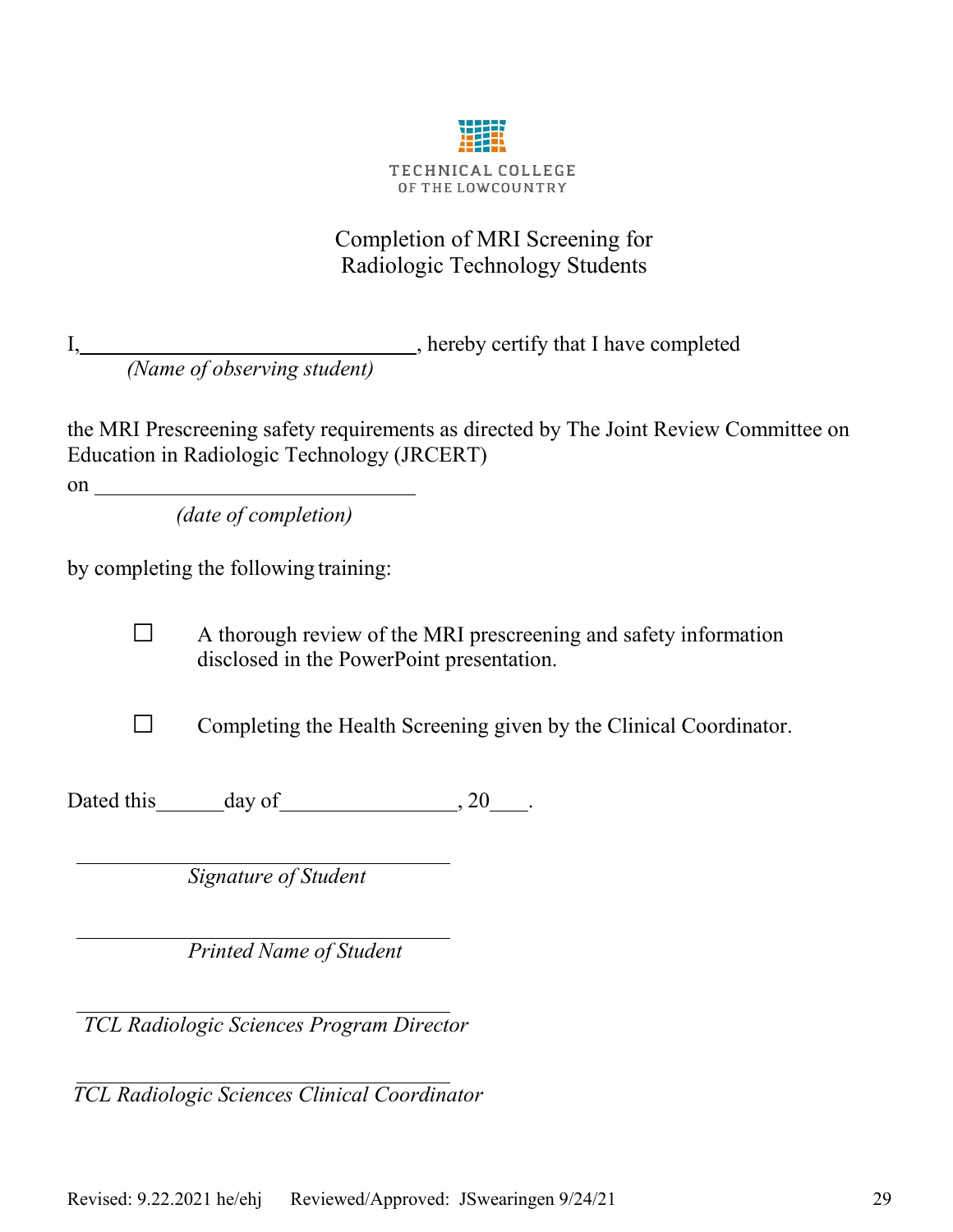TECHNICAL COLLEGE OF THE LOWCOUNTRY

# Completion of MRI Screening for Radiologic Technology Students

I, ________________________________, hereby certify that I have completed
*(Name of observing student)*

the MRI Prescreening safety requirements as directed by The Joint Review Committee on Education in Radiologic Technology (JRCERT)

on ______________________________
*(date of completion)*

by completing the following training:

- ☐ A thorough review of the MRI prescreening and safety information disclosed in the PowerPoint presentation.
- ☐ Completing the Health Screening given by the Clinical Coordinator.

Dated this ______day of________________, 20___.

___________________________________
*Signature of Student*

___________________________________
*Printed Name of Student*

___________________________________
*TCL Radiologic Sciences Program Director*

___________________________________
*TCL Radiologic Sciences Clinical Coordinator*

Revised: 9.22.2021 he/ehj Reviewed/Approved: JSwearingen 9/24/21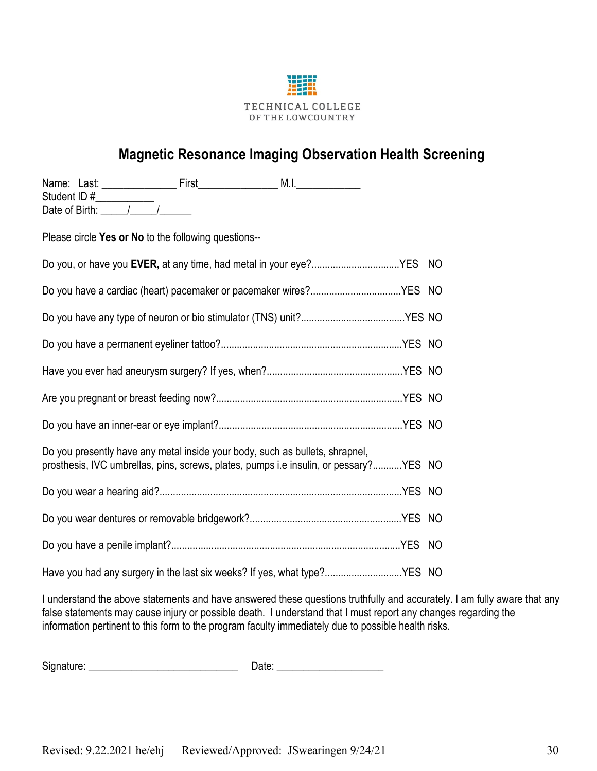TECHNICAL COLLEGE OF THE LOWCOUNTRY

# Magnetic Resonance Imaging Observation Health Screening

Name: Last: _____________ First______________ M.I.___________
Student ID #__________
Date of Birth: _____/_____/______

Please circle **Yes or No** to the following questions--

Do you, or have you **EVER,** at any time, had metal in your eye?................................YES NO

Do you have a cardiac (heart) pacemaker or pacemaker wires?.................................YES NO

Do you have any type of neuron or bio stimulator (TNS) unit?.......................................YES NO

Do you have a permanent eyeliner tattoo?...................................................................YES NO

Have you ever had aneurysm surgery? If yes, when?...................................................YES NO

Are you pregnant or breast feeding now?.....................................................................YES NO

Do you have an inner-ear or eye implant?....................................................................YES NO

Do you presently have any metal inside your body, such as bullets, shrapnel, prosthesis, IVC umbrellas, pins, screws, plates, pumps i.e insulin, or pessary?...........YES NO

Do you wear a hearing aid?..........................................................................................YES NO

Do you wear dentures or removable bridgework?.........................................................YES NO

Do you have a penile implant?......................................................................................YES NO

Have you had any surgery in the last six weeks? If yes, what type?.............................YES NO

I understand the above statements and have answered these questions truthfully and accurately. I am fully aware that any false statements may cause injury or possible death. I understand that I must report any changes regarding the information pertinent to this form to the program faculty immediately due to possible health risks.

Signature: ___________________________ Date: ___________________

Revised: 9.22.2021 he/ehj Reviewed/Approved: JSwearingen 9/24/21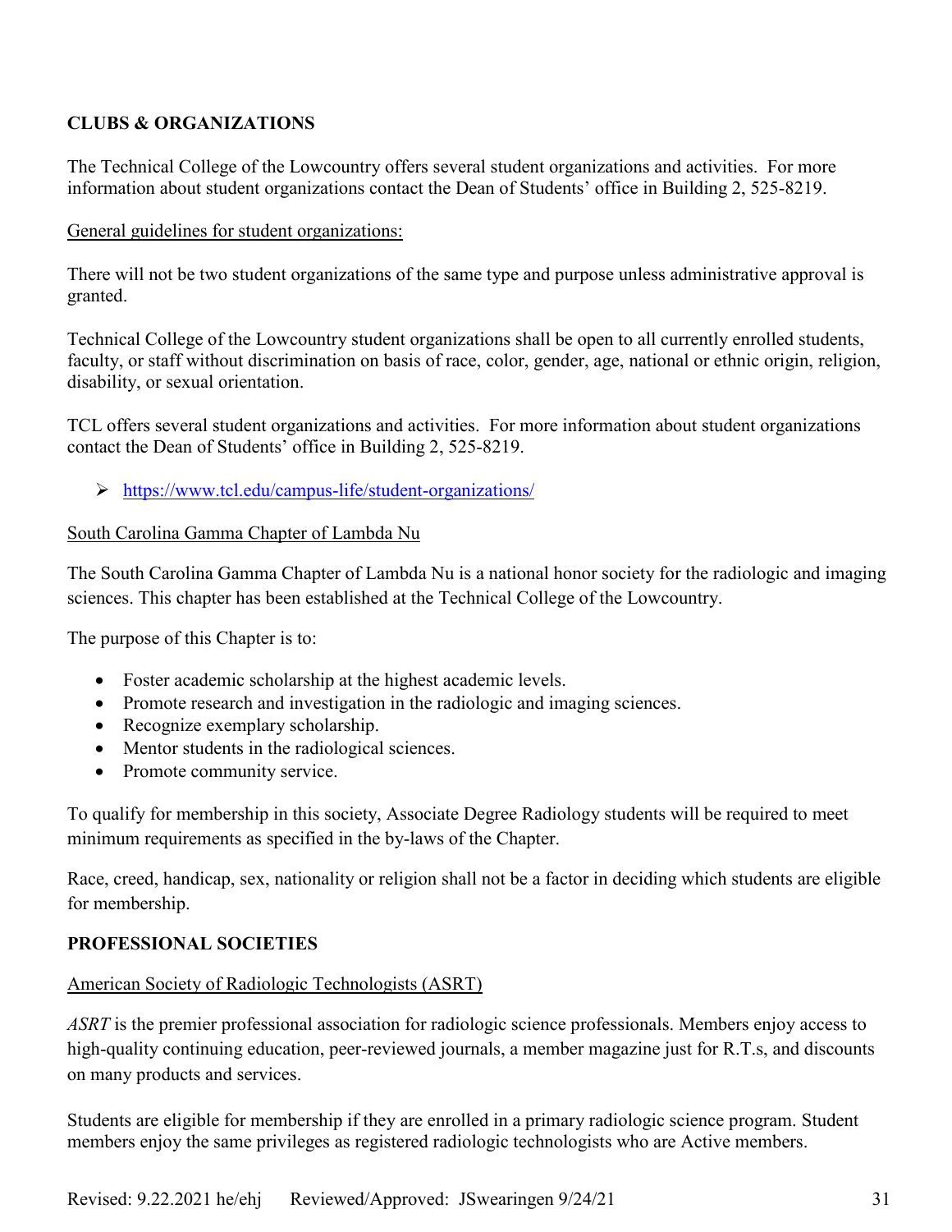## CLUBS & ORGANIZATIONS

The Technical College of the Lowcountry offers several student organizations and activities. For more information about student organizations contact the Dean of Students' office in Building 2, 525-8219.

General guidelines for student organizations:

There will not be two student organizations of the same type and purpose unless administrative approval is granted.

Technical College of the Lowcountry student organizations shall be open to all currently enrolled students, faculty, or staff without discrimination on basis of race, color, gender, age, national or ethnic origin, religion, disability, or sexual orientation.

TCL offers several student organizations and activities. For more information about student organizations contact the Dean of Students' office in Building 2, 525-8219.

- https://www.tcl.edu/campus-life/student-organizations/

South Carolina Gamma Chapter of Lambda Nu

The South Carolina Gamma Chapter of Lambda Nu is a national honor society for the radiologic and imaging sciences. This chapter has been established at the Technical College of the Lowcountry.

The purpose of this Chapter is to:

- Foster academic scholarship at the highest academic levels.
- Promote research and investigation in the radiologic and imaging sciences.
- Recognize exemplary scholarship.
- Mentor students in the radiological sciences.
- Promote community service.

To qualify for membership in this society, Associate Degree Radiology students will be required to meet minimum requirements as specified in the by-laws of the Chapter.

Race, creed, handicap, sex, nationality or religion shall not be a factor in deciding which students are eligible for membership.

## PROFESSIONAL SOCIETIES

American Society of Radiologic Technologists (ASRT)

*ASRT* is the premier professional association for radiologic science professionals. Members enjoy access to high-quality continuing education, peer-reviewed journals, a member magazine just for R.T.s, and discounts on many products and services.

Students are eligible for membership if they are enrolled in a primary radiologic science program. Student members enjoy the same privileges as registered radiologic technologists who are Active members.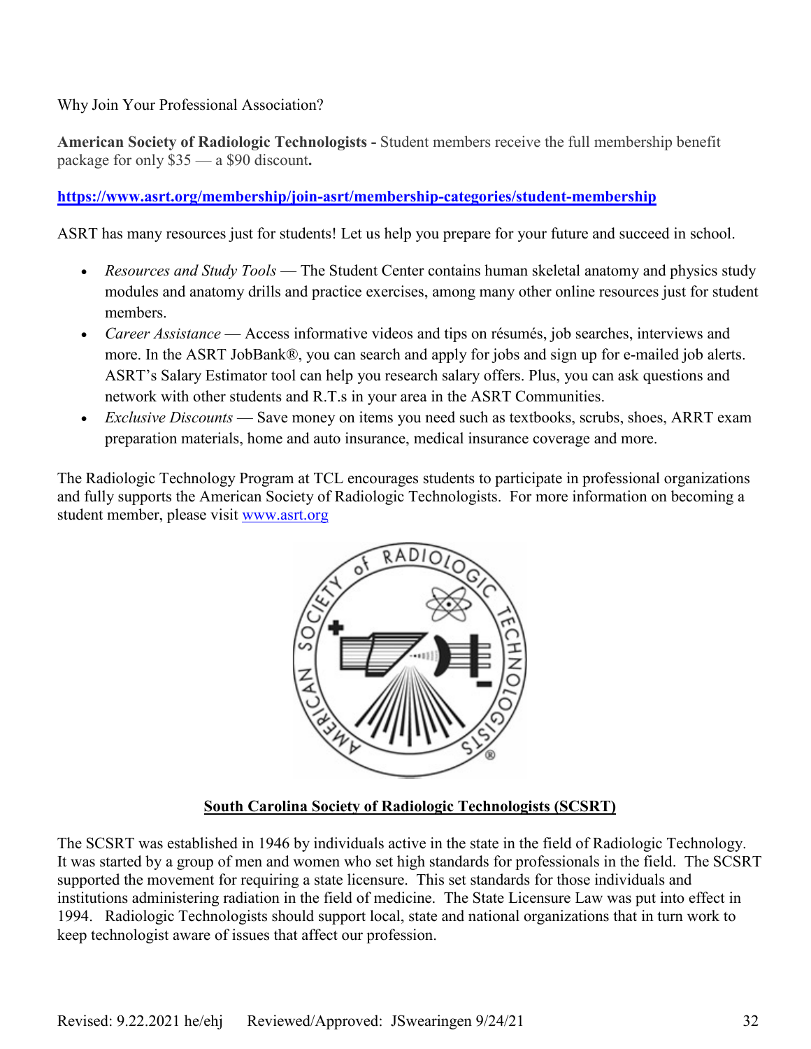Why Join Your Professional Association?

**American Society of Radiologic Technologists -** Student members receive the full membership benefit package for only $35 — a $90 discount**.**

**https://www.asrt.org/membership/join-asrt/membership-categories/student-membership**

ASRT has many resources just for students! Let us help you prepare for your future and succeed in school.

- *Resources and Study Tools* — The Student Center contains human skeletal anatomy and physics study modules and anatomy drills and practice exercises, among many other online resources just for student members.
- *Career Assistance* — Access informative videos and tips on résumés, job searches, interviews and more. In the ASRT JobBank®, you can search and apply for jobs and sign up for e-mailed job alerts. ASRT's Salary Estimator tool can help you research salary offers. Plus, you can ask questions and network with other students and R.T.s in your area in the ASRT Communities.
- *Exclusive Discounts* — Save money on items you need such as textbooks, scrubs, shoes, ARRT exam preparation materials, home and auto insurance, medical insurance coverage and more.

The Radiologic Technology Program at TCL encourages students to participate in professional organizations and fully supports the American Society of Radiologic Technologists. For more information on becoming a student member, please visit www.asrt.org

**South Carolina Society of Radiologic Technologists (SCSRT)**

The SCSRT was established in 1946 by individuals active in the state in the field of Radiologic Technology. It was started by a group of men and women who set high standards for professionals in the field. The SCSRT supported the movement for requiring a state licensure. This set standards for those individuals and institutions administering radiation in the field of medicine. The State Licensure Law was put into effect in 1994. Radiologic Technologists should support local, state and national organizations that in turn work to keep technologist aware of issues that affect our profession.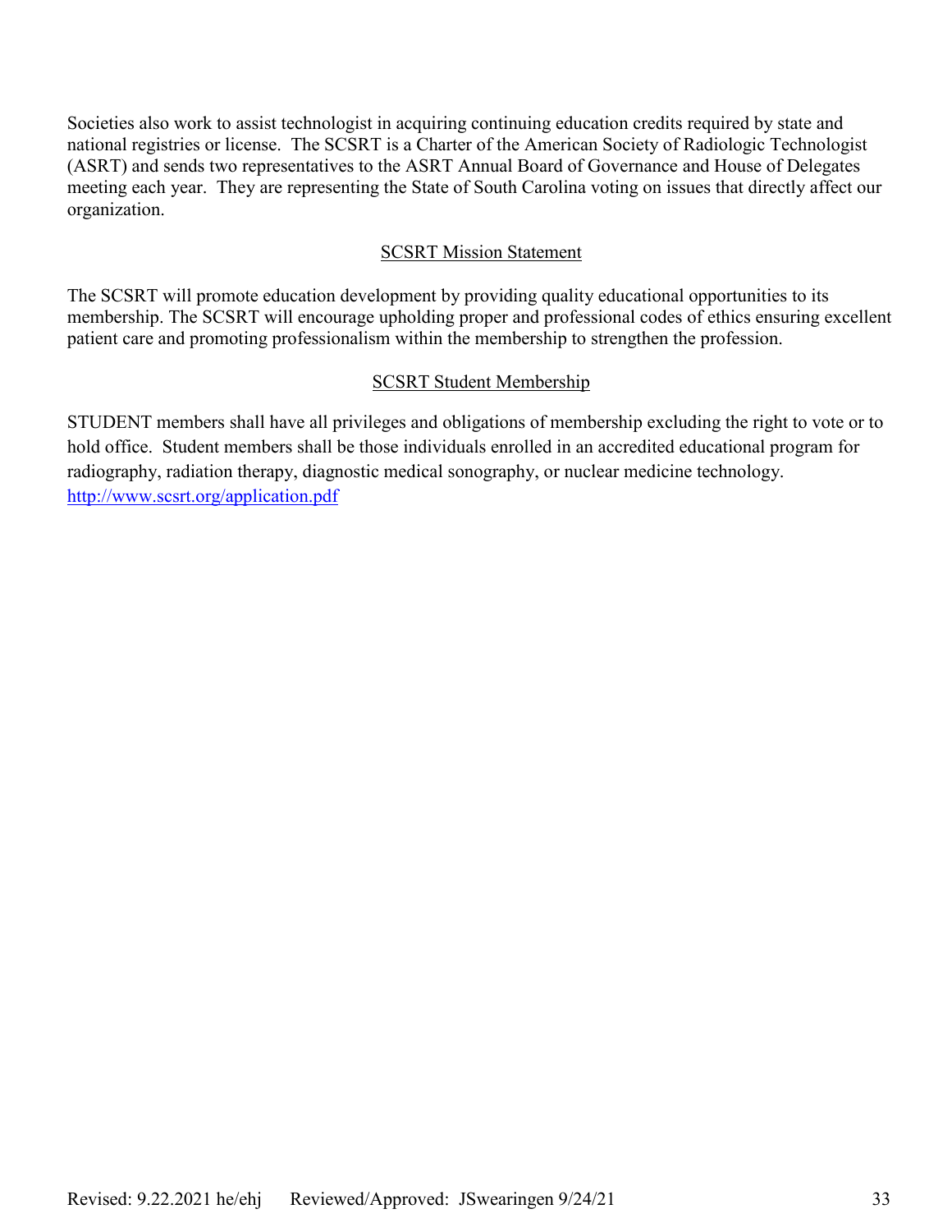Societies also work to assist technologist in acquiring continuing education credits required by state and national registries or license. The SCSRT is a Charter of the American Society of Radiologic Technologist (ASRT) and sends two representatives to the ASRT Annual Board of Governance and House of Delegates meeting each year. They are representing the State of South Carolina voting on issues that directly affect our organization.

## SCSRT Mission Statement

The SCSRT will promote education development by providing quality educational opportunities to its membership. The SCSRT will encourage upholding proper and professional codes of ethics ensuring excellent patient care and promoting professionalism within the membership to strengthen the profession.

## SCSRT Student Membership

STUDENT members shall have all privileges and obligations of membership excluding the right to vote or to hold office. Student members shall be those individuals enrolled in an accredited educational program for radiography, radiation therapy, diagnostic medical sonography, or nuclear medicine technology.
http://www.scsrt.org/application.pdf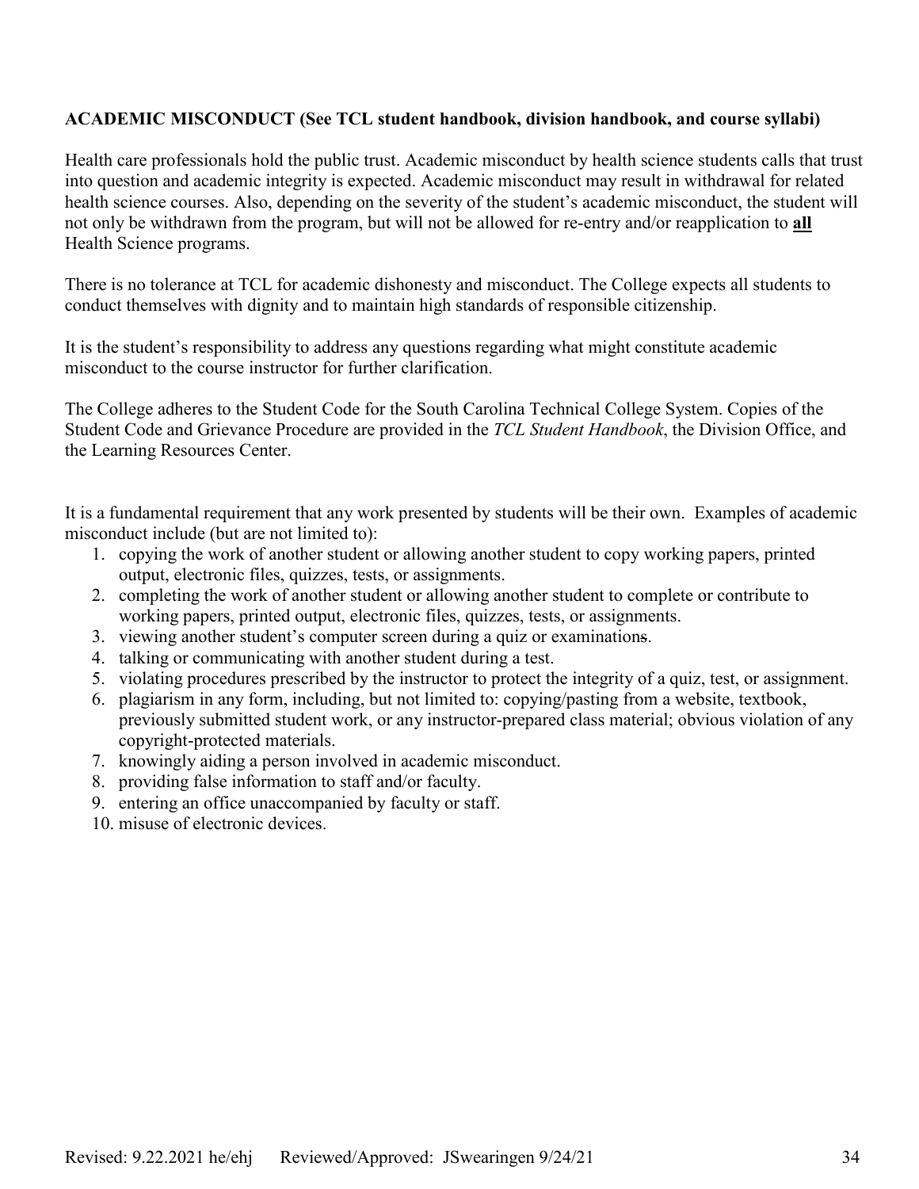## ACADEMIC MISCONDUCT (See TCL student handbook, division handbook, and course syllabi)

Health care professionals hold the public trust. Academic misconduct by health science students calls that trust into question and academic integrity is expected. Academic misconduct may result in withdrawal for related health science courses. Also, depending on the severity of the student's academic misconduct, the student will not only be withdrawn from the program, but will not be allowed for re-entry and/or reapplication to **all** Health Science programs.

There is no tolerance at TCL for academic dishonesty and misconduct. The College expects all students to conduct themselves with dignity and to maintain high standards of responsible citizenship.

It is the student's responsibility to address any questions regarding what might constitute academic misconduct to the course instructor for further clarification.

The College adheres to the Student Code for the South Carolina Technical College System. Copies of the Student Code and Grievance Procedure are provided in the *TCL Student Handbook*, the Division Office, and the Learning Resources Center.

It is a fundamental requirement that any work presented by students will be their own. Examples of academic misconduct include (but are not limited to):

1. copying the work of another student or allowing another student to copy working papers, printed output, electronic files, quizzes, tests, or assignments.
2. completing the work of another student or allowing another student to complete or contribute to working papers, printed output, electronic files, quizzes, tests, or assignments.
3. viewing another student's computer screen during a quiz or examinations.
4. talking or communicating with another student during a test.
5. violating procedures prescribed by the instructor to protect the integrity of a quiz, test, or assignment.
6. plagiarism in any form, including, but not limited to: copying/pasting from a website, textbook, previously submitted student work, or any instructor-prepared class material; obvious violation of any copyright-protected materials.
7. knowingly aiding a person involved in academic misconduct.
8. providing false information to staff and/or faculty.
9. entering an office unaccompanied by faculty or staff.
10. misuse of electronic devices.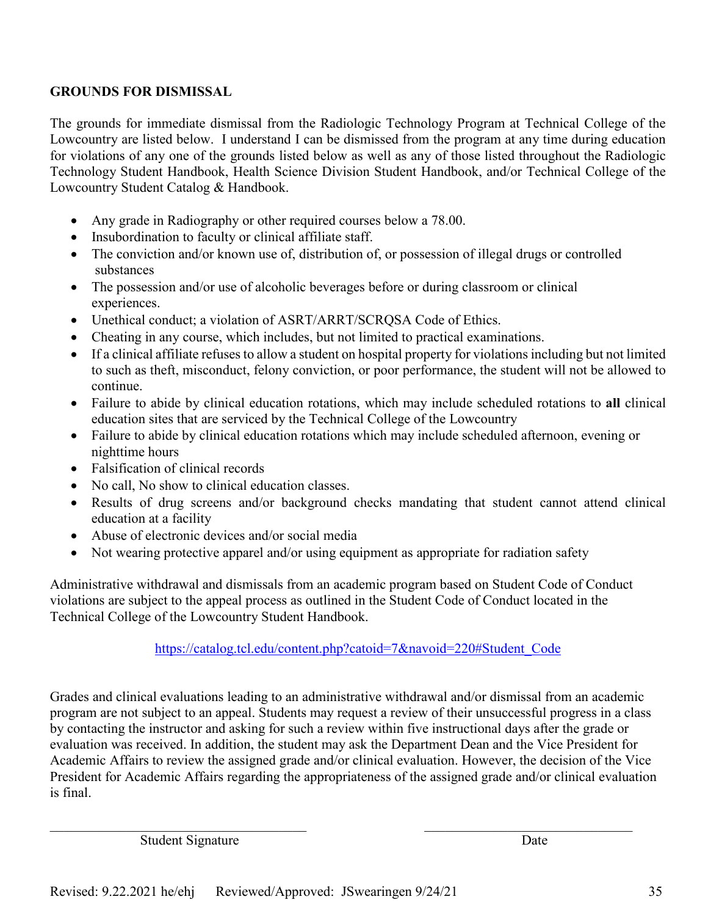## GROUNDS FOR DISMISSAL

The grounds for immediate dismissal from the Radiologic Technology Program at Technical College of the Lowcountry are listed below. I understand I can be dismissed from the program at any time during education for violations of any one of the grounds listed below as well as any of those listed throughout the Radiologic Technology Student Handbook, Health Science Division Student Handbook, and/or Technical College of the Lowcountry Student Catalog & Handbook.

- Any grade in Radiography or other required courses below a 78.00.
- Insubordination to faculty or clinical affiliate staff.
- The conviction and/or known use of, distribution of, or possession of illegal drugs or controlled substances
- The possession and/or use of alcoholic beverages before or during classroom or clinical experiences.
- Unethical conduct; a violation of ASRT/ARRT/SCRQSA Code of Ethics.
- Cheating in any course, which includes, but not limited to practical examinations.
- If a clinical affiliate refuses to allow a student on hospital property for violations including but not limited to such as theft, misconduct, felony conviction, or poor performance, the student will not be allowed to continue.
- Failure to abide by clinical education rotations, which may include scheduled rotations to **all** clinical education sites that are serviced by the Technical College of the Lowcountry
- Failure to abide by clinical education rotations which may include scheduled afternoon, evening or nighttime hours
- Falsification of clinical records
- No call, No show to clinical education classes.
- Results of drug screens and/or background checks mandating that student cannot attend clinical education at a facility
- Abuse of electronic devices and/or social media
- Not wearing protective apparel and/or using equipment as appropriate for radiation safety

Administrative withdrawal and dismissals from an academic program based on Student Code of Conduct violations are subject to the appeal process as outlined in the Student Code of Conduct located in the Technical College of the Lowcountry Student Handbook.

https://catalog.tcl.edu/content.php?catoid=7&navoid=220#Student_Code

Grades and clinical evaluations leading to an administrative withdrawal and/or dismissal from an academic program are not subject to an appeal. Students may request a review of their unsuccessful progress in a class by contacting the instructor and asking for such a review within five instructional days after the grade or evaluation was received. In addition, the student may ask the Department Dean and the Vice President for Academic Affairs to review the assigned grade and/or clinical evaluation. However, the decision of the Vice President for Academic Affairs regarding the appropriateness of the assigned grade and/or clinical evaluation is final.

\_\_\_\_\_\_\_\_\_\_\_\_\_\_\_\_\_\_\_\_\_\_\_\_\_\_\_\_\_\_\_\_ \_\_\_\_\_\_\_\_\_\_\_\_\_\_\_\_\_\_\_\_\_\_\_\_\_\_

Student Signature Date

Revised: 9.22.2021 he/ehj Reviewed/Approved: JSwearingen 9/24/21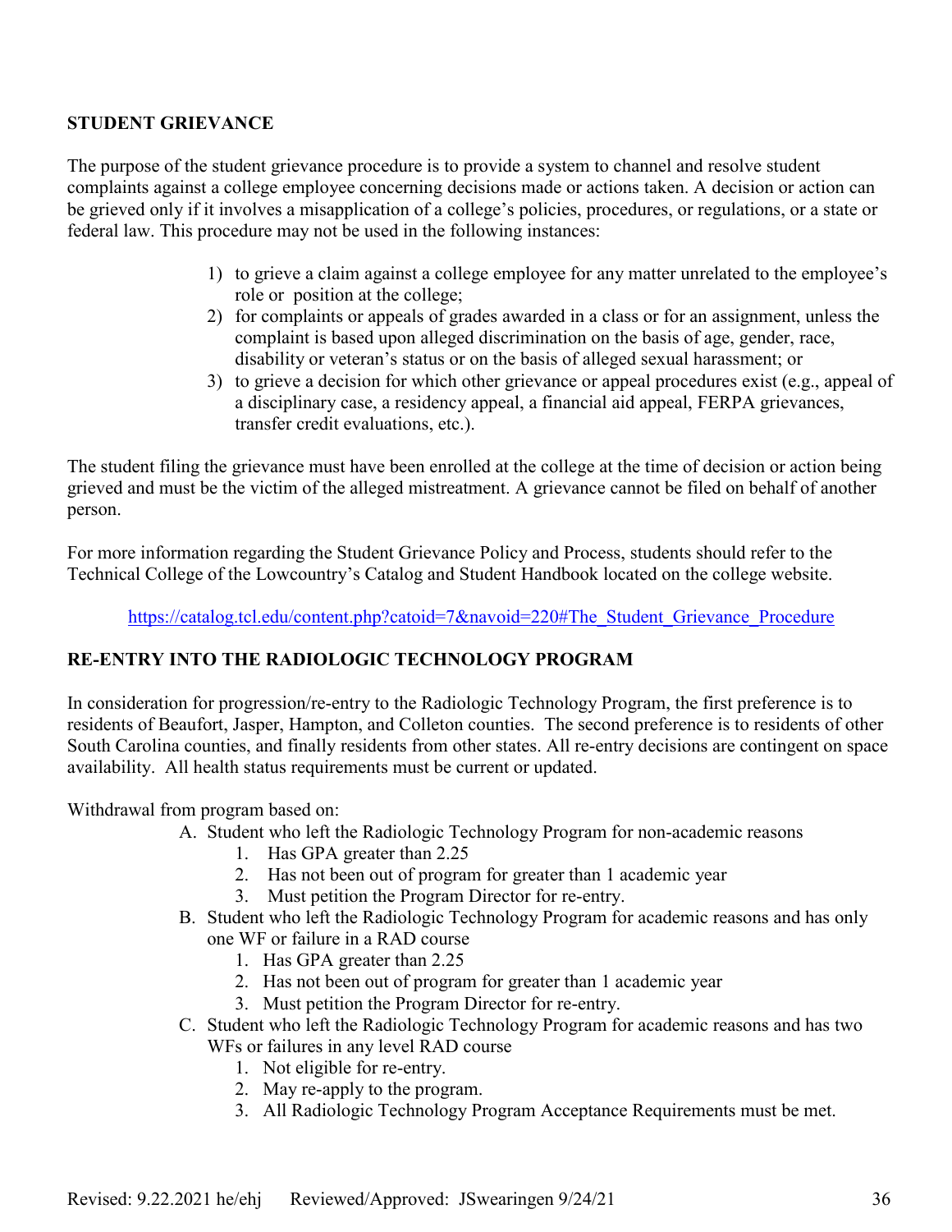## STUDENT GRIEVANCE

The purpose of the student grievance procedure is to provide a system to channel and resolve student complaints against a college employee concerning decisions made or actions taken. A decision or action can be grieved only if it involves a misapplication of a college's policies, procedures, or regulations, or a state or federal law. This procedure may not be used in the following instances:

1) to grieve a claim against a college employee for any matter unrelated to the employee's role or position at the college;
2) for complaints or appeals of grades awarded in a class or for an assignment, unless the complaint is based upon alleged discrimination on the basis of age, gender, race, disability or veteran's status or on the basis of alleged sexual harassment; or
3) to grieve a decision for which other grievance or appeal procedures exist (e.g., appeal of a disciplinary case, a residency appeal, a financial aid appeal, FERPA grievances, transfer credit evaluations, etc.).

The student filing the grievance must have been enrolled at the college at the time of decision or action being grieved and must be the victim of the alleged mistreatment. A grievance cannot be filed on behalf of another person.

For more information regarding the Student Grievance Policy and Process, students should refer to the Technical College of the Lowcountry's Catalog and Student Handbook located on the college website.

https://catalog.tcl.edu/content.php?catoid=7&navoid=220#The_Student_Grievance_Procedure

## RE-ENTRY INTO THE RADIOLOGIC TECHNOLOGY PROGRAM

In consideration for progression/re-entry to the Radiologic Technology Program, the first preference is to residents of Beaufort, Jasper, Hampton, and Colleton counties. The second preference is to residents of other South Carolina counties, and finally residents from other states. All re-entry decisions are contingent on space availability. All health status requirements must be current or updated.

Withdrawal from program based on:

A. Student who left the Radiologic Technology Program for non-academic reasons
   1. Has GPA greater than 2.25
   2. Has not been out of program for greater than 1 academic year
   3. Must petition the Program Director for re-entry.
B. Student who left the Radiologic Technology Program for academic reasons and has only one WF or failure in a RAD course
   1. Has GPA greater than 2.25
   2. Has not been out of program for greater than 1 academic year
   3. Must petition the Program Director for re-entry.
C. Student who left the Radiologic Technology Program for academic reasons and has two WFs or failures in any level RAD course
   1. Not eligible for re-entry.
   2. May re-apply to the program.
   3. All Radiologic Technology Program Acceptance Requirements must be met.

Revised: 9.22.2021 he/ehj Reviewed/Approved: JSwearingen 9/24/21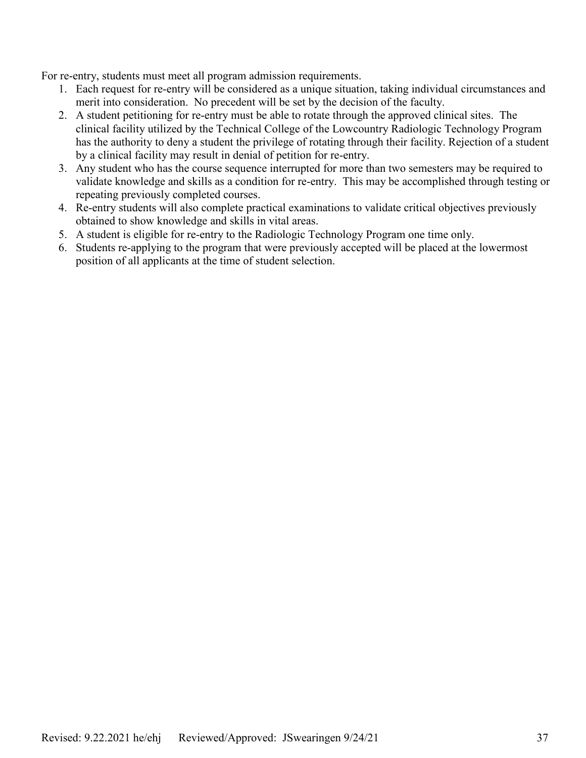For re-entry, students must meet all program admission requirements.

1. Each request for re-entry will be considered as a unique situation, taking individual circumstances and merit into consideration. No precedent will be set by the decision of the faculty.
2. A student petitioning for re-entry must be able to rotate through the approved clinical sites. The clinical facility utilized by the Technical College of the Lowcountry Radiologic Technology Program has the authority to deny a student the privilege of rotating through their facility. Rejection of a student by a clinical facility may result in denial of petition for re-entry.
3. Any student who has the course sequence interrupted for more than two semesters may be required to validate knowledge and skills as a condition for re-entry. This may be accomplished through testing or repeating previously completed courses.
4. Re-entry students will also complete practical examinations to validate critical objectives previously obtained to show knowledge and skills in vital areas.
5. A student is eligible for re-entry to the Radiologic Technology Program one time only.
6. Students re-applying to the program that were previously accepted will be placed at the lowermost position of all applicants at the time of student selection.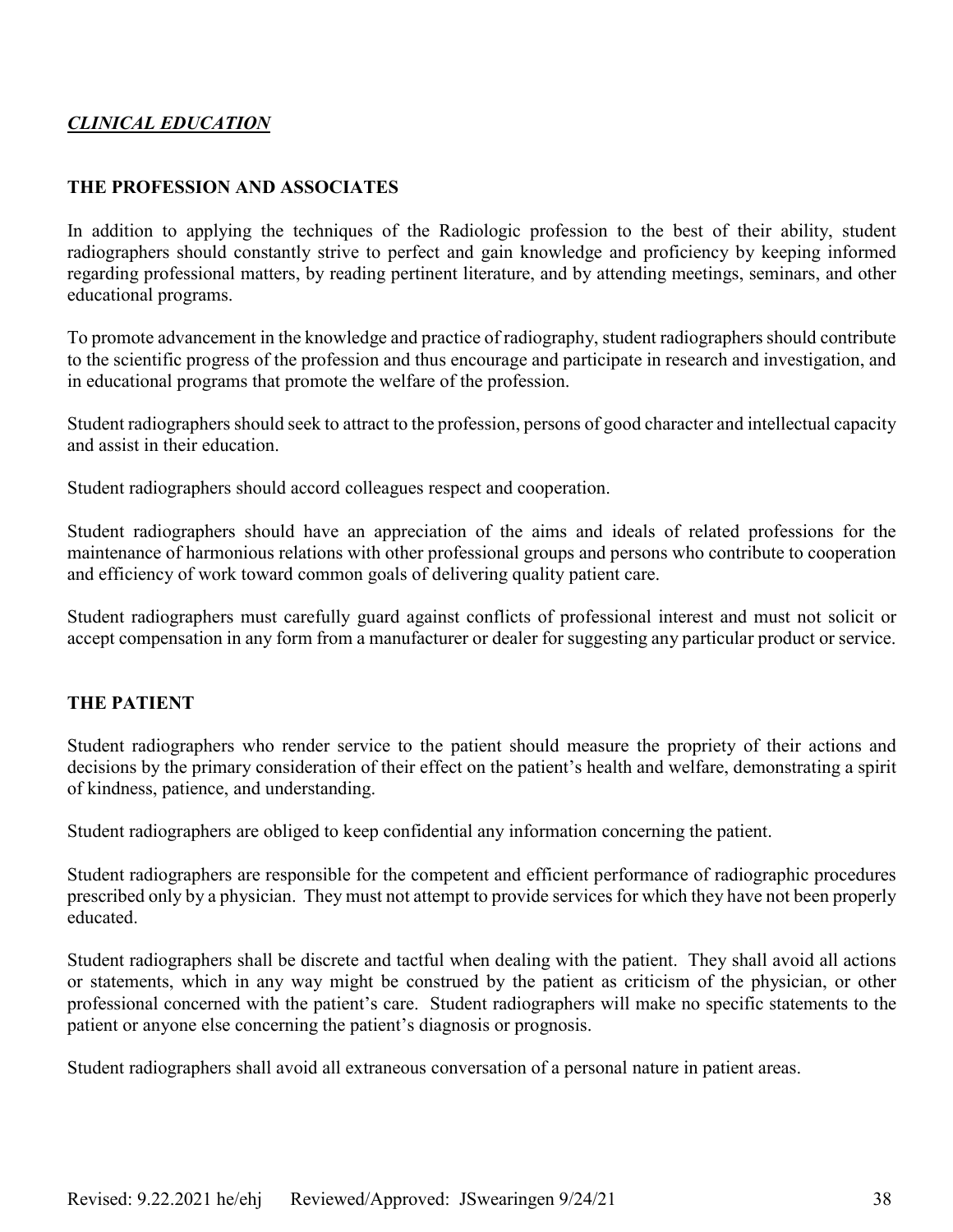***CLINICAL EDUCATION***

## THE PROFESSION AND ASSOCIATES

In addition to applying the techniques of the Radiologic profession to the best of their ability, student radiographers should constantly strive to perfect and gain knowledge and proficiency by keeping informed regarding professional matters, by reading pertinent literature, and by attending meetings, seminars, and other educational programs.

To promote advancement in the knowledge and practice of radiography, student radiographers should contribute to the scientific progress of the profession and thus encourage and participate in research and investigation, and in educational programs that promote the welfare of the profession.

Student radiographers should seek to attract to the profession, persons of good character and intellectual capacity and assist in their education.

Student radiographers should accord colleagues respect and cooperation.

Student radiographers should have an appreciation of the aims and ideals of related professions for the maintenance of harmonious relations with other professional groups and persons who contribute to cooperation and efficiency of work toward common goals of delivering quality patient care.

Student radiographers must carefully guard against conflicts of professional interest and must not solicit or accept compensation in any form from a manufacturer or dealer for suggesting any particular product or service.

## THE PATIENT

Student radiographers who render service to the patient should measure the propriety of their actions and decisions by the primary consideration of their effect on the patient's health and welfare, demonstrating a spirit of kindness, patience, and understanding.

Student radiographers are obliged to keep confidential any information concerning the patient.

Student radiographers are responsible for the competent and efficient performance of radiographic procedures prescribed only by a physician. They must not attempt to provide services for which they have not been properly educated.

Student radiographers shall be discrete and tactful when dealing with the patient. They shall avoid all actions or statements, which in any way might be construed by the patient as criticism of the physician, or other professional concerned with the patient's care. Student radiographers will make no specific statements to the patient or anyone else concerning the patient's diagnosis or prognosis.

Student radiographers shall avoid all extraneous conversation of a personal nature in patient areas.

Revised: 9.22.2021 he/ehj Reviewed/Approved: JSwearingen 9/24/21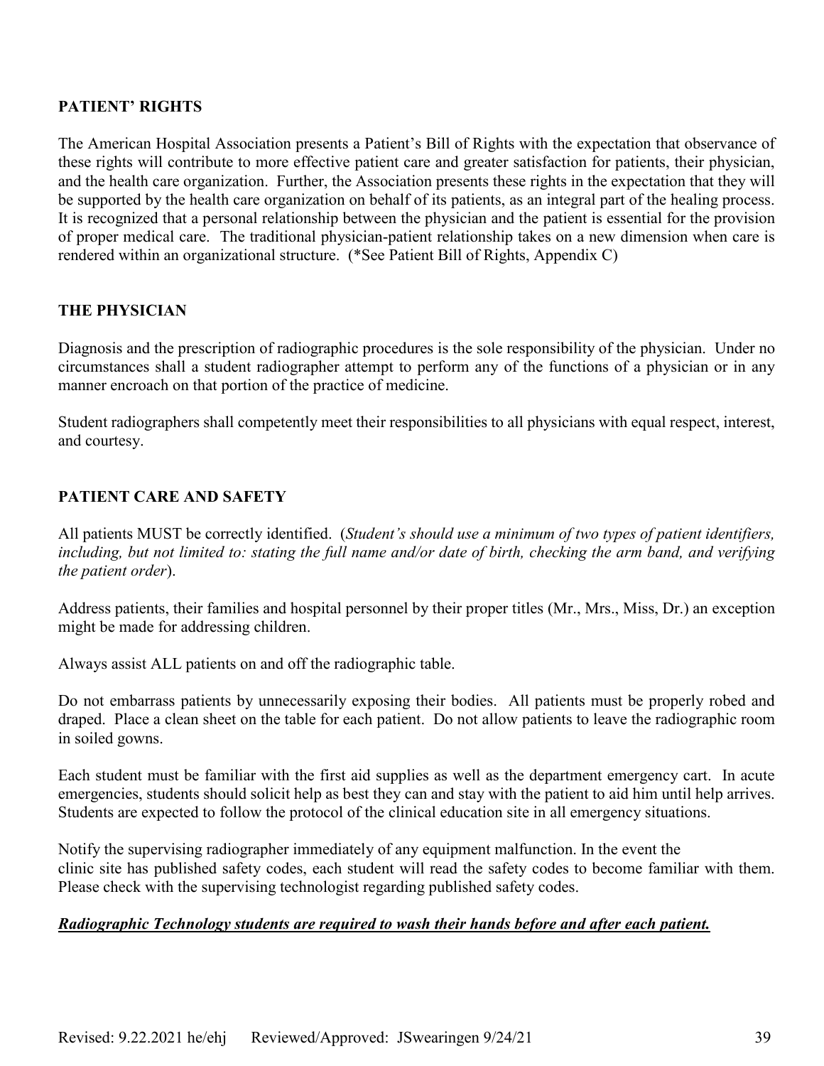## PATIENT' RIGHTS

The American Hospital Association presents a Patient's Bill of Rights with the expectation that observance of these rights will contribute to more effective patient care and greater satisfaction for patients, their physician, and the health care organization. Further, the Association presents these rights in the expectation that they will be supported by the health care organization on behalf of its patients, as an integral part of the healing process. It is recognized that a personal relationship between the physician and the patient is essential for the provision of proper medical care. The traditional physician-patient relationship takes on a new dimension when care is rendered within an organizational structure. (*See Patient Bill of Rights, Appendix C)

## THE PHYSICIAN

Diagnosis and the prescription of radiographic procedures is the sole responsibility of the physician. Under no circumstances shall a student radiographer attempt to perform any of the functions of a physician or in any manner encroach on that portion of the practice of medicine.

Student radiographers shall competently meet their responsibilities to all physicians with equal respect, interest, and courtesy.

## PATIENT CARE AND SAFETY

All patients MUST be correctly identified. (*Student's should use a minimum of two types of patient identifiers, including, but not limited to: stating the full name and/or date of birth, checking the arm band, and verifying the patient order*).

Address patients, their families and hospital personnel by their proper titles (Mr., Mrs., Miss, Dr.) an exception might be made for addressing children.

Always assist ALL patients on and off the radiographic table.

Do not embarrass patients by unnecessarily exposing their bodies. All patients must be properly robed and draped. Place a clean sheet on the table for each patient. Do not allow patients to leave the radiographic room in soiled gowns.

Each student must be familiar with the first aid supplies as well as the department emergency cart. In acute emergencies, students should solicit help as best they can and stay with the patient to aid him until help arrives. Students are expected to follow the protocol of the clinical education site in all emergency situations.

Notify the supervising radiographer immediately of any equipment malfunction. In the event the clinic site has published safety codes, each student will read the safety codes to become familiar with them. Please check with the supervising technologist regarding published safety codes.

***<u>Radiographic Technology students are required to wash their hands before and after each patient.</u>***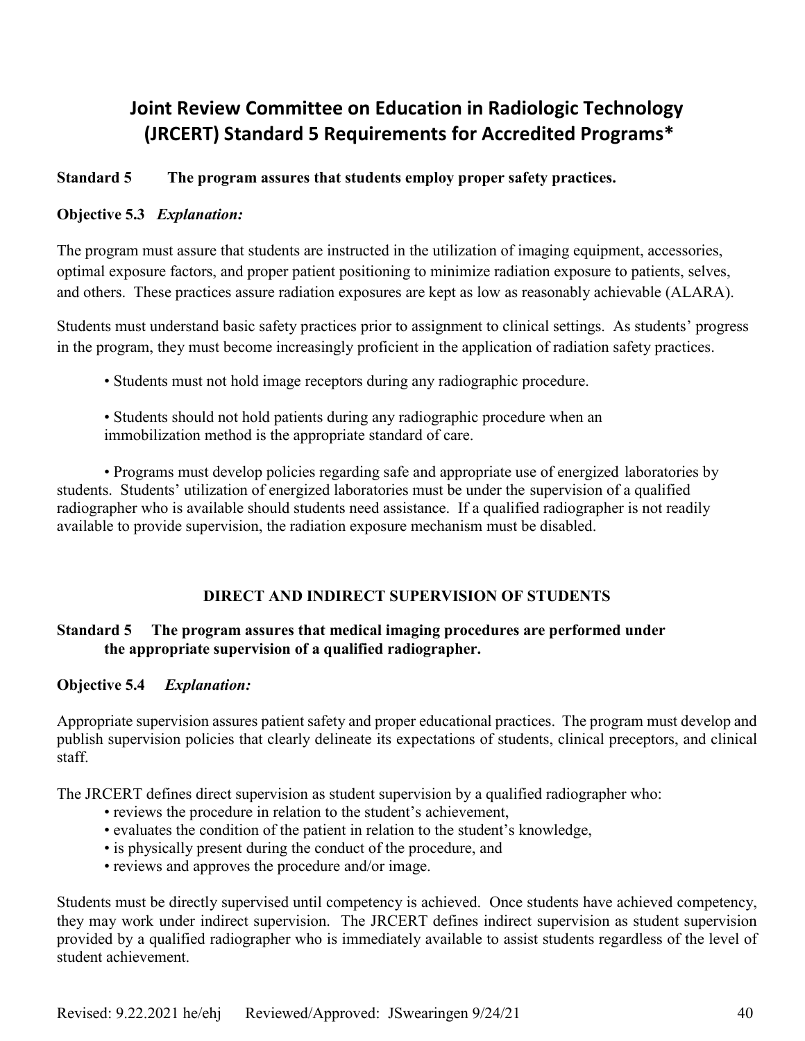# Joint Review Committee on Education in Radiologic Technology (JRCERT) Standard 5 Requirements for Accredited Programs*

**Standard 5 The program assures that students employ proper safety practices.**

**Objective 5.3** ***Explanation:***

The program must assure that students are instructed in the utilization of imaging equipment, accessories, optimal exposure factors, and proper patient positioning to minimize radiation exposure to patients, selves, and others. These practices assure radiation exposures are kept as low as reasonably achievable (ALARA).

Students must understand basic safety practices prior to assignment to clinical settings. As students' progress in the program, they must become increasingly proficient in the application of radiation safety practices.

- Students must not hold image receptors during any radiographic procedure.
- Students should not hold patients during any radiographic procedure when an immobilization method is the appropriate standard of care.
- Programs must develop policies regarding safe and appropriate use of energized laboratories by students. Students' utilization of energized laboratories must be under the supervision of a qualified radiographer who is available should students need assistance. If a qualified radiographer is not readily available to provide supervision, the radiation exposure mechanism must be disabled.

## DIRECT AND INDIRECT SUPERVISION OF STUDENTS

**Standard 5 The program assures that medical imaging procedures are performed under the appropriate supervision of a qualified radiographer.**

**Objective 5.4** ***Explanation:***

Appropriate supervision assures patient safety and proper educational practices. The program must develop and publish supervision policies that clearly delineate its expectations of students, clinical preceptors, and clinical staff.

The JRCERT defines direct supervision as student supervision by a qualified radiographer who:

- reviews the procedure in relation to the student's achievement,
- evaluates the condition of the patient in relation to the student's knowledge,
- is physically present during the conduct of the procedure, and
- reviews and approves the procedure and/or image.

Students must be directly supervised until competency is achieved. Once students have achieved competency, they may work under indirect supervision. The JRCERT defines indirect supervision as student supervision provided by a qualified radiographer who is immediately available to assist students regardless of the level of student achievement.

Revised: 9.22.2021 he/ehj Reviewed/Approved: JSwearingen 9/24/21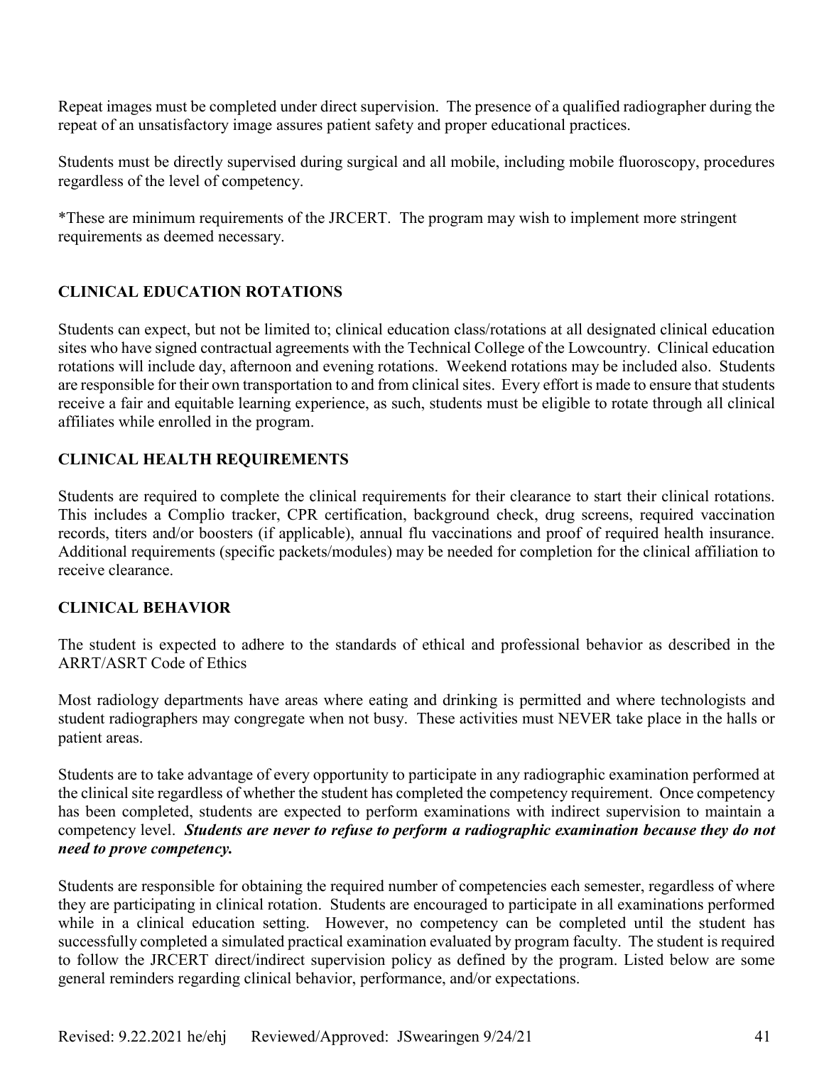Repeat images must be completed under direct supervision. The presence of a qualified radiographer during the repeat of an unsatisfactory image assures patient safety and proper educational practices.

Students must be directly supervised during surgical and all mobile, including mobile fluoroscopy, procedures regardless of the level of competency.

*These are minimum requirements of the JRCERT. The program may wish to implement more stringent requirements as deemed necessary.

## CLINICAL EDUCATION ROTATIONS

Students can expect, but not be limited to; clinical education class/rotations at all designated clinical education sites who have signed contractual agreements with the Technical College of the Lowcountry. Clinical education rotations will include day, afternoon and evening rotations. Weekend rotations may be included also. Students are responsible for their own transportation to and from clinical sites. Every effort is made to ensure that students receive a fair and equitable learning experience, as such, students must be eligible to rotate through all clinical affiliates while enrolled in the program.

## CLINICAL HEALTH REQUIREMENTS

Students are required to complete the clinical requirements for their clearance to start their clinical rotations. This includes a Complio tracker, CPR certification, background check, drug screens, required vaccination records, titers and/or boosters (if applicable), annual flu vaccinations and proof of required health insurance. Additional requirements (specific packets/modules) may be needed for completion for the clinical affiliation to receive clearance.

## CLINICAL BEHAVIOR

The student is expected to adhere to the standards of ethical and professional behavior as described in the ARRT/ASRT Code of Ethics

Most radiology departments have areas where eating and drinking is permitted and where technologists and student radiographers may congregate when not busy. These activities must NEVER take place in the halls or patient areas.

Students are to take advantage of every opportunity to participate in any radiographic examination performed at the clinical site regardless of whether the student has completed the competency requirement. Once competency has been completed, students are expected to perform examinations with indirect supervision to maintain a competency level. ***Students are never to refuse to perform a radiographic examination because they do not need to prove competency.***

Students are responsible for obtaining the required number of competencies each semester, regardless of where they are participating in clinical rotation. Students are encouraged to participate in all examinations performed while in a clinical education setting. However, no competency can be completed until the student has successfully completed a simulated practical examination evaluated by program faculty. The student is required to follow the JRCERT direct/indirect supervision policy as defined by the program. Listed below are some general reminders regarding clinical behavior, performance, and/or expectations.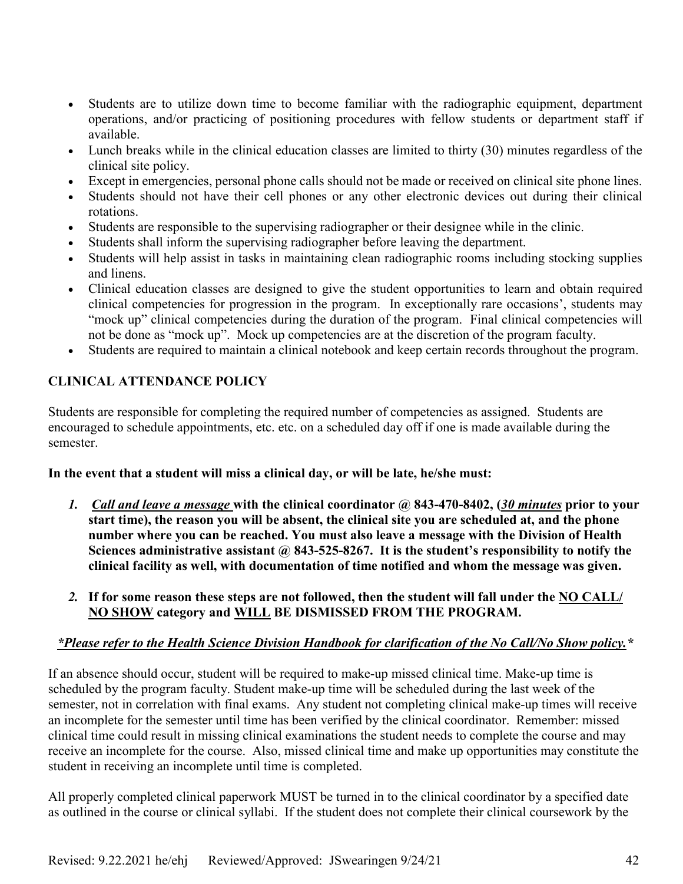- Students are to utilize down time to become familiar with the radiographic equipment, department operations, and/or practicing of positioning procedures with fellow students or department staff if available.
- Lunch breaks while in the clinical education classes are limited to thirty (30) minutes regardless of the clinical site policy.
- Except in emergencies, personal phone calls should not be made or received on clinical site phone lines.
- Students should not have their cell phones or any other electronic devices out during their clinical rotations.
- Students are responsible to the supervising radiographer or their designee while in the clinic.
- Students shall inform the supervising radiographer before leaving the department.
- Students will help assist in tasks in maintaining clean radiographic rooms including stocking supplies and linens.
- Clinical education classes are designed to give the student opportunities to learn and obtain required clinical competencies for progression in the program. In exceptionally rare occasions', students may "mock up" clinical competencies during the duration of the program. Final clinical competencies will not be done as "mock up". Mock up competencies are at the discretion of the program faculty.
- Students are required to maintain a clinical notebook and keep certain records throughout the program.

## CLINICAL ATTENDANCE POLICY

Students are responsible for completing the required number of competencies as assigned. Students are encouraged to schedule appointments, etc. etc. on a scheduled day off if one is made available during the semester.

**In the event that a student will miss a clinical day, or will be late, he/she must:**

1. ***Call and leave a message*** **with the clinical coordinator @ 843-470-8402, (*30 minutes* prior to your start time), the reason you will be absent, the clinical site you are scheduled at, and the phone number where you can be reached. You must also leave a message with the Division of Health Sciences administrative assistant @ 843-525-8267. It is the student's responsibility to notify the clinical facility as well, with documentation of time notified and whom the message was given.**

2. **If for some reason these steps are not followed, then the student will fall under the NO CALL/ NO SHOW category and WILL BE DISMISSED FROM THE PROGRAM.**

***\*Please refer to the Health Science Division Handbook for clarification of the No Call/No Show policy.\****

If an absence should occur, student will be required to make-up missed clinical time. Make-up time is scheduled by the program faculty. Student make-up time will be scheduled during the last week of the semester, not in correlation with final exams. Any student not completing clinical make-up times will receive an incomplete for the semester until time has been verified by the clinical coordinator. Remember: missed clinical time could result in missing clinical examinations the student needs to complete the course and may receive an incomplete for the course. Also, missed clinical time and make up opportunities may constitute the student in receiving an incomplete until time is completed.

All properly completed clinical paperwork MUST be turned in to the clinical coordinator by a specified date as outlined in the course or clinical syllabi. If the student does not complete their clinical coursework by the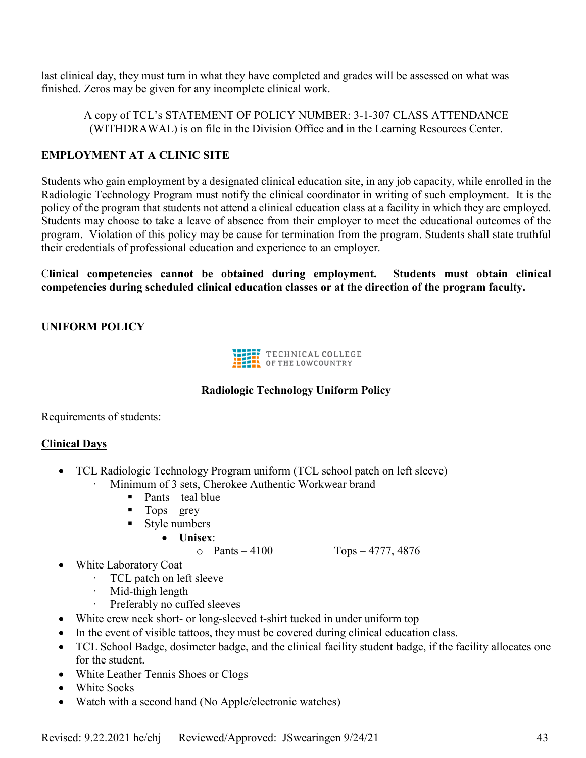last clinical day, they must turn in what they have completed and grades will be assessed on what was finished. Zeros may be given for any incomplete clinical work.

A copy of TCL's STATEMENT OF POLICY NUMBER: 3-1-307 CLASS ATTENDANCE (WITHDRAWAL) is on file in the Division Office and in the Learning Resources Center.

**EMPLOYMENT AT A CLINIC SITE**

Students who gain employment by a designated clinical education site, in any job capacity, while enrolled in the Radiologic Technology Program must notify the clinical coordinator in writing of such employment. It is the policy of the program that students not attend a clinical education class at a facility in which they are employed. Students may choose to take a leave of absence from their employer to meet the educational outcomes of the program. Violation of this policy may be cause for termination from the program. Students shall state truthful their credentials of professional education and experience to an employer.

**Clinical competencies cannot be obtained during employment. Students must obtain clinical competencies during scheduled clinical education classes or at the direction of the program faculty.**

**UNIFORM POLICY**

TECHNICAL COLLEGE OF THE LOWCOUNTRY

**Radiologic Technology Uniform Policy**

Requirements of students:

**<u>Clinical Days</u>**

- TCL Radiologic Technology Program uniform (TCL school patch on left sleeve)
  - Minimum of 3 sets, Cherokee Authentic Workwear brand
    - Pants – teal blue
    - Tops – grey
    - Style numbers
      - **Unisex**:
        - Pants – 4100 Tops – 4777, 4876
- White Laboratory Coat
  - TCL patch on left sleeve
  - Mid-thigh length
  - Preferably no cuffed sleeves
- White crew neck short- or long-sleeved t-shirt tucked in under uniform top
- In the event of visible tattoos, they must be covered during clinical education class.
- TCL School Badge, dosimeter badge, and the clinical facility student badge, if the facility allocates one for the student.
- White Leather Tennis Shoes or Clogs
- White Socks
- Watch with a second hand (No Apple/electronic watches)

Revised: 9.22.2021 he/ehj Reviewed/Approved: JSwearingen 9/24/21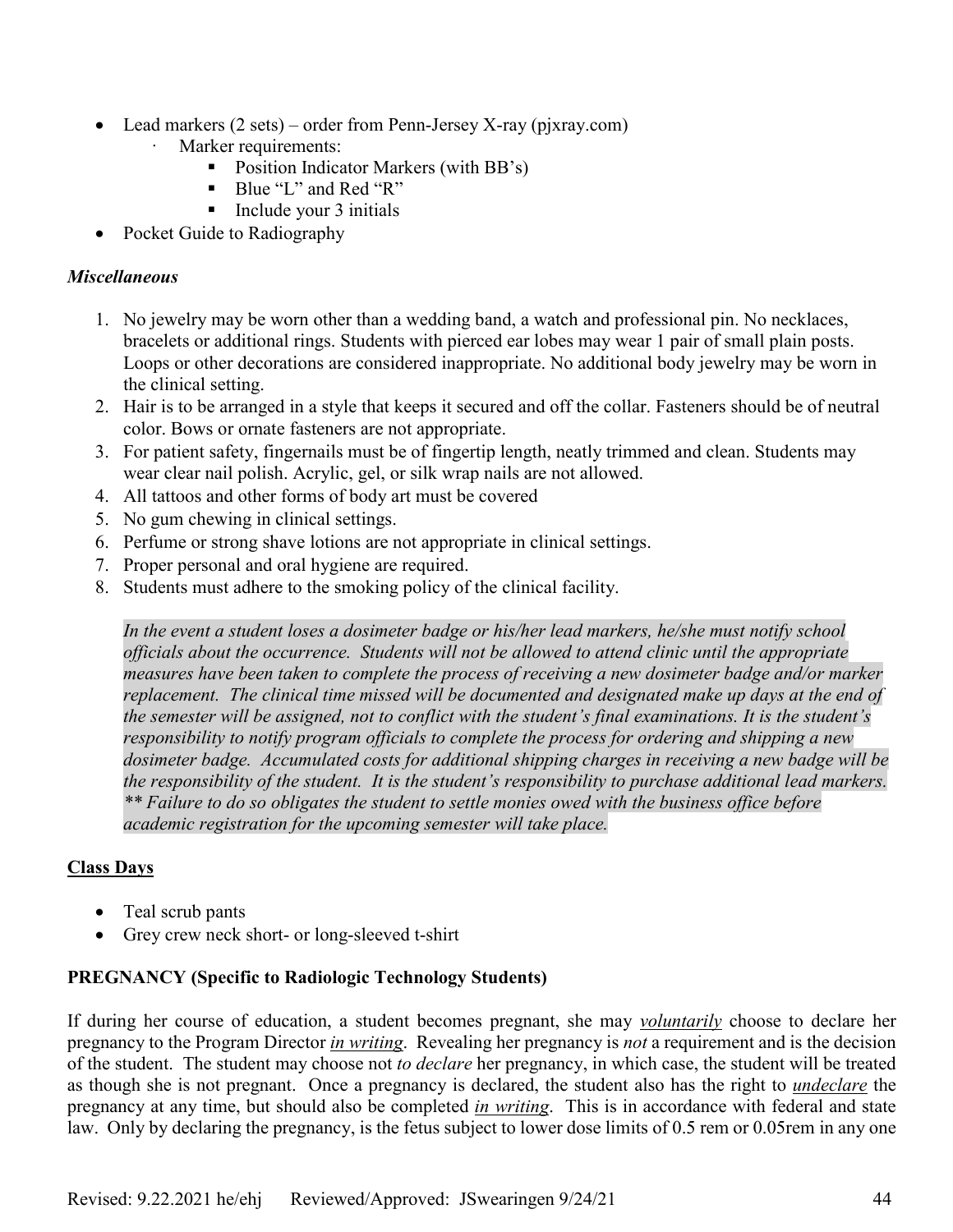- Lead markers (2 sets) – order from Penn-Jersey X-ray (pjxray.com)
    - Marker requirements:
        - Position Indicator Markers (with BB's)
        - Blue "L" and Red "R"
        - Include your 3 initials
- Pocket Guide to Radiography

### *Miscellaneous*

1. No jewelry may be worn other than a wedding band, a watch and professional pin. No necklaces, bracelets or additional rings. Students with pierced ear lobes may wear 1 pair of small plain posts. Loops or other decorations are considered inappropriate. No additional body jewelry may be worn in the clinical setting.
2. Hair is to be arranged in a style that keeps it secured and off the collar. Fasteners should be of neutral color. Bows or ornate fasteners are not appropriate.
3. For patient safety, fingernails must be of fingertip length, neatly trimmed and clean. Students may wear clear nail polish. Acrylic, gel, or silk wrap nails are not allowed.
4. All tattoos and other forms of body art must be covered
5. No gum chewing in clinical settings.
6. Perfume or strong shave lotions are not appropriate in clinical settings.
7. Proper personal and oral hygiene are required.
8. Students must adhere to the smoking policy of the clinical facility.

*In the event a student loses a dosimeter badge or his/her lead markers, he/she must notify school officials about the occurrence. Students will not be allowed to attend clinic until the appropriate measures have been taken to complete the process of receiving a new dosimeter badge and/or marker replacement. The clinical time missed will be documented and designated make up days at the end of the semester will be assigned, not to conflict with the student's final examinations. It is the student's responsibility to notify program officials to complete the process for ordering and shipping a new dosimeter badge. Accumulated costs for additional shipping charges in receiving a new badge will be the responsibility of the student. It is the student's responsibility to purchase additional lead markers. \*\* Failure to do so obligates the student to settle monies owed with the business office before academic registration for the upcoming semester will take place.*

## <u>Class Days</u>

- Teal scrub pants
- Grey crew neck short- or long-sleeved t-shirt

## PREGNANCY (Specific to Radiologic Technology Students)

If during her course of education, a student becomes pregnant, she may ***<u>voluntarily</u>*** choose to declare her pregnancy to the Program Director ***<u>in writing</u>***. Revealing her pregnancy is *not* a requirement and is the decision of the student. The student may choose not *to declare* her pregnancy, in which case, the student will be treated as though she is not pregnant. Once a pregnancy is declared, the student also has the right to ***<u>undeclare</u>*** the pregnancy at any time, but should also be completed ***<u>in writing</u>***. This is in accordance with federal and state law. Only by declaring the pregnancy, is the fetus subject to lower dose limits of 0.5 rem or 0.05rem in any one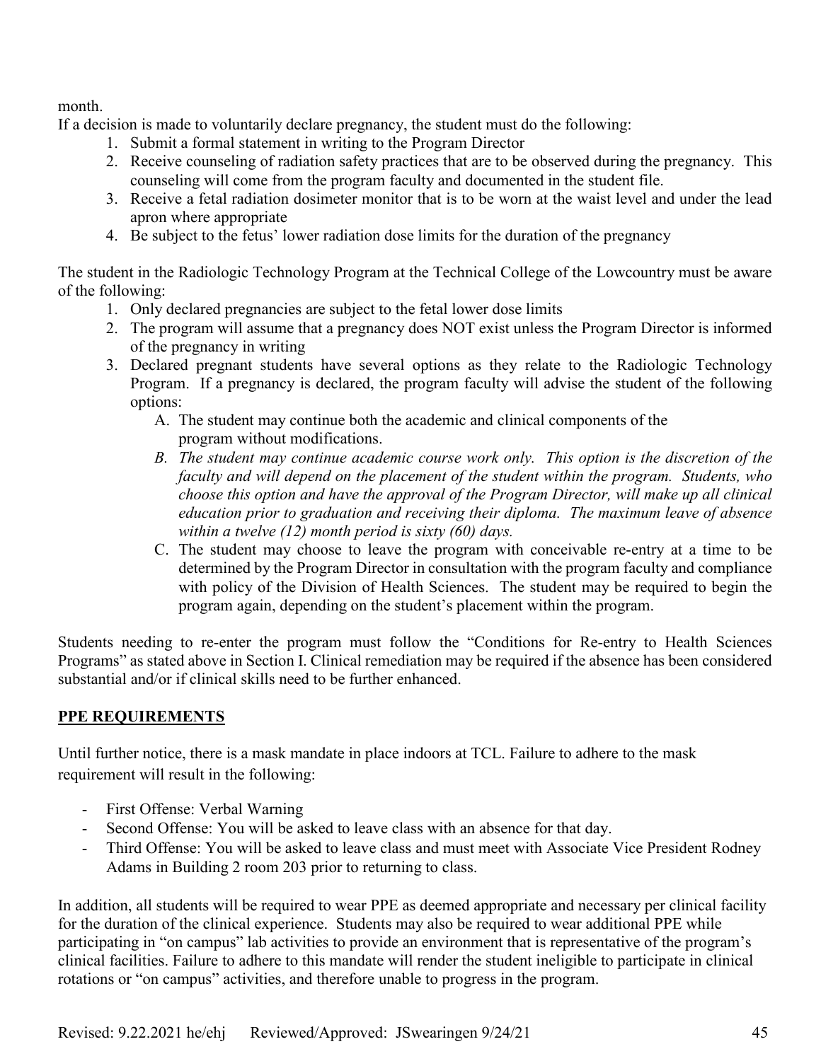month.

If a decision is made to voluntarily declare pregnancy, the student must do the following:

1. Submit a formal statement in writing to the Program Director
2. Receive counseling of radiation safety practices that are to be observed during the pregnancy. This counseling will come from the program faculty and documented in the student file.
3. Receive a fetal radiation dosimeter monitor that is to be worn at the waist level and under the lead apron where appropriate
4. Be subject to the fetus' lower radiation dose limits for the duration of the pregnancy

The student in the Radiologic Technology Program at the Technical College of the Lowcountry must be aware of the following:

1. Only declared pregnancies are subject to the fetal lower dose limits
2. The program will assume that a pregnancy does NOT exist unless the Program Director is informed of the pregnancy in writing
3. Declared pregnant students have several options as they relate to the Radiologic Technology Program. If a pregnancy is declared, the program faculty will advise the student of the following options:
   A. The student may continue both the academic and clinical components of the program without modifications.
   B. *The student may continue academic course work only. This option is the discretion of the faculty and will depend on the placement of the student within the program. Students, who choose this option and have the approval of the Program Director, will make up all clinical education prior to graduation and receiving their diploma. The maximum leave of absence within a twelve (12) month period is sixty (60) days.*
   C. The student may choose to leave the program with conceivable re-entry at a time to be determined by the Program Director in consultation with the program faculty and compliance with policy of the Division of Health Sciences. The student may be required to begin the program again, depending on the student's placement within the program.

Students needing to re-enter the program must follow the "Conditions for Re-entry to Health Sciences Programs" as stated above in Section I. Clinical remediation may be required if the absence has been considered substantial and/or if clinical skills need to be further enhanced.

## **PPE REQUIREMENTS**

Until further notice, there is a mask mandate in place indoors at TCL. Failure to adhere to the mask requirement will result in the following:

- First Offense: Verbal Warning
- Second Offense: You will be asked to leave class with an absence for that day.
- Third Offense: You will be asked to leave class and must meet with Associate Vice President Rodney Adams in Building 2 room 203 prior to returning to class.

In addition, all students will be required to wear PPE as deemed appropriate and necessary per clinical facility for the duration of the clinical experience. Students may also be required to wear additional PPE while participating in "on campus" lab activities to provide an environment that is representative of the program's clinical facilities. Failure to adhere to this mandate will render the student ineligible to participate in clinical rotations or "on campus" activities, and therefore unable to progress in the program.

Revised: 9.22.2021 he/ehj Reviewed/Approved: JSwearingen 9/24/21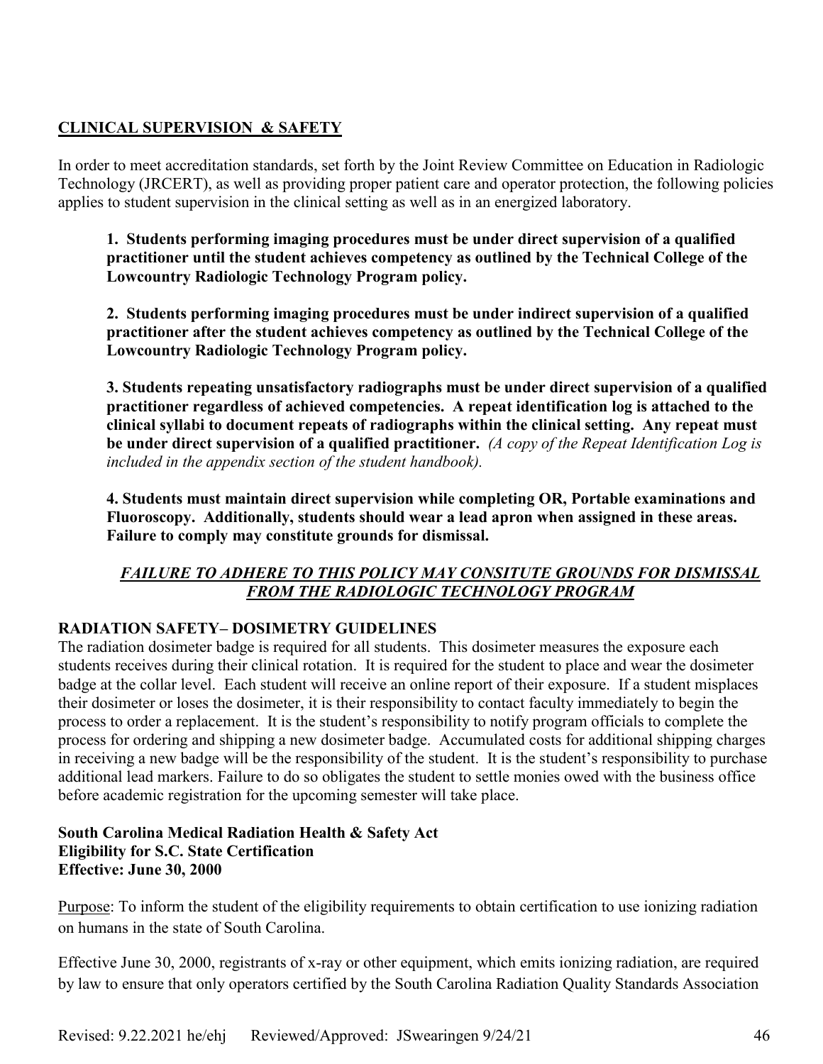## CLINICAL SUPERVISION & SAFETY

In order to meet accreditation standards, set forth by the Joint Review Committee on Education in Radiologic Technology (JRCERT), as well as providing proper patient care and operator protection, the following policies applies to student supervision in the clinical setting as well as in an energized laboratory.

**1. Students performing imaging procedures must be under direct supervision of a qualified practitioner until the student achieves competency as outlined by the Technical College of the Lowcountry Radiologic Technology Program policy.**

**2. Students performing imaging procedures must be under indirect supervision of a qualified practitioner after the student achieves competency as outlined by the Technical College of the Lowcountry Radiologic Technology Program policy.**

**3. Students repeating unsatisfactory radiographs must be under direct supervision of a qualified practitioner regardless of achieved competencies. A repeat identification log is attached to the clinical syllabi to document repeats of radiographs within the clinical setting. Any repeat must be under direct supervision of a qualified practitioner.** *(A copy of the Repeat Identification Log is included in the appendix section of the student handbook).*

**4. Students must maintain direct supervision while completing OR, Portable examinations and Fluoroscopy. Additionally, students should wear a lead apron when assigned in these areas. Failure to comply may constitute grounds for dismissal.**

***FAILURE TO ADHERE TO THIS POLICY MAY CONSITUTE GROUNDS FOR DISMISSAL FROM THE RADIOLOGIC TECHNOLOGY PROGRAM***

### RADIATION SAFETY– DOSIMETRY GUIDELINES

The radiation dosimeter badge is required for all students. This dosimeter measures the exposure each students receives during their clinical rotation. It is required for the student to place and wear the dosimeter badge at the collar level. Each student will receive an online report of their exposure. If a student misplaces their dosimeter or loses the dosimeter, it is their responsibility to contact faculty immediately to begin the process to order a replacement. It is the student's responsibility to notify program officials to complete the process for ordering and shipping a new dosimeter badge. Accumulated costs for additional shipping charges in receiving a new badge will be the responsibility of the student. It is the student's responsibility to purchase additional lead markers. Failure to do so obligates the student to settle monies owed with the business office before academic registration for the upcoming semester will take place.

**South Carolina Medical Radiation Health & Safety Act**
**Eligibility for S.C. State Certification**
**Effective: June 30, 2000**

Purpose: To inform the student of the eligibility requirements to obtain certification to use ionizing radiation on humans in the state of South Carolina.

Effective June 30, 2000, registrants of x-ray or other equipment, which emits ionizing radiation, are required by law to ensure that only operators certified by the South Carolina Radiation Quality Standards Association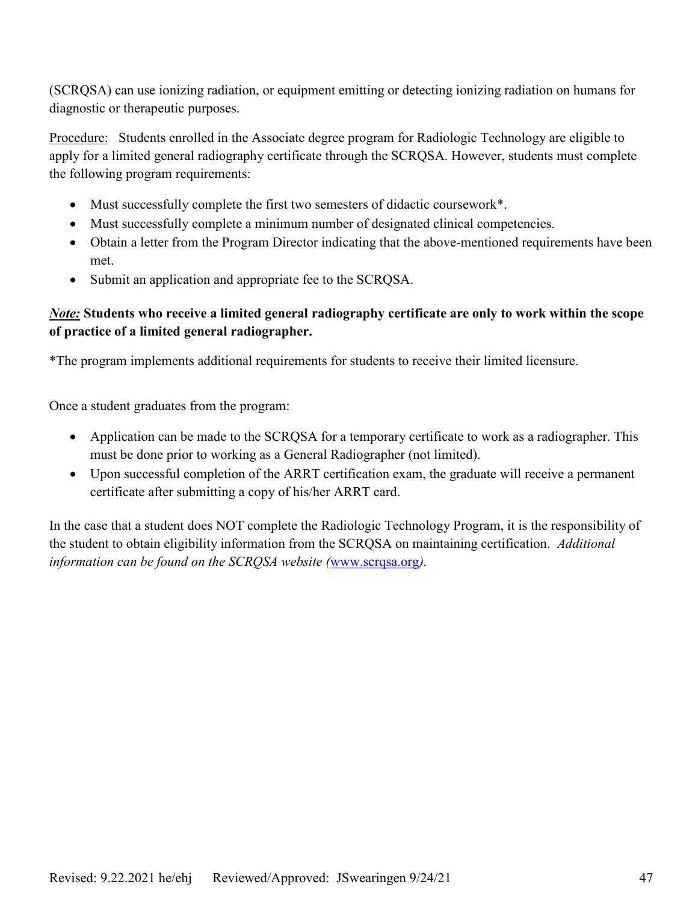(SCRQSA) can use ionizing radiation, or equipment emitting or detecting ionizing radiation on humans for diagnostic or therapeutic purposes.

Procedure: Students enrolled in the Associate degree program for Radiologic Technology are eligible to apply for a limited general radiography certificate through the SCRQSA. However, students must complete the following program requirements:

- Must successfully complete the first two semesters of didactic coursework*.
- Must successfully complete a minimum number of designated clinical competencies.
- Obtain a letter from the Program Director indicating that the above-mentioned requirements have been met.
- Submit an application and appropriate fee to the SCRQSA.

***Note:*** **Students who receive a limited general radiography certificate are only to work within the scope of practice of a limited general radiographer.**

*The program implements additional requirements for students to receive their limited licensure.

Once a student graduates from the program:

- Application can be made to the SCRQSA for a temporary certificate to work as a radiographer. This must be done prior to working as a General Radiographer (not limited).
- Upon successful completion of the ARRT certification exam, the graduate will receive a permanent certificate after submitting a copy of his/her ARRT card.

In the case that a student does NOT complete the Radiologic Technology Program, it is the responsibility of the student to obtain eligibility information from the SCRQSA on maintaining certification. *Additional information can be found on the SCRQSA website (*[www.scrqsa.org](http://www.scrqsa.org)*).*

Revised: 9.22.2021 he/ehj Reviewed/Approved: JSwearingen 9/24/21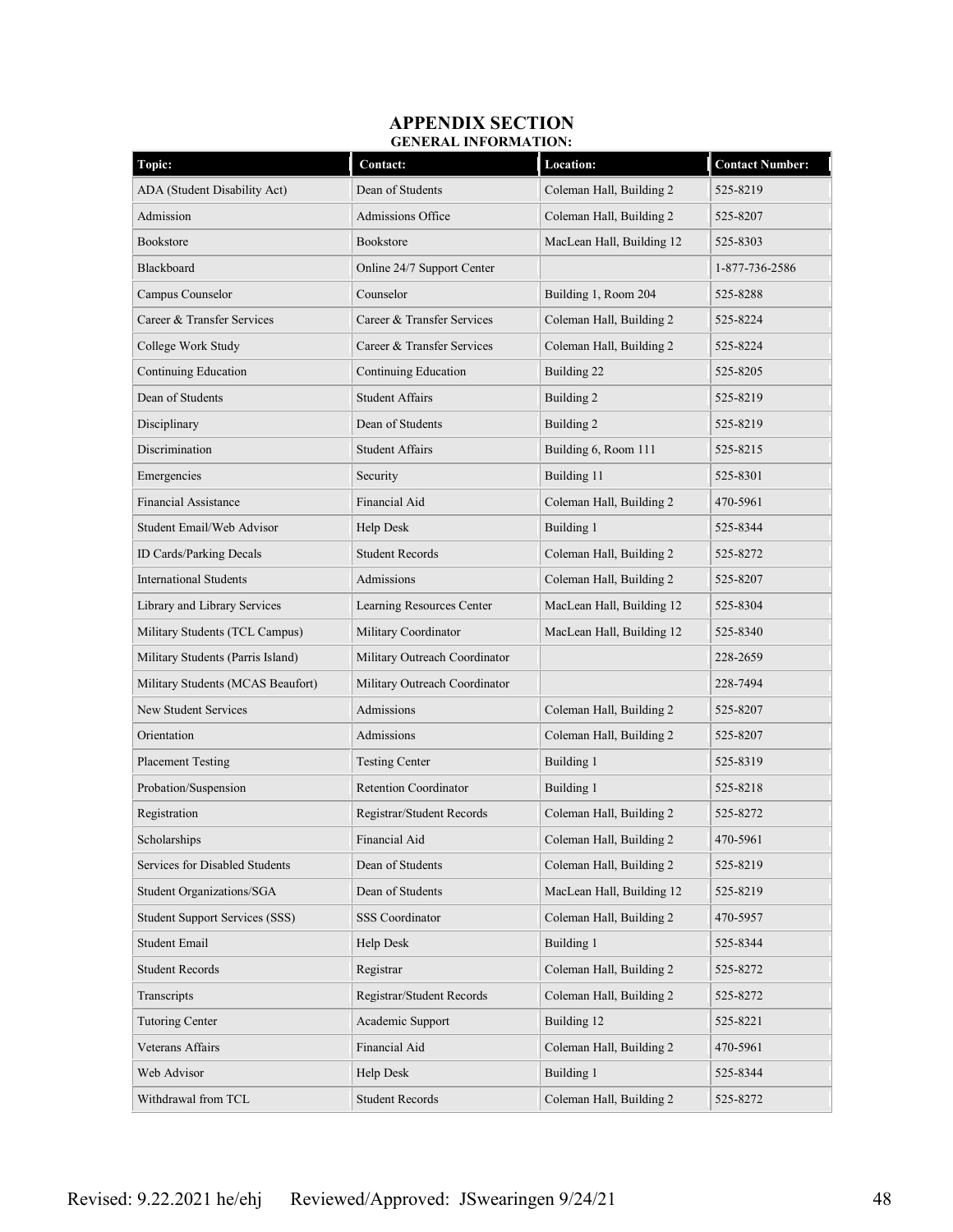# APPENDIX SECTION

## GENERAL INFORMATION:

| Topic: | Contact: | Location: | Contact Number: |
|---|---|---|---|
| ADA (Student Disability Act) | Dean of Students | Coleman Hall, Building 2 | 525-8219 |
| Admission | Admissions Office | Coleman Hall, Building 2 | 525-8207 |
| Bookstore | Bookstore | MacLean Hall, Building 12 | 525-8303 |
| Blackboard | Online 24/7 Support Center | | 1-877-736-2586 |
| Campus Counselor | Counselor | Building 1, Room 204 | 525-8288 |
| Career & Transfer Services | Career & Transfer Services | Coleman Hall, Building 2 | 525-8224 |
| College Work Study | Career & Transfer Services | Coleman Hall, Building 2 | 525-8224 |
| Continuing Education | Continuing Education | Building 22 | 525-8205 |
| Dean of Students | Student Affairs | Building 2 | 525-8219 |
| Disciplinary | Dean of Students | Building 2 | 525-8219 |
| Discrimination | Student Affairs | Building 6, Room 111 | 525-8215 |
| Emergencies | Security | Building 11 | 525-8301 |
| Financial Assistance | Financial Aid | Coleman Hall, Building 2 | 470-5961 |
| Student Email/Web Advisor | Help Desk | Building 1 | 525-8344 |
| ID Cards/Parking Decals | Student Records | Coleman Hall, Building 2 | 525-8272 |
| International Students | Admissions | Coleman Hall, Building 2 | 525-8207 |
| Library and Library Services | Learning Resources Center | MacLean Hall, Building 12 | 525-8304 |
| Military Students (TCL Campus) | Military Coordinator | MacLean Hall, Building 12 | 525-8340 |
| Military Students (Parris Island) | Military Outreach Coordinator | | 228-2659 |
| Military Students (MCAS Beaufort) | Military Outreach Coordinator | | 228-7494 |
| New Student Services | Admissions | Coleman Hall, Building 2 | 525-8207 |
| Orientation | Admissions | Coleman Hall, Building 2 | 525-8207 |
| Placement Testing | Testing Center | Building 1 | 525-8319 |
| Probation/Suspension | Retention Coordinator | Building 1 | 525-8218 |
| Registration | Registrar/Student Records | Coleman Hall, Building 2 | 525-8272 |
| Scholarships | Financial Aid | Coleman Hall, Building 2 | 470-5961 |
| Services for Disabled Students | Dean of Students | Coleman Hall, Building 2 | 525-8219 |
| Student Organizations/SGA | Dean of Students | MacLean Hall, Building 12 | 525-8219 |
| Student Support Services (SSS) | SSS Coordinator | Coleman Hall, Building 2 | 470-5957 |
| Student Email | Help Desk | Building 1 | 525-8344 |
| Student Records | Registrar | Coleman Hall, Building 2 | 525-8272 |
| Transcripts | Registrar/Student Records | Coleman Hall, Building 2 | 525-8272 |
| Tutoring Center | Academic Support | Building 12 | 525-8221 |
| Veterans Affairs | Financial Aid | Coleman Hall, Building 2 | 470-5961 |
| Web Advisor | Help Desk | Building 1 | 525-8344 |
| Withdrawal from TCL | Student Records | Coleman Hall, Building 2 | 525-8272 |

Revised: 9.22.2021 he/ehj Reviewed/Approved: JSwearingen 9/24/21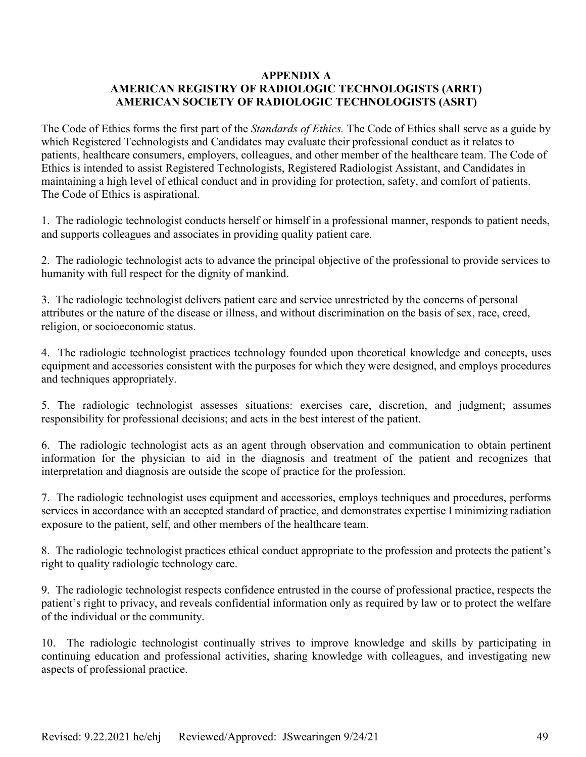**APPENDIX A**
**AMERICAN REGISTRY OF RADIOLOGIC TECHNOLOGISTS (ARRT)**
**AMERICAN SOCIETY OF RADIOLOGIC TECHNOLOGISTS (ASRT)**

The Code of Ethics forms the first part of the *Standards of Ethics.* The Code of Ethics shall serve as a guide by which Registered Technologists and Candidates may evaluate their professional conduct as it relates to patients, healthcare consumers, employers, colleagues, and other member of the healthcare team. The Code of Ethics is intended to assist Registered Technologists, Registered Radiologist Assistant, and Candidates in maintaining a high level of ethical conduct and in providing for protection, safety, and comfort of patients. The Code of Ethics is aspirational.

1. The radiologic technologist conducts herself or himself in a professional manner, responds to patient needs, and supports colleagues and associates in providing quality patient care.

2. The radiologic technologist acts to advance the principal objective of the professional to provide services to humanity with full respect for the dignity of mankind.

3. The radiologic technologist delivers patient care and service unrestricted by the concerns of personal attributes or the nature of the disease or illness, and without discrimination on the basis of sex, race, creed, religion, or socioeconomic status.

4. The radiologic technologist practices technology founded upon theoretical knowledge and concepts, uses equipment and accessories consistent with the purposes for which they were designed, and employs procedures and techniques appropriately.

5. The radiologic technologist assesses situations: exercises care, discretion, and judgment; assumes responsibility for professional decisions; and acts in the best interest of the patient.

6. The radiologic technologist acts as an agent through observation and communication to obtain pertinent information for the physician to aid in the diagnosis and treatment of the patient and recognizes that interpretation and diagnosis are outside the scope of practice for the profession.

7. The radiologic technologist uses equipment and accessories, employs techniques and procedures, performs services in accordance with an accepted standard of practice, and demonstrates expertise I minimizing radiation exposure to the patient, self, and other members of the healthcare team.

8. The radiologic technologist practices ethical conduct appropriate to the profession and protects the patient's right to quality radiologic technology care.

9. The radiologic technologist respects confidence entrusted in the course of professional practice, respects the patient's right to privacy, and reveals confidential information only as required by law or to protect the welfare of the individual or the community.

10. The radiologic technologist continually strives to improve knowledge and skills by participating in continuing education and professional activities, sharing knowledge with colleagues, and investigating new aspects of professional practice.

Revised: 9.22.2021 he/ehj Reviewed/Approved: JSwearingen 9/24/21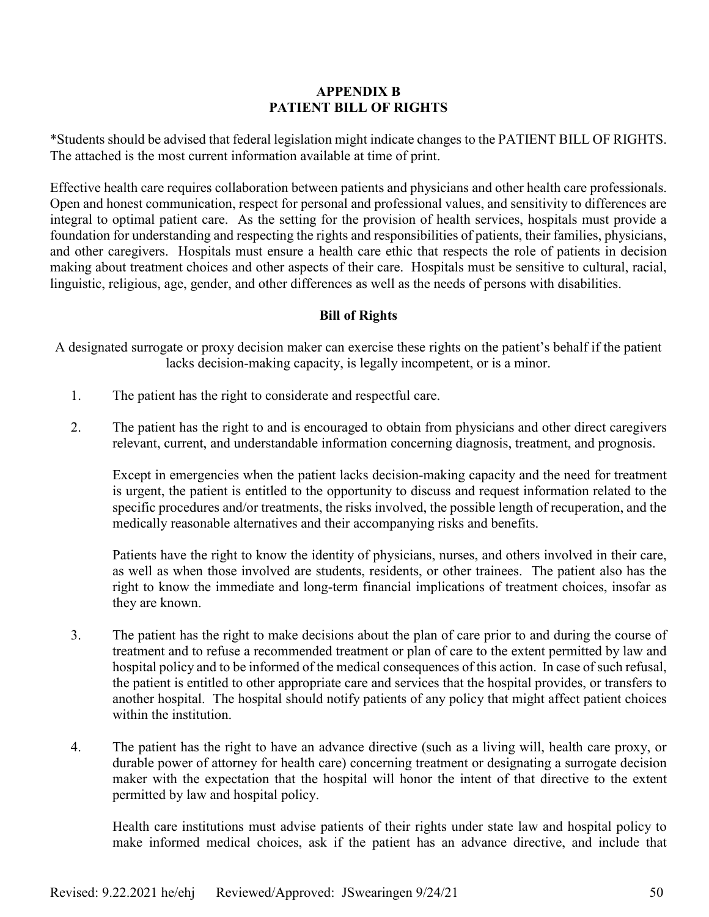# APPENDIX B
# PATIENT BILL OF RIGHTS

*Students should be advised that federal legislation might indicate changes to the PATIENT BILL OF RIGHTS. The attached is the most current information available at time of print.

Effective health care requires collaboration between patients and physicians and other health care professionals. Open and honest communication, respect for personal and professional values, and sensitivity to differences are integral to optimal patient care. As the setting for the provision of health services, hospitals must provide a foundation for understanding and respecting the rights and responsibilities of patients, their families, physicians, and other caregivers. Hospitals must ensure a health care ethic that respects the role of patients in decision making about treatment choices and other aspects of their care. Hospitals must be sensitive to cultural, racial, linguistic, religious, age, gender, and other differences as well as the needs of persons with disabilities.

## Bill of Rights

A designated surrogate or proxy decision maker can exercise these rights on the patient's behalf if the patient lacks decision-making capacity, is legally incompetent, or is a minor.

1. The patient has the right to considerate and respectful care.

2. The patient has the right to and is encouraged to obtain from physicians and other direct caregivers relevant, current, and understandable information concerning diagnosis, treatment, and prognosis.

   Except in emergencies when the patient lacks decision-making capacity and the need for treatment is urgent, the patient is entitled to the opportunity to discuss and request information related to the specific procedures and/or treatments, the risks involved, the possible length of recuperation, and the medically reasonable alternatives and their accompanying risks and benefits.

   Patients have the right to know the identity of physicians, nurses, and others involved in their care, as well as when those involved are students, residents, or other trainees. The patient also has the right to know the immediate and long-term financial implications of treatment choices, insofar as they are known.

3. The patient has the right to make decisions about the plan of care prior to and during the course of treatment and to refuse a recommended treatment or plan of care to the extent permitted by law and hospital policy and to be informed of the medical consequences of this action. In case of such refusal, the patient is entitled to other appropriate care and services that the hospital provides, or transfers to another hospital. The hospital should notify patients of any policy that might affect patient choices within the institution.

4. The patient has the right to have an advance directive (such as a living will, health care proxy, or durable power of attorney for health care) concerning treatment or designating a surrogate decision maker with the expectation that the hospital will honor the intent of that directive to the extent permitted by law and hospital policy.

   Health care institutions must advise patients of their rights under state law and hospital policy to make informed medical choices, ask if the patient has an advance directive, and include that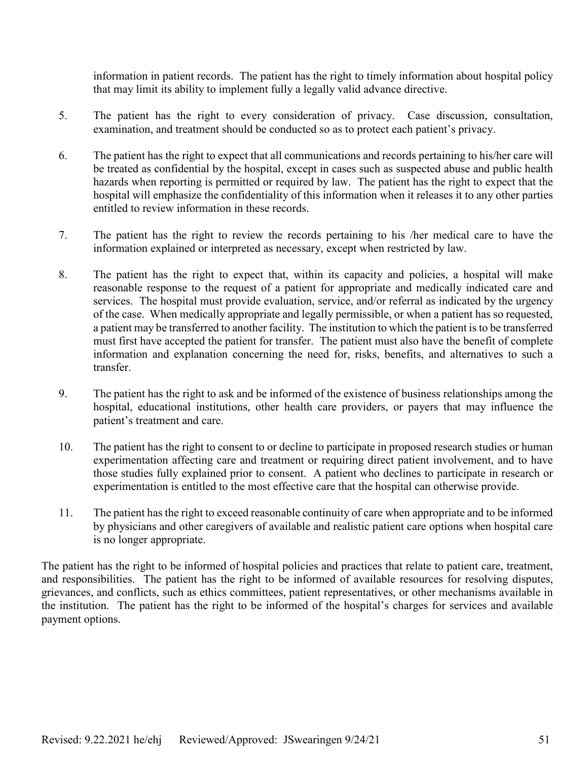information in patient records. The patient has the right to timely information about hospital policy that may limit its ability to implement fully a legally valid advance directive.

5. The patient has the right to every consideration of privacy. Case discussion, consultation, examination, and treatment should be conducted so as to protect each patient's privacy.

6. The patient has the right to expect that all communications and records pertaining to his/her care will be treated as confidential by the hospital, except in cases such as suspected abuse and public health hazards when reporting is permitted or required by law. The patient has the right to expect that the hospital will emphasize the confidentiality of this information when it releases it to any other parties entitled to review information in these records.

7. The patient has the right to review the records pertaining to his /her medical care to have the information explained or interpreted as necessary, except when restricted by law.

8. The patient has the right to expect that, within its capacity and policies, a hospital will make reasonable response to the request of a patient for appropriate and medically indicated care and services. The hospital must provide evaluation, service, and/or referral as indicated by the urgency of the case. When medically appropriate and legally permissible, or when a patient has so requested, a patient may be transferred to another facility. The institution to which the patient is to be transferred must first have accepted the patient for transfer. The patient must also have the benefit of complete information and explanation concerning the need for, risks, benefits, and alternatives to such a transfer.

9. The patient has the right to ask and be informed of the existence of business relationships among the hospital, educational institutions, other health care providers, or payers that may influence the patient's treatment and care.

10. The patient has the right to consent to or decline to participate in proposed research studies or human experimentation affecting care and treatment or requiring direct patient involvement, and to have those studies fully explained prior to consent. A patient who declines to participate in research or experimentation is entitled to the most effective care that the hospital can otherwise provide.

11. The patient has the right to exceed reasonable continuity of care when appropriate and to be informed by physicians and other caregivers of available and realistic patient care options when hospital care is no longer appropriate.

The patient has the right to be informed of hospital policies and practices that relate to patient care, treatment, and responsibilities. The patient has the right to be informed of available resources for resolving disputes, grievances, and conflicts, such as ethics committees, patient representatives, or other mechanisms available in the institution. The patient has the right to be informed of the hospital's charges for services and available payment options.

Revised: 9.22.2021 he/ehj Reviewed/Approved: JSwearingen 9/24/21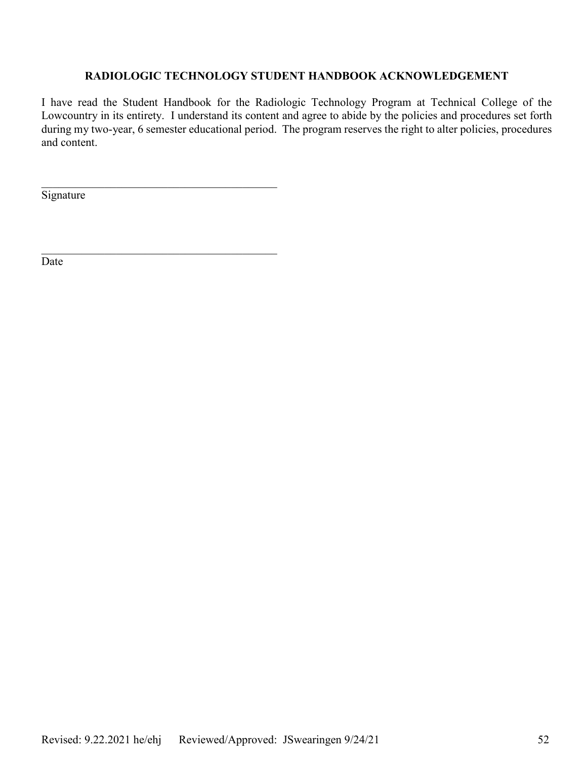## RADIOLOGIC TECHNOLOGY STUDENT HANDBOOK ACKNOWLEDGEMENT

I have read the Student Handbook for the Radiologic Technology Program at Technical College of the Lowcountry in its entirety. I understand its content and agree to abide by the policies and procedures set forth during my two-year, 6 semester educational period. The program reserves the right to alter policies, procedures and content.

\_\_\_\_\_\_\_\_\_\_\_\_\_\_\_\_\_\_\_\_\_\_\_\_\_\_\_\_\_\_\_\_\_\_\_\_\_\_\_\_\_\_\_\_

Signature

\_\_\_\_\_\_\_\_\_\_\_\_\_\_\_\_\_\_\_\_\_\_\_\_\_\_\_\_\_\_\_\_\_\_\_\_\_\_\_\_\_\_\_\_

Date

Revised: 9.22.2021 he/ehj Reviewed/Approved: JSwearingen 9/24/21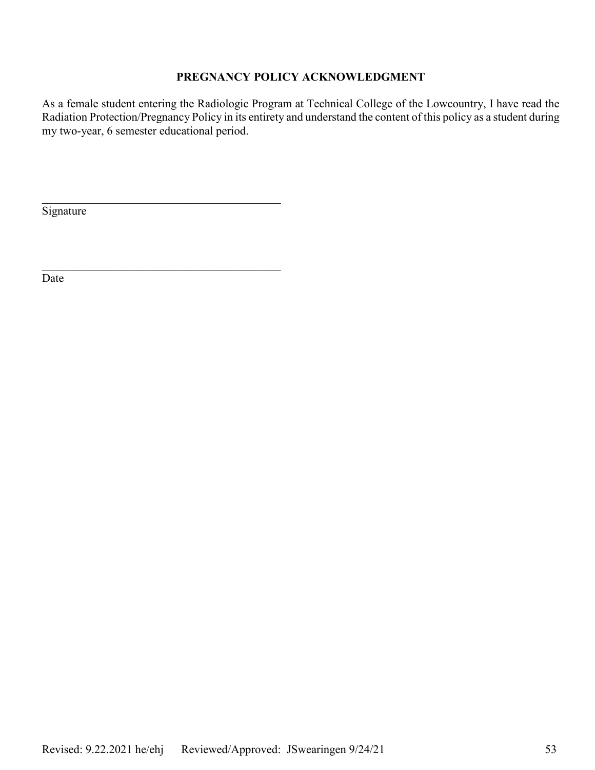## PREGNANCY POLICY ACKNOWLEDGMENT

As a female student entering the Radiologic Program at Technical College of the Lowcountry, I have read the Radiation Protection/Pregnancy Policy in its entirety and understand the content of this policy as a student during my two-year, 6 semester educational period.

\_\_\_\_\_\_\_\_\_\_\_\_\_\_\_\_\_\_\_\_\_\_\_\_\_\_\_\_\_\_\_\_\_\_\_\_\_\_\_\_\_\_\_\_

Signature

\_\_\_\_\_\_\_\_\_\_\_\_\_\_\_\_\_\_\_\_\_\_\_\_\_\_\_\_\_\_\_\_\_\_\_\_\_\_\_\_\_\_\_\_

Date

Revised: 9.22.2021 he/ehj Reviewed/Approved: JSwearingen 9/24/21